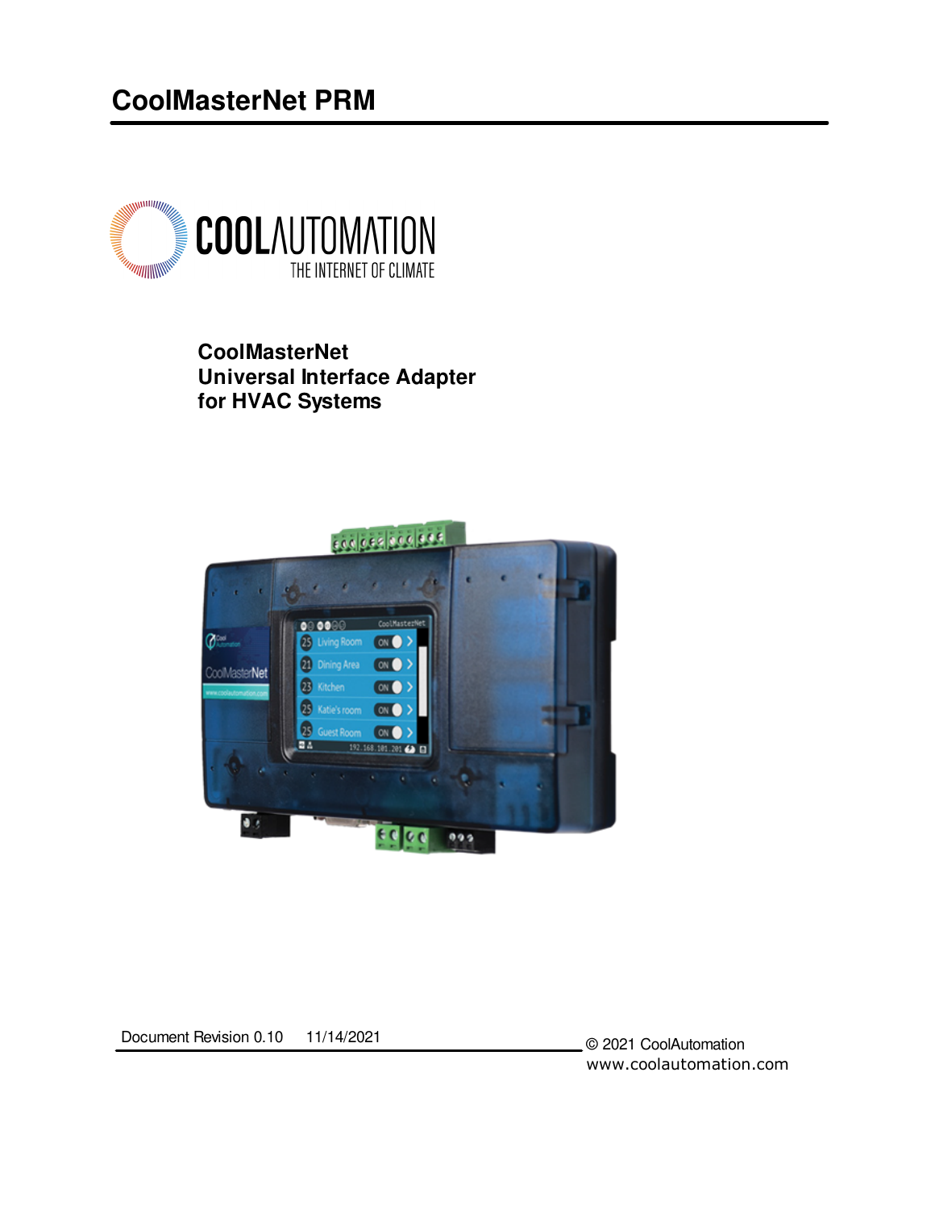# CoolMasterNet PRM

COOLAUTOMATION
THE INTERNET OF CLIMATE

**CoolMasterNet**
**Universal Interface Adapter**
**for HVAC Systems**

Document Revision 0.10 11/14/2021

© 2021 CoolAutomation
www.coolautomation.com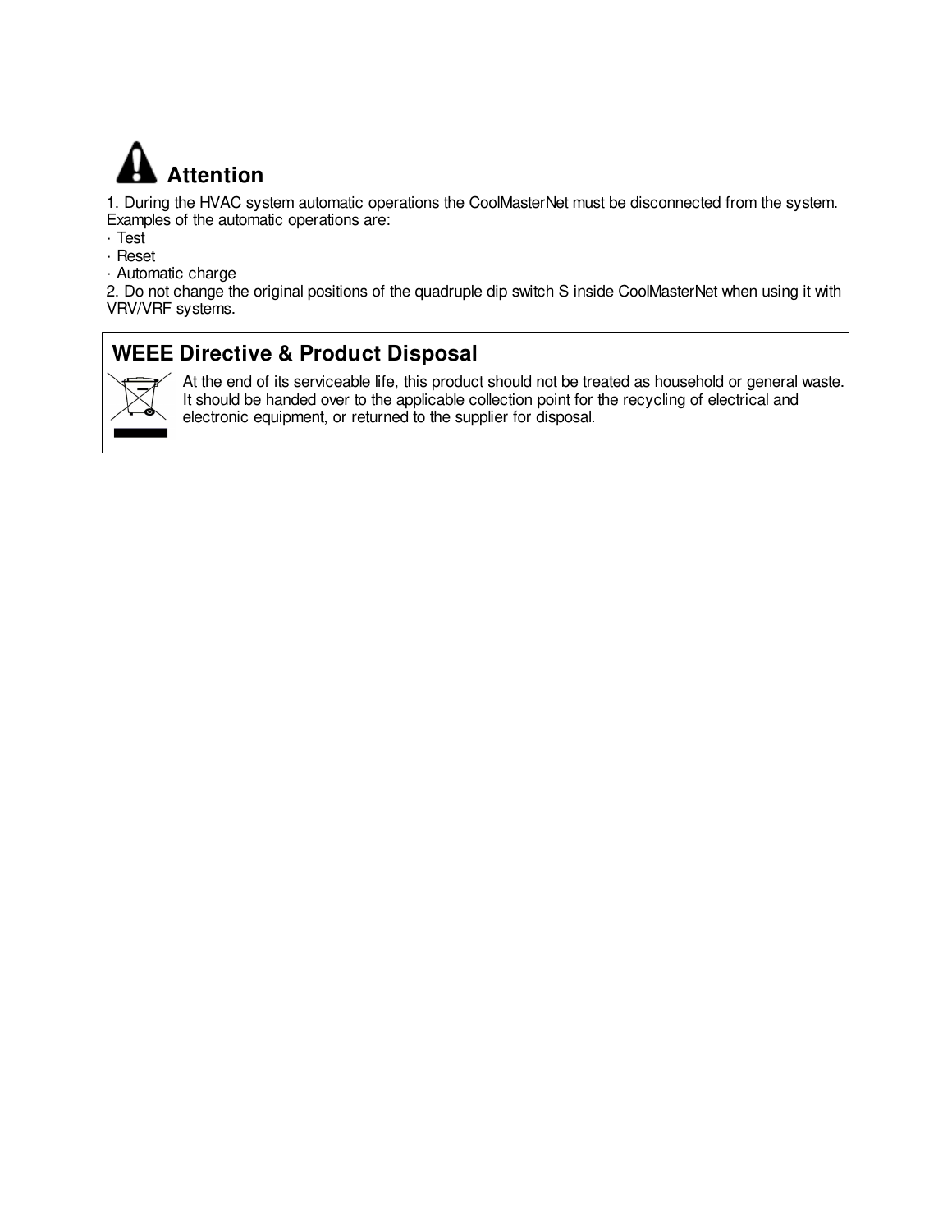## Attention

1. During the HVAC system automatic operations the CoolMasterNet must be disconnected from the system. Examples of the automatic operations are:
   - Test
   - Reset
   - Automatic charge
2. Do not change the original positions of the quadruple dip switch S inside CoolMasterNet when using it with VRV/VRF systems.

## WEEE Directive & Product Disposal

At the end of its serviceable life, this product should not be treated as household or general waste. It should be handed over to the applicable collection point for the recycling of electrical and electronic equipment, or returned to the supplier for disposal.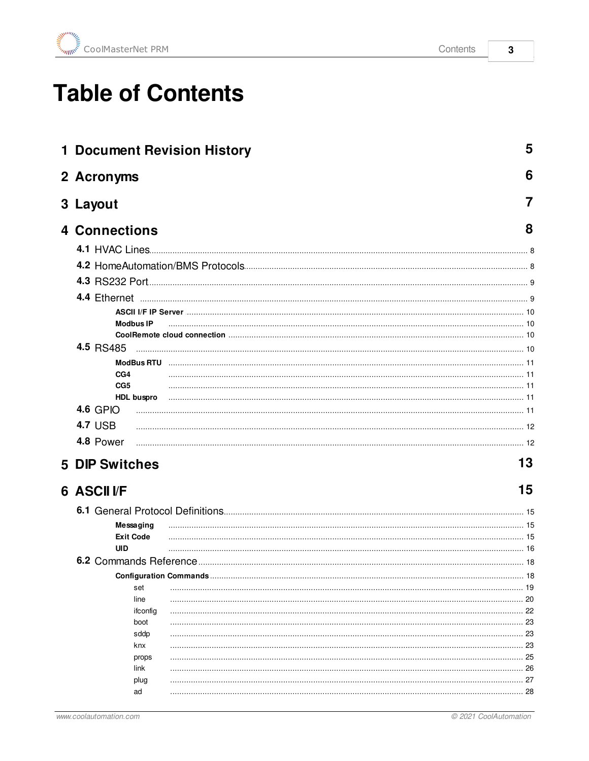# Table of Contents

**1 Document Revision History** 5

**2 Acronyms** 6

**3 Layout** 7

**4 Connections** 8

- **4.1** HVAC Lines ... 8
- **4.2** HomeAutomation/BMS Protocols ... 8
- **4.3** RS232 Port ... 9
- **4.4** Ethernet ... 9
  - **ASCII I/F IP Server** ... 10
  - **Modbus IP** ... 10
  - **CoolRemote cloud connection** ... 10
- **4.5** RS485 ... 10
  - **ModBus RTU** ... 11
  - **CG4** ... 11
  - **CG5** ... 11
  - **HDL buspro** ... 11
- **4.6** GPIO ... 11
- **4.7** USB ... 12
- **4.8** Power ... 12

**5 DIP Switches** 13

**6 ASCII I/F** 15

- **6.1** General Protocol Definitions ... 15
  - **Messaging** ... 15
  - **Exit Code** ... 15
  - **UID** ... 16
- **6.2** Commands Reference ... 18
  - **Configuration Commands** ... 18
    - set ... 19
    - line ... 20
    - ifconfig ... 22
    - boot ... 23
    - sddp ... 23
    - knx ... 23
    - props ... 25
    - link ... 26
    - plug ... 27
    - ad ... 28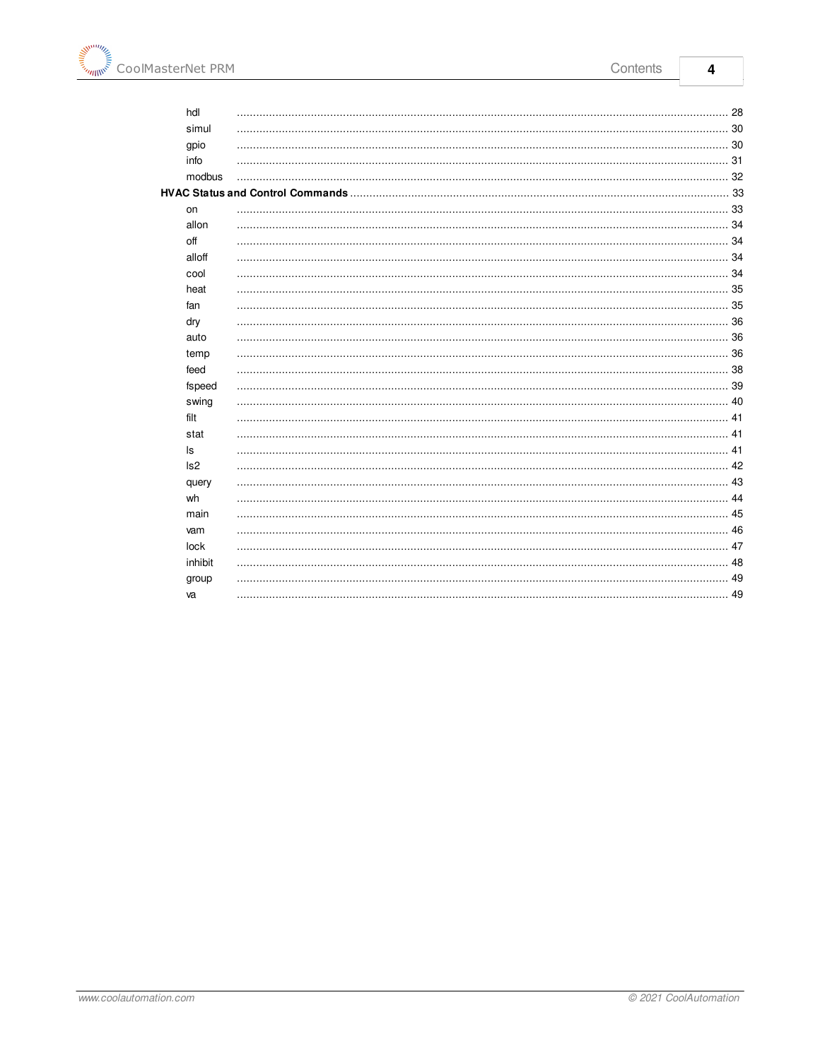hdl ........................................................................................................................................ 28
simul ........................................................................................................................................ 30
gpio ........................................................................................................................................ 30
info ........................................................................................................................................ 31
modbus ........................................................................................................................................ 32

**HVAC Status and Control Commands** ........................................................................................................ 33

on ........................................................................................................................................ 33
allon ........................................................................................................................................ 34
off ........................................................................................................................................ 34
alloff ........................................................................................................................................ 34
cool ........................................................................................................................................ 34
heat ........................................................................................................................................ 35
fan ........................................................................................................................................ 35
dry ........................................................................................................................................ 36
auto ........................................................................................................................................ 36
temp ........................................................................................................................................ 36
feed ........................................................................................................................................ 38
fspeed ........................................................................................................................................ 39
swing ........................................................................................................................................ 40
filt ........................................................................................................................................ 41
stat ........................................................................................................................................ 41
ls ........................................................................................................................................ 41
ls2 ........................................................................................................................................ 42
query ........................................................................................................................................ 43
wh ........................................................................................................................................ 44
main ........................................................................................................................................ 45
vam ........................................................................................................................................ 46
lock ........................................................................................................................................ 47
inhibit ........................................................................................................................................ 48
group ........................................................................................................................................ 49
va ........................................................................................................................................ 49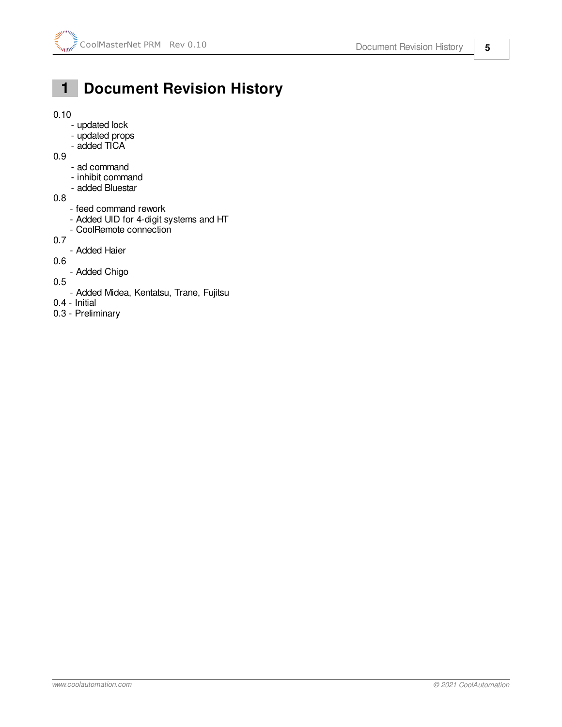# 1 Document Revision History

0.10
- updated lock
- updated props
- added TICA

0.9
- ad command
- inhibit command
- added Bluestar

0.8
- feed command rework
- Added UID for 4-digit systems and HT
- CoolRemote connection

0.7
- Added Haier

0.6
- Added Chigo

0.5
- Added Midea, Kentatsu, Trane, Fujitsu

0.4 - Initial

0.3 - Preliminary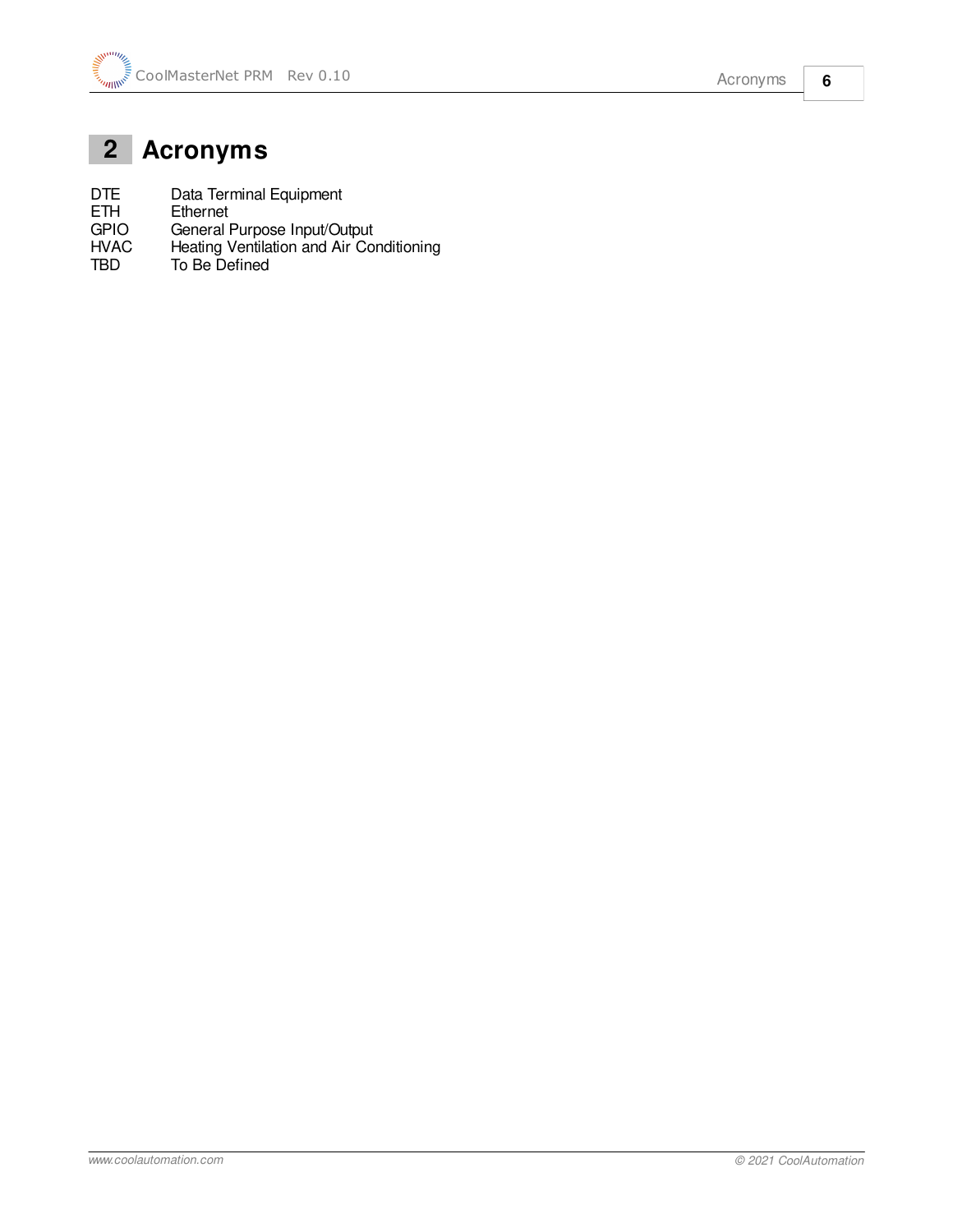# 2 Acronyms

| | |
|---|---|
| DTE | Data Terminal Equipment |
| ETH | Ethernet |
| GPIO | General Purpose Input/Output |
| HVAC | Heating Ventilation and Air Conditioning |
| TBD | To Be Defined |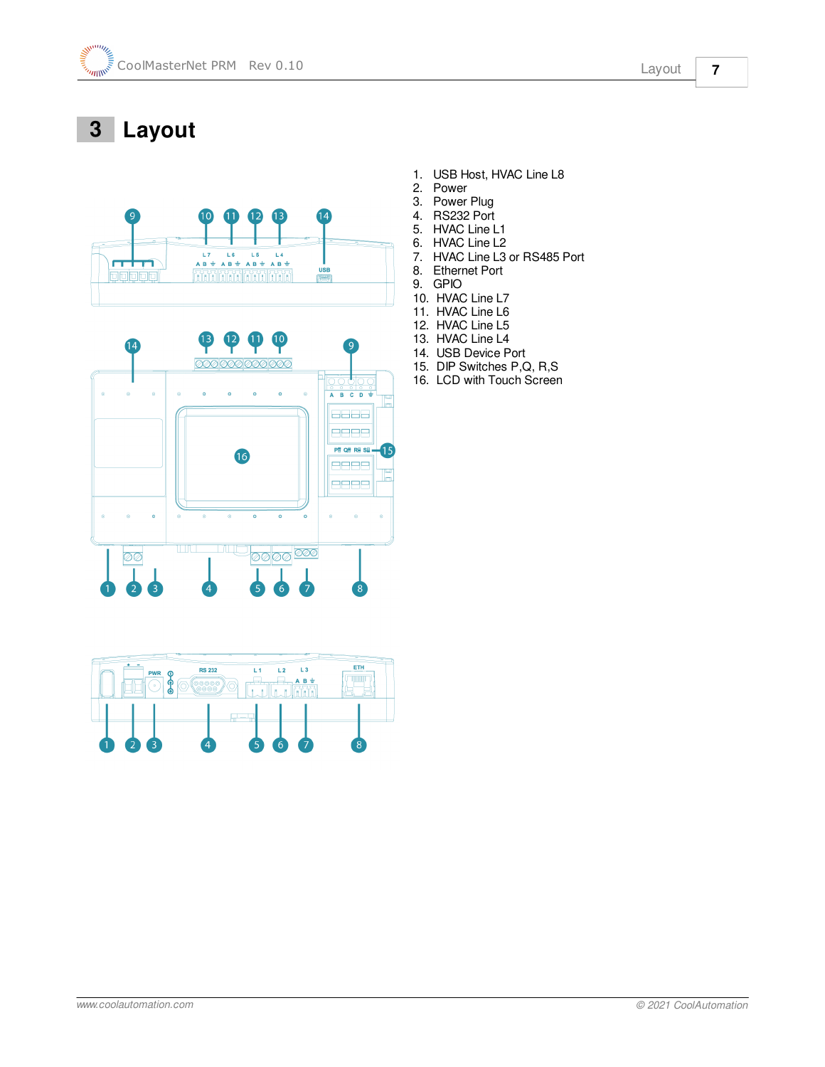# 3 Layout

1. USB Host, HVAC Line L8
2. Power
3. Power Plug
4. RS232 Port
5. HVAC Line L1
6. HVAC Line L2
7. HVAC Line L3 or RS485 Port
8. Ethernet Port
9. GPIO
10. HVAC Line L7
11. HVAC Line L6
12. HVAC Line L5
13. HVAC Line L4
14. USB Device Port
15. DIP Switches P,Q, R,S
16. LCD with Touch Screen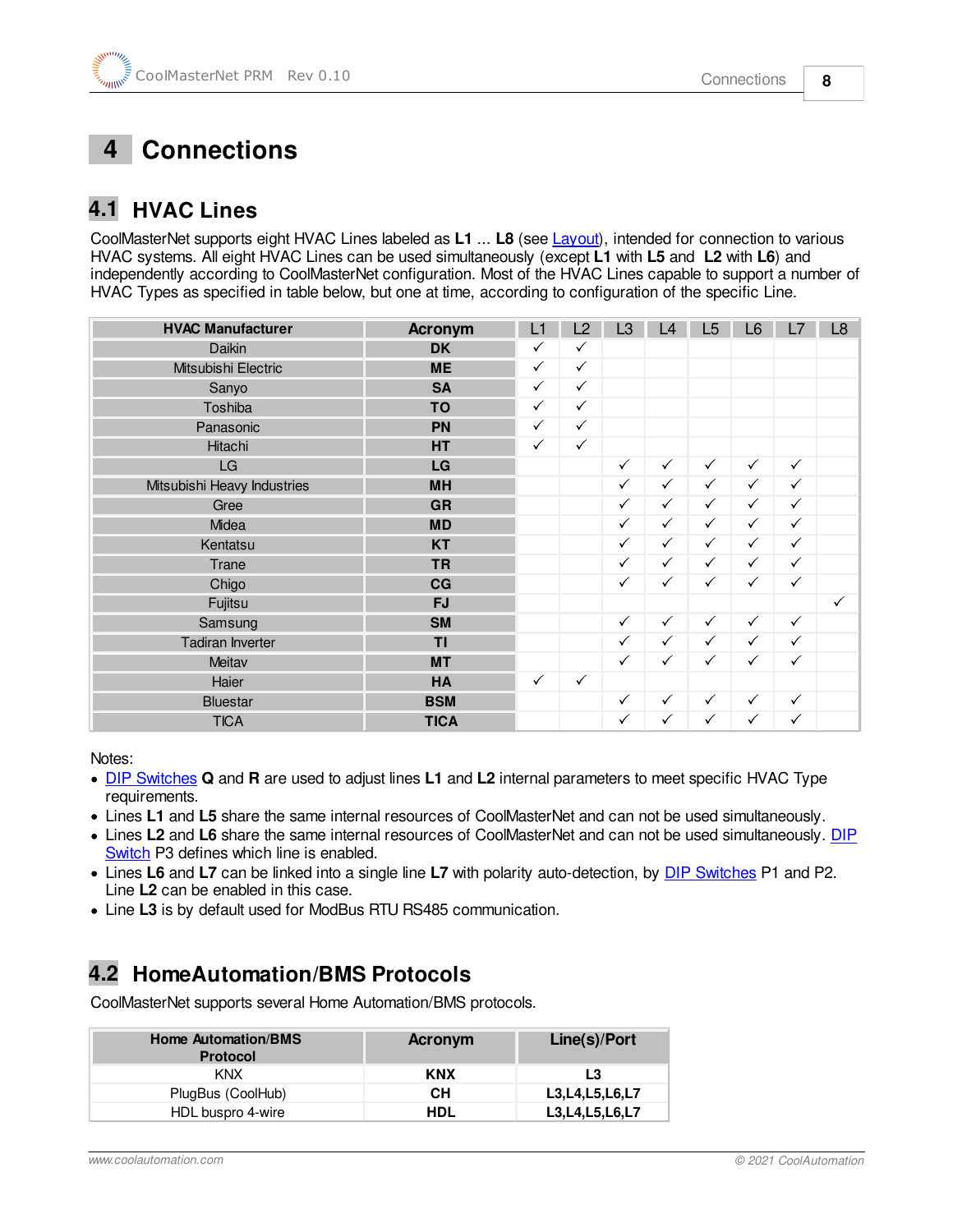# 4 Connections

## 4.1 HVAC Lines

CoolMasterNet supports eight HVAC Lines labeled as **L1** ... **L8** (see Layout), intended for connection to various HVAC systems. All eight HVAC Lines can be used simultaneously (except **L1** with **L5** and **L2** with **L6**) and independently according to CoolMasterNet configuration. Most of the HVAC Lines capable to support a number of HVAC Types as specified in table below, but one at time, according to configuration of the specific Line.

| HVAC Manufacturer | Acronym | L1 | L2 | L3 | L4 | L5 | L6 | L7 | L8 |
|---|---|---|---|---|---|---|---|---|---|
| Daikin | **DK** | ✓ | ✓ | | | | | | |
| Mitsubishi Electric | **ME** | ✓ | ✓ | | | | | | |
| Sanyo | **SA** | ✓ | ✓ | | | | | | |
| Toshiba | **TO** | ✓ | ✓ | | | | | | |
| Panasonic | **PN** | ✓ | ✓ | | | | | | |
| Hitachi | **HT** | ✓ | ✓ | | | | | | |
| LG | **LG** | | | ✓ | ✓ | ✓ | ✓ | ✓ | |
| Mitsubishi Heavy Industries | **MH** | | | ✓ | ✓ | ✓ | ✓ | ✓ | |
| Gree | **GR** | | | ✓ | ✓ | ✓ | ✓ | ✓ | |
| Midea | **MD** | | | ✓ | ✓ | ✓ | ✓ | ✓ | |
| Kentatsu | **KT** | | | ✓ | ✓ | ✓ | ✓ | ✓ | |
| Trane | **TR** | | | ✓ | ✓ | ✓ | ✓ | ✓ | |
| Chigo | **CG** | | | ✓ | ✓ | ✓ | ✓ | ✓ | |
| Fujitsu | **FJ** | | | | | | | | ✓ |
| Samsung | **SM** | | | ✓ | ✓ | ✓ | ✓ | ✓ | |
| Tadiran Inverter | **TI** | | | ✓ | ✓ | ✓ | ✓ | ✓ | |
| Meitav | **MT** | | | ✓ | ✓ | ✓ | ✓ | ✓ | |
| Haier | **HA** | ✓ | ✓ | | | | | | |
| Bluestar | **BSM** | | | ✓ | ✓ | ✓ | ✓ | ✓ | |
| TICA | **TICA** | | | ✓ | ✓ | ✓ | ✓ | ✓ | |

Notes:

- DIP Switches **Q** and **R** are used to adjust lines **L1** and **L2** internal parameters to meet specific HVAC Type requirements.
- Lines **L1** and **L5** share the same internal resources of CoolMasterNet and can not be used simultaneously.
- Lines **L2** and **L6** share the same internal resources of CoolMasterNet and can not be used simultaneously. DIP Switch P3 defines which line is enabled.
- Lines **L6** and **L7** can be linked into a single line **L7** with polarity auto-detection, by DIP Switches P1 and P2. Line **L2** can be enabled in this case.
- Line **L3** is by default used for ModBus RTU RS485 communication.

## 4.2 HomeAutomation/BMS Protocols

CoolMasterNet supports several Home Automation/BMS protocols.

| Home Automation/BMS Protocol | Acronym | Line(s)/Port |
|---|---|---|
| KNX | **KNX** | **L3** |
| PlugBus (CoolHub) | **CH** | **L3,L4,L5,L6,L7** |
| HDL buspro 4-wire | **HDL** | **L3,L4,L5,L6,L7** |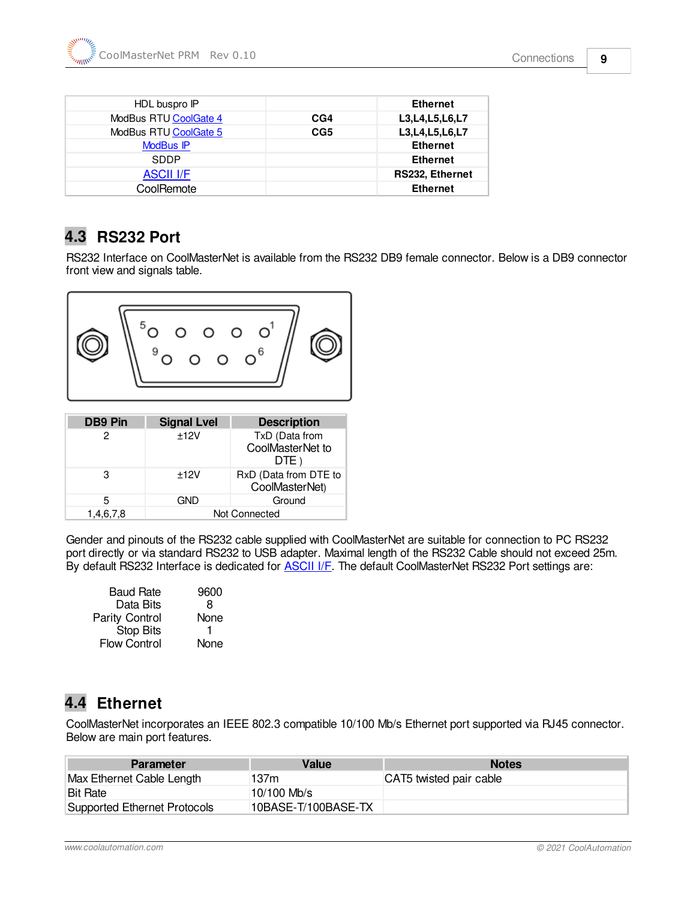| HDL buspro IP | | Ethernet |
|---|---|---|
| ModBus RTU CoolGate 4 | CG4 | L3,L4,L5,L6,L7 |
| ModBus RTU CoolGate 5 | CG5 | L3,L4,L5,L6,L7 |
| ModBus IP | | Ethernet |
| SDDP | | Ethernet |
| ASCII I/F | | RS232, Ethernet |
| CoolRemote | | Ethernet |

## 4.3 RS232 Port

RS232 Interface on CoolMasterNet is available from the RS232 DB9 female connector. Below is a DB9 connector front view and signals table.

| DB9 Pin | Signal Lvel | Description |
|---|---|---|
| 2 | ±12V | TxD (Data from CoolMasterNet to DTE ) |
| 3 | ±12V | RxD (Data from DTE to CoolMasterNet) |
| 5 | GND | Ground |
| 1,4,6,7,8 | Not Connected | |

Gender and pinouts of the RS232 cable supplied with CoolMasterNet are suitable for connection to PC RS232 port directly or via standard RS232 to USB adapter. Maximal length of the RS232 Cable should not exceed 25m. By default RS232 Interface is dedicated for ASCII I/F. The default CoolMasterNet RS232 Port settings are:

| | |
|---|---|
| Baud Rate | 9600 |
| Data Bits | 8 |
| Parity Control | None |
| Stop Bits | 1 |
| Flow Control | None |

## 4.4 Ethernet

CoolMasterNet incorporates an IEEE 802.3 compatible 10/100 Mb/s Ethernet port supported via RJ45 connector. Below are main port features.

| Parameter | Value | Notes |
|---|---|---|
| Max Ethernet Cable Length | 137m | CAT5 twisted pair cable |
| Bit Rate | 10/100 Mb/s | |
| Supported Ethernet Protocols | 10BASE-T/100BASE-TX | |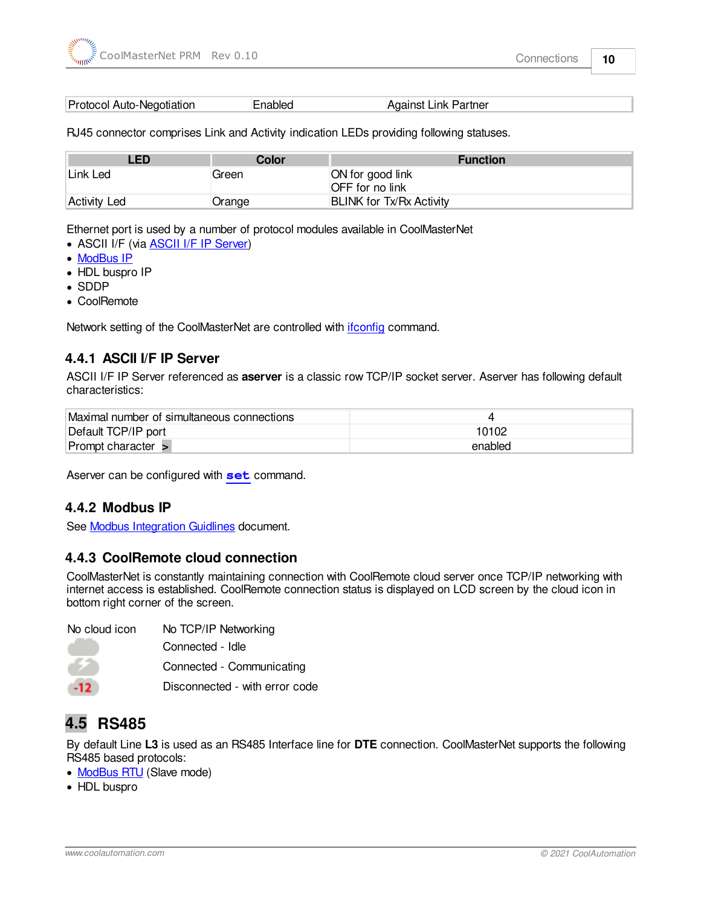| Protocol Auto-Negotiation | Enabled | Against Link Partner |
|---|---|---|

RJ45 connector comprises Link and Activity indication LEDs providing following statuses.

| LED | Color | Function |
|---|---|---|
| Link Led | Green | ON for good link<br>OFF for no link |
| Activity Led | Orange | BLINK for Tx/Rx Activity |

Ethernet port is used by a number of protocol modules available in CoolMasterNet

- ASCII I/F (via ASCII I/F IP Server)
- ModBus IP
- HDL buspro IP
- SDDP
- CoolRemote

Network setting of the CoolMasterNet are controlled with ifconfig command.

### 4.4.1 ASCII I/F IP Server

ASCII I/F IP Server referenced as **aserver** is a classic row TCP/IP socket server. Aserver has following default characteristics:

| Maximal number of simultaneous connections | 4 |
|---|---|
| Default TCP/IP port | 10102 |
| Prompt character **>** | enabled |

Aserver can be configured with **set** command.

### 4.4.2 Modbus IP

See Modbus Integration Guidlines document.

### 4.4.3 CoolRemote cloud connection

CoolMasterNet is constantly maintaining connection with CoolRemote cloud server once TCP/IP networking with internet access is established. CoolRemote connection status is displayed on LCD screen by the cloud icon in bottom right corner of the screen.

| | |
|---|---|
| No cloud icon | No TCP/IP Networking |
| | Connected - Idle |
| | Connected - Communicating |
| -12 | Disconnected - with error code |

## 4.5 RS485

By default Line **L3** is used as an RS485 Interface line for **DTE** connection. CoolMasterNet supports the following RS485 based protocols:

- ModBus RTU (Slave mode)
- HDL buspro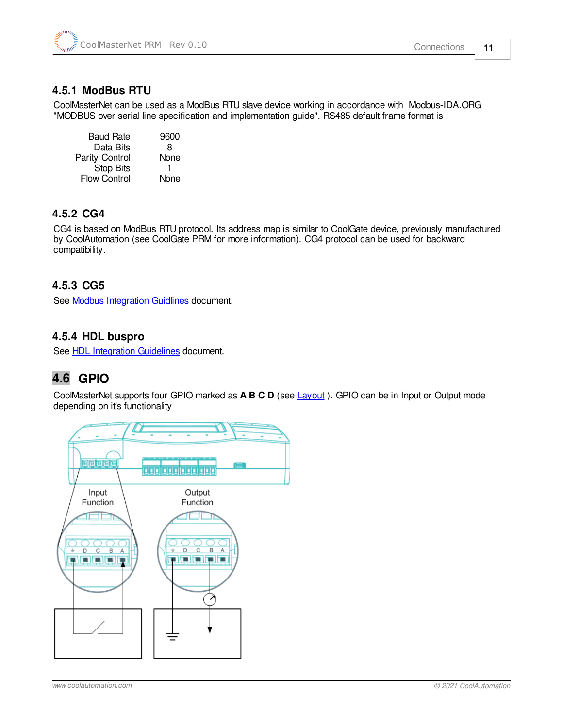### 4.5.1 ModBus RTU

CoolMasterNet can be used as a ModBus RTU slave device working in accordance with Modbus-IDA.ORG "MODBUS over serial line specification and implementation guide". RS485 default frame format is

| | |
|---|---|
| Baud Rate | 9600 |
| Data Bits | 8 |
| Parity Control | None |
| Stop Bits | 1 |
| Flow Control | None |

### 4.5.2 CG4

CG4 is based on ModBus RTU protocol. Its address map is similar to CoolGate device, previously manufactured by CoolAutomation (see CoolGate PRM for more information). CG4 protocol can be used for backward compatibility.

### 4.5.3 CG5

See Modbus Integration Guidlines document.

### 4.5.4 HDL buspro

See HDL Integration Guidelines document.

## 4.6 GPIO

CoolMasterNet supports four GPIO marked as **A B C D** (see Layout ). GPIO can be in Input or Output mode depending on it's functionality

Input Function

Output Function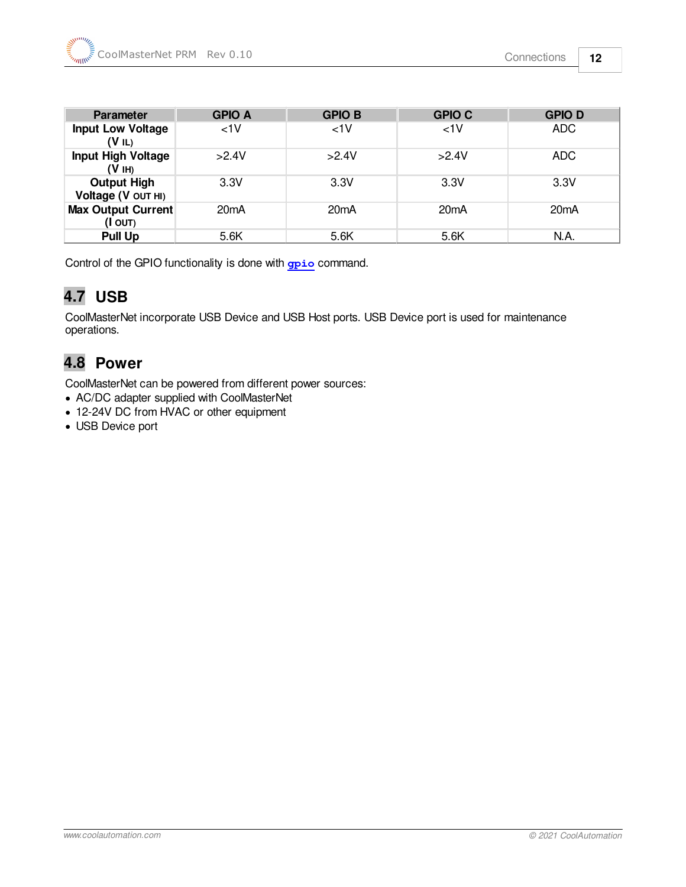| Parameter | GPIO A | GPIO B | GPIO C | GPIO D |
| --- | --- | --- | --- | --- |
| **Input Low Voltage ($V_{IL}$)** | <1V | <1V | <1V | ADC |
| **Input High Voltage ($V_{IH}$)** | >2.4V | >2.4V | >2.4V | ADC |
| **Output High Voltage ($V_{OUT\ HI}$)** | 3.3V | 3.3V | 3.3V | 3.3V |
| **Max Output Current ($I_{OUT}$)** | 20mA | 20mA | 20mA | 20mA |
| **Pull Up** | 5.6K | 5.6K | 5.6K | N.A. |

Control of the GPIO functionality is done with **gpio** command.

## 4.7 USB

CoolMasterNet incorporate USB Device and USB Host ports. USB Device port is used for maintenance operations.

## 4.8 Power

CoolMasterNet can be powered from different power sources:

- AC/DC adapter supplied with CoolMasterNet
- 12-24V DC from HVAC or other equipment
- USB Device port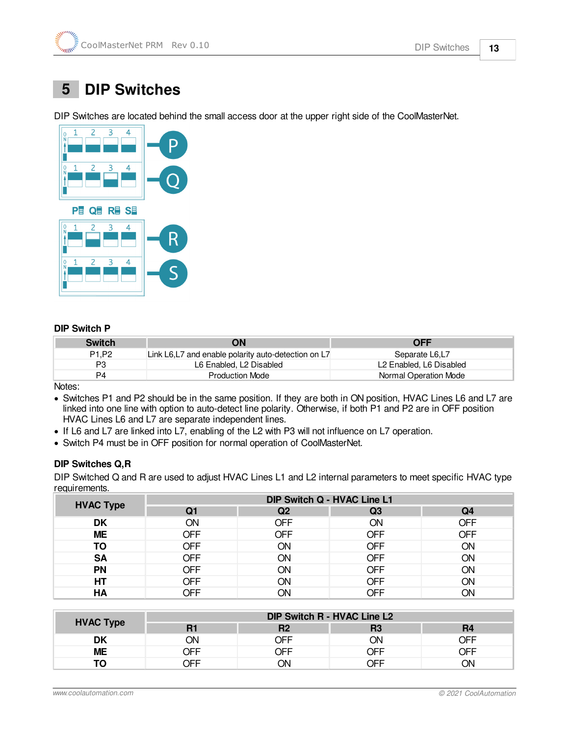# 5 DIP Switches

DIP Switches are located behind the small access door at the upper right side of the CoolMasterNet.

### DIP Switch P

| Switch | ON | OFF |
|---|---|---|
| P1,P2 | Link L6,L7 and enable polarity auto-detection on L7 | Separate L6,L7 |
| P3 | L6 Enabled, L2 Disabled | L2 Enabled, L6 Disabled |
| P4 | Production Mode | Normal Operation Mode |

Notes:

- Switches P1 and P2 should be in the same position. If they are both in ON position, HVAC Lines L6 and L7 are linked into one line with option to auto-detect line polarity. Otherwise, if both P1 and P2 are in OFF position HVAC Lines L6 and L7 are separate independent lines.
- If L6 and L7 are linked into L7, enabling of the L2 with P3 will not influence on L7 operation.
- Switch P4 must be in OFF position for normal operation of CoolMasterNet.

### DIP Switches Q,R

DIP Switched Q and R are used to adjust HVAC Lines L1 and L2 internal parameters to meet specific HVAC type requirements.

| HVAC Type | DIP Switch Q - HVAC Line L1 | | | |
|---|---|---|---|---|
| | Q1 | Q2 | Q3 | Q4 |
| **DK** | ON | OFF | ON | OFF |
| **ME** | OFF | OFF | OFF | OFF |
| **TO** | OFF | ON | OFF | ON |
| **SA** | OFF | ON | OFF | ON |
| **PN** | OFF | ON | OFF | ON |
| **HT** | OFF | ON | OFF | ON |
| **HA** | OFF | ON | OFF | ON |

| HVAC Type | DIP Switch R - HVAC Line L2 | | | |
|---|---|---|---|---|
| | R1 | R2 | R3 | R4 |
| **DK** | ON | OFF | ON | OFF |
| **ME** | OFF | OFF | OFF | OFF |
| **TO** | OFF | ON | OFF | ON |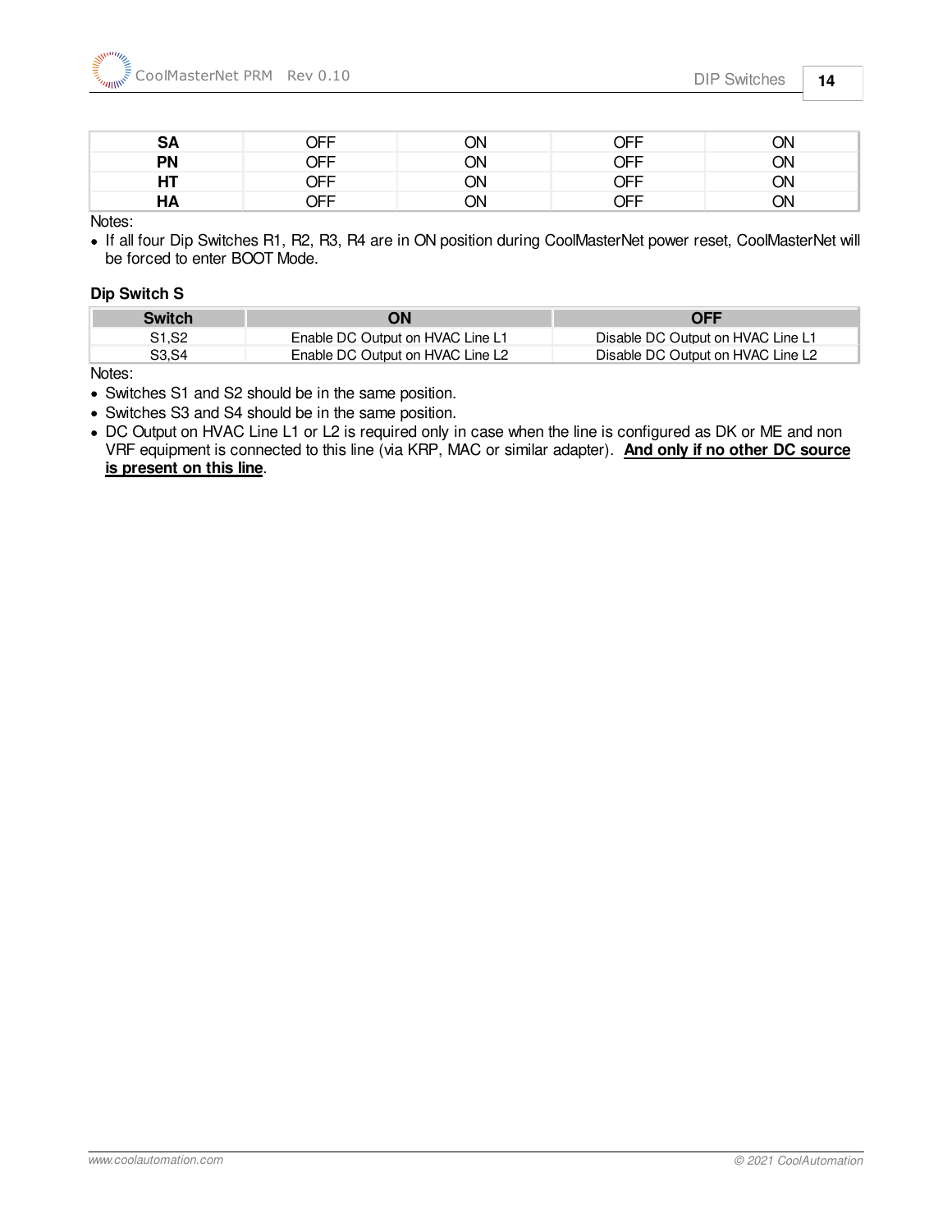| SA | OFF | ON | OFF | ON |
|---|---|---|---|---|
| PN | OFF | ON | OFF | ON |
| HT | OFF | ON | OFF | ON |
| HA | OFF | ON | OFF | ON |

Notes:

- If all four Dip Switches R1, R2, R3, R4 are in ON position during CoolMasterNet power reset, CoolMasterNet will be forced to enter BOOT Mode.

**Dip Switch S**

| Switch | ON | OFF |
|---|---|---|
| S1,S2 | Enable DC Output on HVAC Line L1 | Disable DC Output on HVAC Line L1 |
| S3,S4 | Enable DC Output on HVAC Line L2 | Disable DC Output on HVAC Line L2 |

Notes:

- Switches S1 and S2 should be in the same position.
- Switches S3 and S4 should be in the same position.
- DC Output on HVAC Line L1 or L2 is required only in case when the line is configured as DK or ME and non VRF equipment is connected to this line (via KRP, MAC or similar adapter). **And only if no other DC source is present on this line**.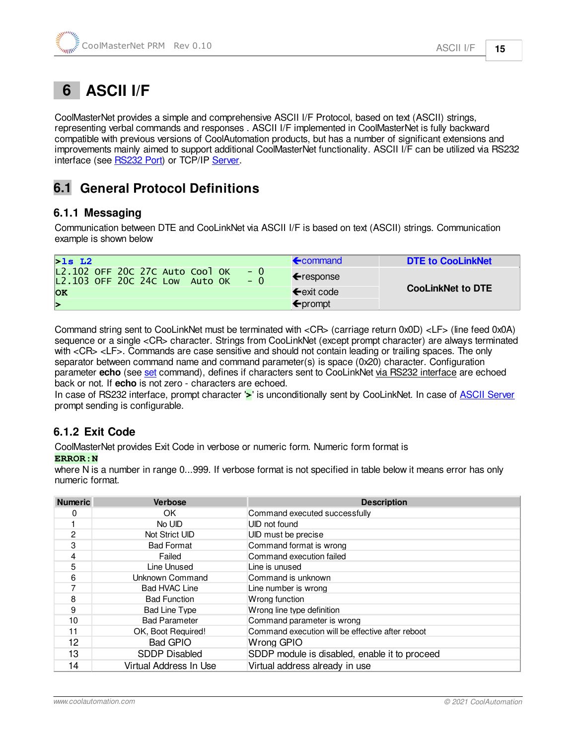# 6 ASCII I/F

CoolMasterNet provides a simple and comprehensive ASCII I/F Protocol, based on text (ASCII) strings, representing verbal commands and responses . ASCII I/F implemented in CoolMasterNet is fully backward compatible with previous versions of CoolAutomation products, but has a number of significant extensions and improvements mainly aimed to support additional CoolMasterNet functionality. ASCII I/F can be utilized via RS232 interface (see RS232 Port) or TCP/IP Server.

## 6.1 General Protocol Definitions

### 6.1.1 Messaging

Communication between DTE and CooLinkNet via ASCII I/F is based on text (ASCII) strings. Communication example is shown below

| | | |
|---|---|---|
| **>ls L2** | ←command | **DTE to CooLinkNet** |
| L2.102 OFF 20C 27C Auto Cool OK - 0<br>L2.103 OFF 20C 24C Low Auto OK - 0 | ←response | **CooLinkNet to DTE** |
| **OK** | ←exit code | |
| **>** | ←prompt | |

Command string sent to CooLinkNet must be terminated with <CR> (carriage return 0x0D) <LF> (line feed 0x0A) sequence or a single <CR> character. Strings from CooLinkNet (except prompt character) are always terminated with <CR> <LF>. Commands are case sensitive and should not contain leading or trailing spaces. The only separator between command name and command parameter(s) is space (0x20) character. Configuration parameter **echo** (see set command), defines if characters sent to CooLinkNet via RS232 interface are echoed back or not. If **echo** is not zero - characters are echoed.

In case of RS232 interface, prompt character '**>**' is unconditionally sent by CooLinkNet. In case of ASCII Server prompt sending is configurable.

### 6.1.2 Exit Code

CoolMasterNet provides Exit Code in verbose or numeric form. Numeric form format is

**ERROR:N**

where N is a number in range 0...999. If verbose format is not specified in table below it means error has only numeric format.

| Numeric | Verbose | Description |
|---|---|---|
| 0 | OK | Command executed successfully |
| 1 | No UID | UID not found |
| 2 | Not Strict UID | UID must be precise |
| 3 | Bad Format | Command format is wrong |
| 4 | Failed | Command execution failed |
| 5 | Line Unused | Line is unused |
| 6 | Unknown Command | Command is unknown |
| 7 | Bad HVAC Line | Line number is wrong |
| 8 | Bad Function | Wrong function |
| 9 | Bad Line Type | Wrong line type definition |
| 10 | Bad Parameter | Command parameter is wrong |
| 11 | OK, Boot Required! | Command execution will be effective after reboot |
| 12 | Bad GPIO | Wrong GPIO |
| 13 | SDDP Disabled | SDDP module is disabled, enable it to proceed |
| 14 | Virtual Address In Use | Virtual address already in use |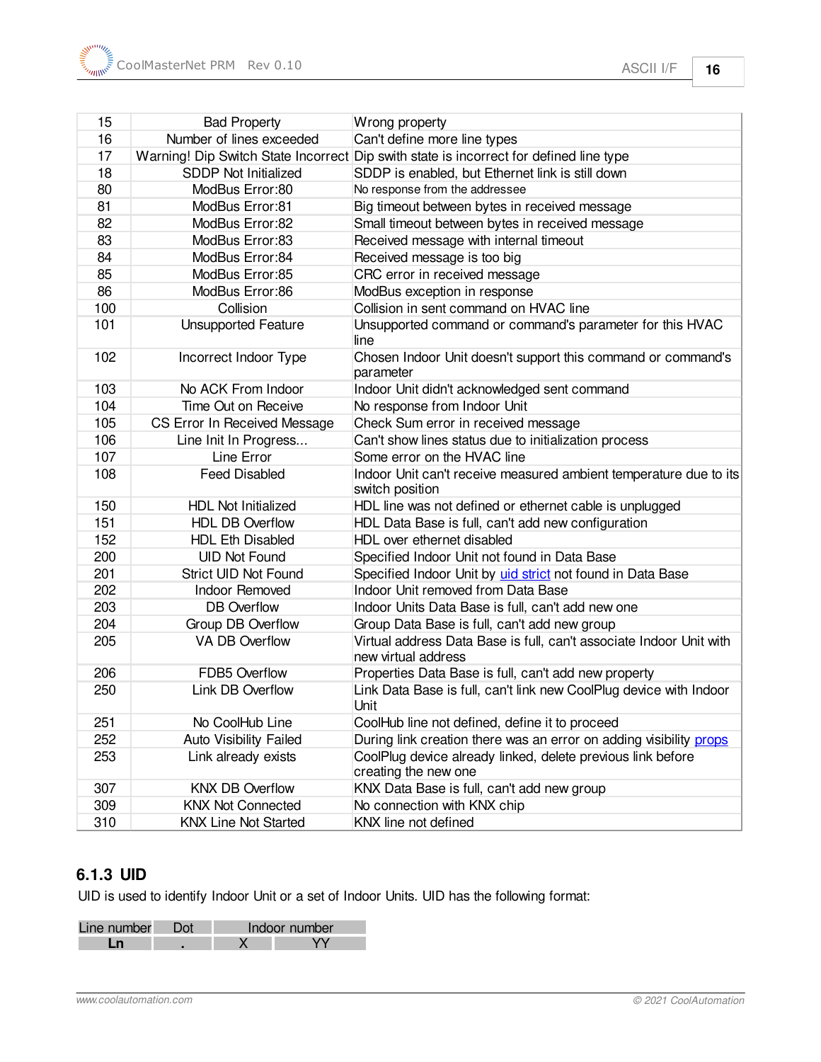| 15 | Bad Property | Wrong property |
|---|---|---|
| 16 | Number of lines exceeded | Can't define more line types |
| 17 | Warning! Dip Switch State Incorrect | Dip swith state is incorrect for defined line type |
| 18 | SDDP Not Initialized | SDDP is enabled, but Ethernet link is still down |
| 80 | ModBus Error:80 | No response from the addressee |
| 81 | ModBus Error:81 | Big timeout between bytes in received message |
| 82 | ModBus Error:82 | Small timeout between bytes in received message |
| 83 | ModBus Error:83 | Received message with internal timeout |
| 84 | ModBus Error:84 | Received message is too big |
| 85 | ModBus Error:85 | CRC error in received message |
| 86 | ModBus Error:86 | ModBus exception in response |
| 100 | Collision | Collision in sent command on HVAC line |
| 101 | Unsupported Feature | Unsupported command or command's parameter for this HVAC line |
| 102 | Incorrect Indoor Type | Chosen Indoor Unit doesn't support this command or command's parameter |
| 103 | No ACK From Indoor | Indoor Unit didn't acknowledged sent command |
| 104 | Time Out on Receive | No response from Indoor Unit |
| 105 | CS Error In Received Message | Check Sum error in received message |
| 106 | Line Init In Progress... | Can't show lines status due to initialization process |
| 107 | Line Error | Some error on the HVAC line |
| 108 | Feed Disabled | Indoor Unit can't receive measured ambient temperature due to its switch position |
| 150 | HDL Not Initialized | HDL line was not defined or ethernet cable is unplugged |
| 151 | HDL DB Overflow | HDL Data Base is full, can't add new configuration |
| 152 | HDL Eth Disabled | HDL over ethernet disabled |
| 200 | UID Not Found | Specified Indoor Unit not found in Data Base |
| 201 | Strict UID Not Found | Specified Indoor Unit by uid strict not found in Data Base |
| 202 | Indoor Removed | Indoor Unit removed from Data Base |
| 203 | DB Overflow | Indoor Units Data Base is full, can't add new one |
| 204 | Group DB Overflow | Group Data Base is full, can't add new group |
| 205 | VA DB Overflow | Virtual address Data Base is full, can't associate Indoor Unit with new virtual address |
| 206 | FDB5 Overflow | Properties Data Base is full, can't add new property |
| 250 | Link DB Overflow | Link Data Base is full, can't link new CoolPlug device with Indoor Unit |
| 251 | No CoolHub Line | CoolHub line not defined, define it to proceed |
| 252 | Auto Visibility Failed | During link creation there was an error on adding visibility props |
| 253 | Link already exists | CoolPlug device already linked, delete previous link before creating the new one |
| 307 | KNX DB Overflow | KNX Data Base is full, can't add new group |
| 309 | KNX Not Connected | No connection with KNX chip |
| 310 | KNX Line Not Started | KNX line not defined |

### 6.1.3 UID

UID is used to identify Indoor Unit or a set of Indoor Units. UID has the following format:

| Line number | Dot | Indoor number | |
|---|---|---|---|
| **Ln** | **.** | X | YY |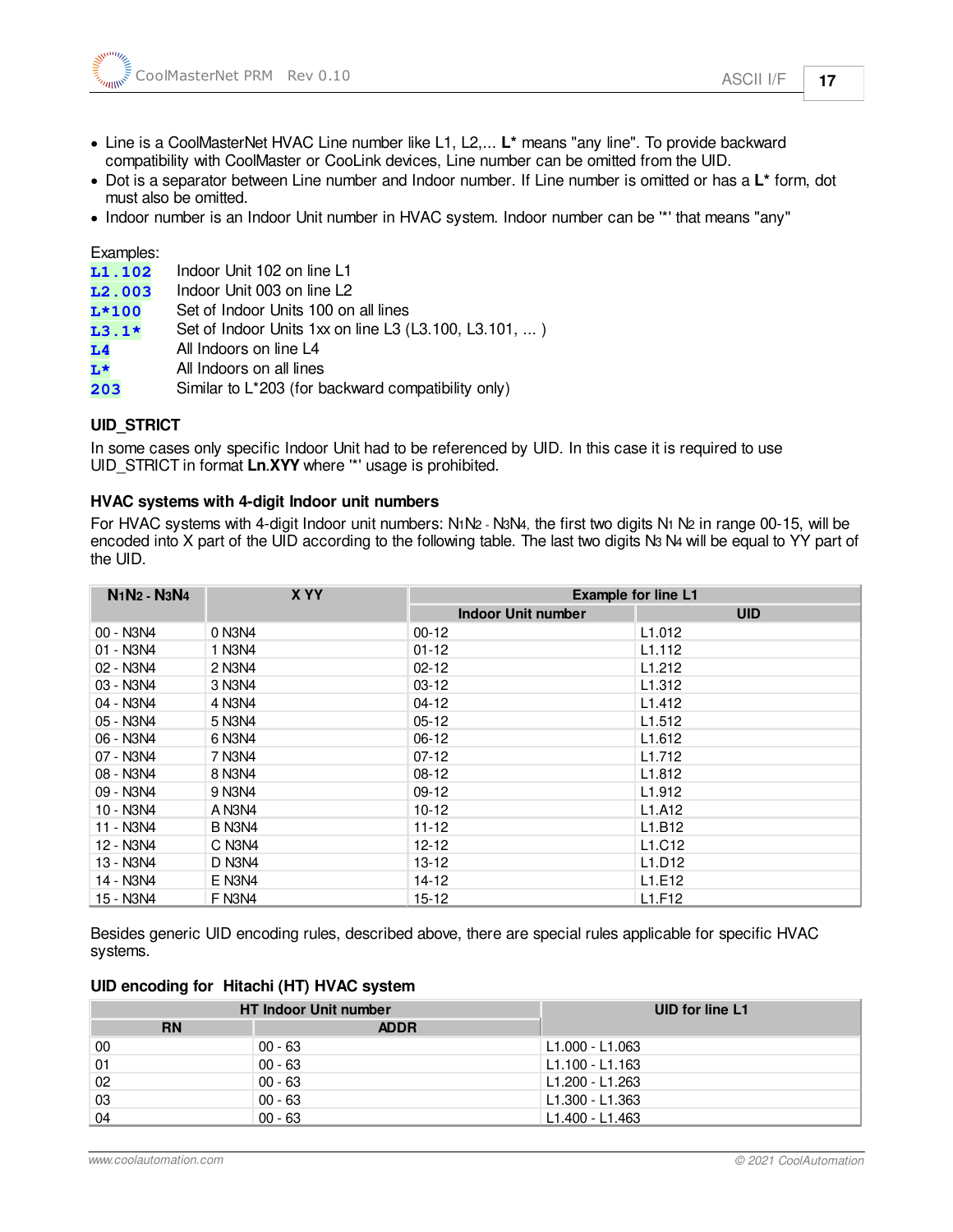- Line is a CoolMasterNet HVAC Line number like L1, L2,... **L*** means "any line". To provide backward compatibility with CoolMaster or CooLink devices, Line number can be omitted from the UID.
- Dot is a separator between Line number and Indoor number. If Line number is omitted or has a **L*** form, dot must also be omitted.
- Indoor number is an Indoor Unit number in HVAC system. Indoor number can be '*' that means "any"

Examples:

| | |
|---|---|
| `L1.102` | Indoor Unit 102 on line L1 |
| `L2.003` | Indoor Unit 003 on line L2 |
| `L*100` | Set of Indoor Units 100 on all lines |
| `L3.1*` | Set of Indoor Units 1xx on line L3 (L3.100, L3.101, ... ) |
| `L4` | All Indoors on line L4 |
| `L*` | All Indoors on all lines |
| `203` | Similar to L*203 (for backward compatibility only) |

### UID_STRICT

In some cases only specific Indoor Unit had to be referenced by UID. In this case it is required to use UID_STRICT in format **Ln.XYY** where '*' usage is prohibited.

### HVAC systems with 4-digit Indoor unit numbers

For HVAC systems with 4-digit Indoor unit numbers: $N_1N_2$ - $N_3N_4$, the first two digits $N_1$ $N_2$ in range 00-15, will be encoded into X part of the UID according to the following table. The last two digits $N_3$ $N_4$ will be equal to YY part of the UID.

| $N_1N_2$ - $N_3N_4$ | X YY | Example for line L1 | |
|---|---|---|---|
| | | Indoor Unit number | UID |
| 00 - N3N4 | 0 N3N4 | 00-12 | L1.012 |
| 01 - N3N4 | 1 N3N4 | 01-12 | L1.112 |
| 02 - N3N4 | 2 N3N4 | 02-12 | L1.212 |
| 03 - N3N4 | 3 N3N4 | 03-12 | L1.312 |
| 04 - N3N4 | 4 N3N4 | 04-12 | L1.412 |
| 05 - N3N4 | 5 N3N4 | 05-12 | L1.512 |
| 06 - N3N4 | 6 N3N4 | 06-12 | L1.612 |
| 07 - N3N4 | 7 N3N4 | 07-12 | L1.712 |
| 08 - N3N4 | 8 N3N4 | 08-12 | L1.812 |
| 09 - N3N4 | 9 N3N4 | 09-12 | L1.912 |
| 10 - N3N4 | A N3N4 | 10-12 | L1.A12 |
| 11 - N3N4 | B N3N4 | 11-12 | L1.B12 |
| 12 - N3N4 | C N3N4 | 12-12 | L1.C12 |
| 13 - N3N4 | D N3N4 | 13-12 | L1.D12 |
| 14 - N3N4 | E N3N4 | 14-12 | L1.E12 |
| 15 - N3N4 | F N3N4 | 15-12 | L1.F12 |

Besides generic UID encoding rules, described above, there are special rules applicable for specific HVAC systems.

### UID encoding for Hitachi (HT) HVAC system

| HT Indoor Unit number | | UID for line L1 |
|---|---|---|
| RN | ADDR | |
| 00 | 00 - 63 | L1.000 - L1.063 |
| 01 | 00 - 63 | L1.100 - L1.163 |
| 02 | 00 - 63 | L1.200 - L1.263 |
| 03 | 00 - 63 | L1.300 - L1.363 |
| 04 | 00 - 63 | L1.400 - L1.463 |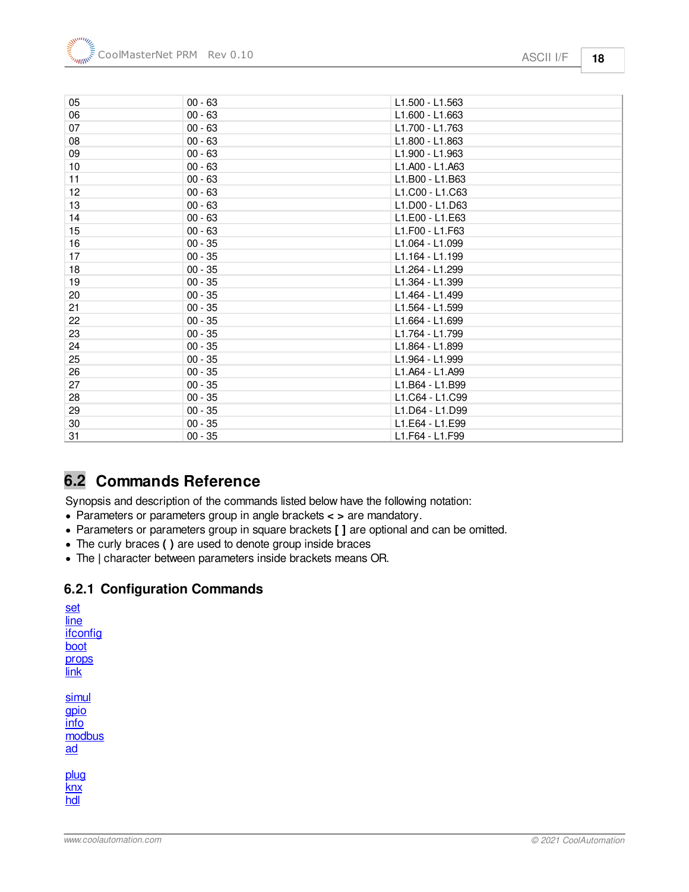| | | |
|---|---|---|
| 05 | 00 - 63 | L1.500 - L1.563 |
| 06 | 00 - 63 | L1.600 - L1.663 |
| 07 | 00 - 63 | L1.700 - L1.763 |
| 08 | 00 - 63 | L1.800 - L1.863 |
| 09 | 00 - 63 | L1.900 - L1.963 |
| 10 | 00 - 63 | L1.A00 - L1.A63 |
| 11 | 00 - 63 | L1.B00 - L1.B63 |
| 12 | 00 - 63 | L1.C00 - L1.C63 |
| 13 | 00 - 63 | L1.D00 - L1.D63 |
| 14 | 00 - 63 | L1.E00 - L1.E63 |
| 15 | 00 - 63 | L1.F00 - L1.F63 |
| 16 | 00 - 35 | L1.064 - L1.099 |
| 17 | 00 - 35 | L1.164 - L1.199 |
| 18 | 00 - 35 | L1.264 - L1.299 |
| 19 | 00 - 35 | L1.364 - L1.399 |
| 20 | 00 - 35 | L1.464 - L1.499 |
| 21 | 00 - 35 | L1.564 - L1.599 |
| 22 | 00 - 35 | L1.664 - L1.699 |
| 23 | 00 - 35 | L1.764 - L1.799 |
| 24 | 00 - 35 | L1.864 - L1.899 |
| 25 | 00 - 35 | L1.964 - L1.999 |
| 26 | 00 - 35 | L1.A64 - L1.A99 |
| 27 | 00 - 35 | L1.B64 - L1.B99 |
| 28 | 00 - 35 | L1.C64 - L1.C99 |
| 29 | 00 - 35 | L1.D64 - L1.D99 |
| 30 | 00 - 35 | L1.E64 - L1.E99 |
| 31 | 00 - 35 | L1.F64 - L1.F99 |

## 6.2 Commands Reference

Synopsis and description of the commands listed below have the following notation:

- Parameters or parameters group in angle brackets **< >** are mandatory.
- Parameters or parameters group in square brackets **[ ]** are optional and can be omitted.
- The curly braces **( )** are used to denote group inside braces
- The | character between parameters inside brackets means OR.

### 6.2.1 Configuration Commands

set
line
ifconfig
boot
props
link

simul
gpio
info
modbus
ad

plug
knx
hdl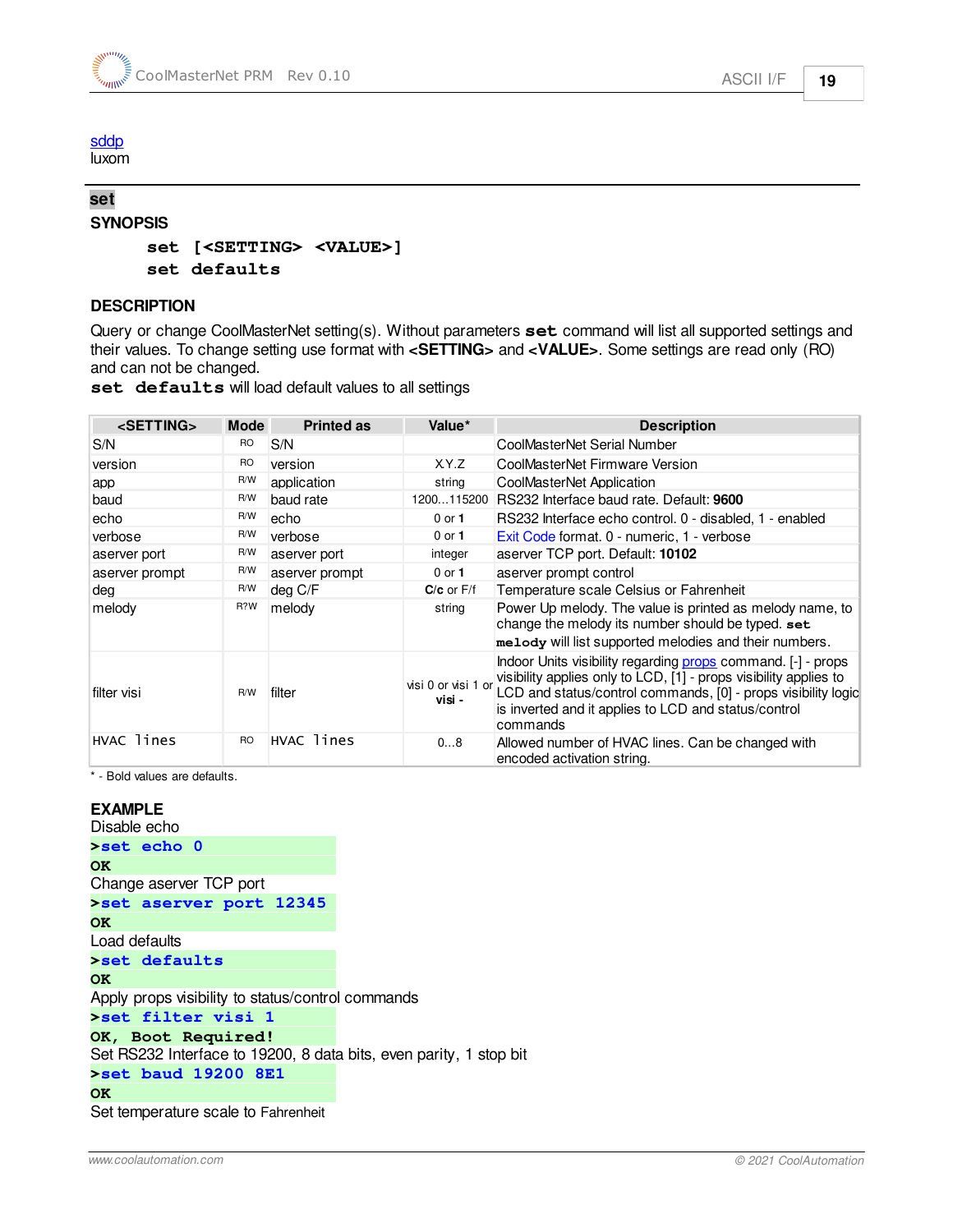sddp
luxom

## set

### SYNOPSIS

```
set [<SETTING> <VALUE>]
set defaults
```

### DESCRIPTION

Query or change CoolMasterNet setting(s). Without parameters **set** command will list all supported settings and their values. To change setting use format with **<SETTING>** and **<VALUE>**. Some settings are read only (RO) and can not be changed.
**set defaults** will load default values to all settings

| <SETTING> | Mode | Printed as | Value* | Description |
|---|---|---|---|---|
| S/N | RO | S/N | | CoolMasterNet Serial Number |
| version | RO | version | X.Y.Z | CoolMasterNet Firmware Version |
| app | R/W | application | string | CoolMasterNet Application |
| baud | R/W | baud rate | 1200...115200 | RS232 Interface baud rate. Default: **9600** |
| echo | R/W | echo | 0 or **1** | RS232 Interface echo control. 0 - disabled, 1 - enabled |
| verbose | R/W | verbose | 0 or **1** | Exit Code format. 0 - numeric, 1 - verbose |
| aserver port | R/W | aserver port | integer | aserver TCP port. Default: **10102** |
| aserver prompt | R/W | aserver prompt | 0 or **1** | aserver prompt control |
| deg | R/W | deg C/F | **C/c** or F/f | Temperature scale Celsius or Fahrenheit |
| melody | R?W | melody | string | Power Up melody. The value is printed as melody name, to change the melody its number should be typed. **set melody** will list supported melodies and their numbers. |
| filter visi | R/W | filter | visi 0 or visi 1 or **visi -** | Indoor Units visibility regarding props command. [-] - props visibility applies only to LCD, [1] - props visibility applies to LCD and status/control commands, [0] - props visibility logic is inverted and it applies to LCD and status/control commands |
| HVAC lines | RO | HVAC lines | 0...8 | Allowed number of HVAC lines. Can be changed with encoded activation string. |

\* - Bold values are defaults.

### EXAMPLE

Disable echo

```
>set echo 0
OK
```

Change aserver TCP port

```
>set aserver port 12345
OK
```

Load defaults

```
>set defaults
OK
```

Apply props visibility to status/control commands

```
>set filter visi 1
OK, Boot Required!
```

Set RS232 Interface to 19200, 8 data bits, even parity, 1 stop bit

```
>set baud 19200 8E1
OK
```

Set temperature scale to Fahrenheit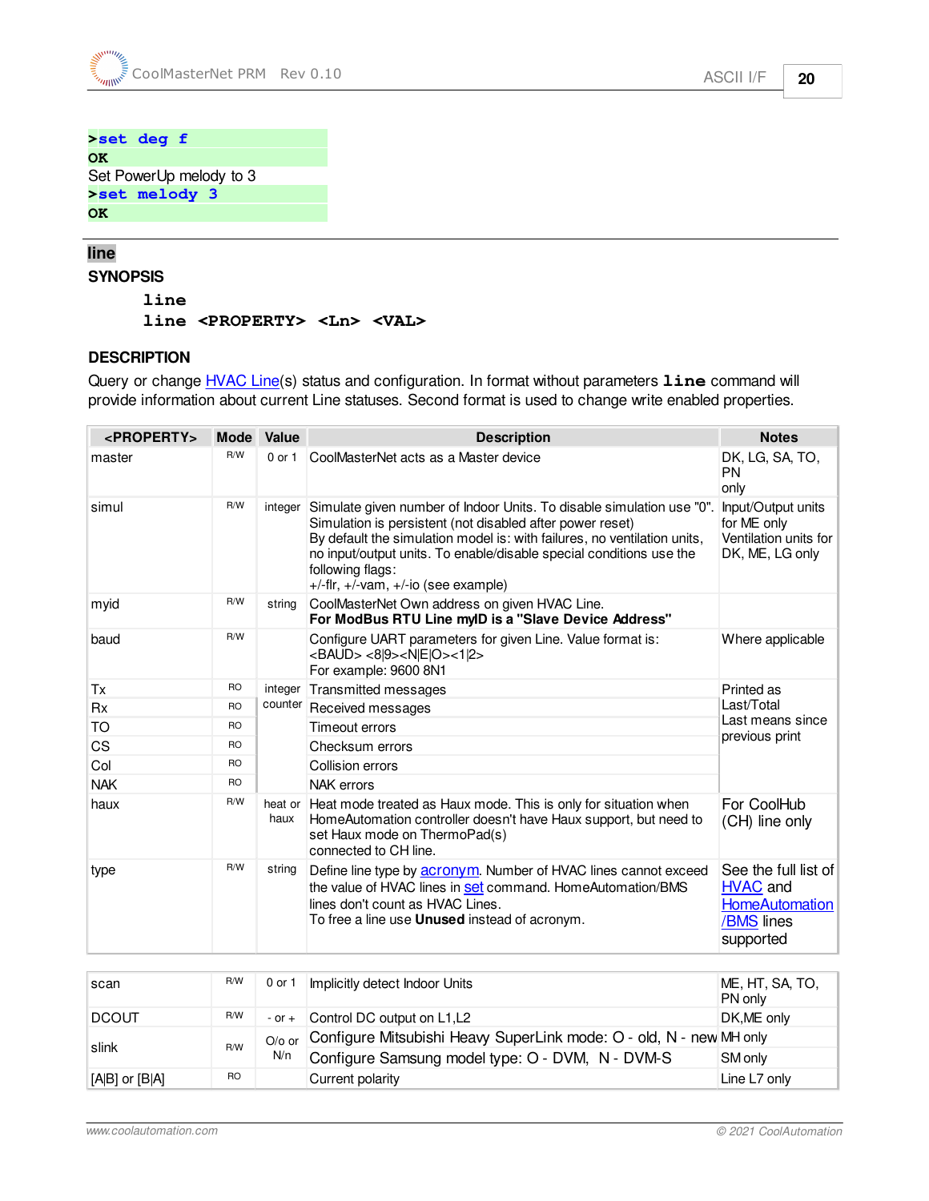```
>set deg f
OK
```

Set PowerUp melody to 3

```
>set melody 3
OK
```

## line

**SYNOPSIS**

```
line
line <PROPERTY> <Ln> <VAL>
```

**DESCRIPTION**

Query or change HVAC Line(s) status and configuration. In format without parameters **line** command will provide information about current Line statuses. Second format is used to change write enabled properties.

| <PROPERTY> | Mode | Value | Description | Notes |
|---|---|---|---|---|
| master | R/W | 0 or 1 | CoolMasterNet acts as a Master device | DK, LG, SA, TO, PN only |
| simul | R/W | integer | Simulate given number of Indoor Units. To disable simulation use "0". Simulation is persistent (not disabled after power reset) By default the simulation model is: with failures, no ventilation units, no input/output units. To enable/disable special conditions use the following flags: +/-flr, +/-vam, +/-io (see example) | Input/Output units for ME only Ventilation units for DK, ME, LG only |
| myid | R/W | string | CoolMasterNet Own address on given HVAC Line. **For ModBus RTU Line myID is a "Slave Device Address"** | |
| baud | R/W | | Configure UART parameters for given Line. Value format is: <BAUD> <8\|9><N\|E\|O><1\|2> For example: 9600 8N1 | Where applicable |
| Tx | RO | integer counter | Transmitted messages | Printed as Last/Total Last means since previous print |
| Rx | RO | | Received messages | |
| TO | RO | | Timeout errors | |
| CS | RO | | Checksum errors | |
| Col | RO | | Collision errors | |
| NAK | RO | | NAK errors | |
| haux | R/W | heat or haux | Heat mode treated as Haux mode. This is only for situation when HomeAutomation controller doesn't have Haux support, but need to set Haux mode on ThermoPad(s) connected to CH line. | For CoolHub (CH) line only |
| type | R/W | string | Define line type by acronym. Number of HVAC lines cannot exceed the value of HVAC lines in set command. HomeAutomation/BMS lines don't count as HVAC Lines. To free a line use **Unused** instead of acronym. | See the full list of HVAC and HomeAutomation /BMS lines supported |
| scan | R/W | 0 or 1 | Implicitly detect Indoor Units | ME, HT, SA, TO, PN only |
| DCOUT | R/W | - or + | Control DC output on L1,L2 | DK,ME only |
| slink | R/W | O/o or N/n | Configure Mitsubishi Heavy SuperLink mode: O - old, N - new Configure Samsung model type: O - DVM, N - DVM-S | MH only SM only |
| [A\|B] or [B\|A] | RO | | Current polarity | Line L7 only |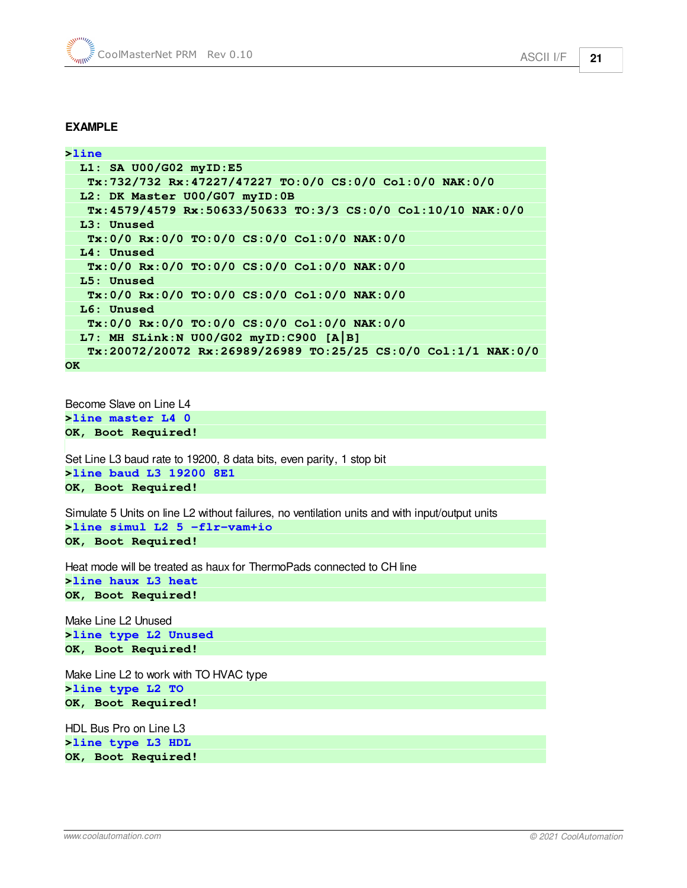**EXAMPLE**

```
>line
  L1: SA U00/G02 myID:E5
   Tx:732/732 Rx:47227/47227 TO:0/0 CS:0/0 Col:0/0 NAK:0/0
  L2: DK Master U00/G07 myID:0B
   Tx:4579/4579 Rx:50633/50633 TO:3/3 CS:0/0 Col:10/10 NAK:0/0
  L3: Unused
   Tx:0/0 Rx:0/0 TO:0/0 CS:0/0 Col:0/0 NAK:0/0
  L4: Unused
   Tx:0/0 Rx:0/0 TO:0/0 CS:0/0 Col:0/0 NAK:0/0
  L5: Unused
   Tx:0/0 Rx:0/0 TO:0/0 CS:0/0 Col:0/0 NAK:0/0
  L6: Unused
   Tx:0/0 Rx:0/0 TO:0/0 CS:0/0 Col:0/0 NAK:0/0
  L7: MH SLink:N U00/G02 myID:C900 [A|B]
   Tx:20072/20072 Rx:26989/26989 TO:25/25 CS:0/0 Col:1/1 NAK:0/0
OK
```

Become Slave on Line L4

```
>line master L4 0
OK, Boot Required!
```

Set Line L3 baud rate to 19200, 8 data bits, even parity, 1 stop bit

```
>line baud L3 19200 8E1
OK, Boot Required!
```

Simulate 5 Units on line L2 without failures, no ventilation units and with input/output units

```
>line simul L2 5 -flr-vam+io
OK, Boot Required!
```

Heat mode will be treated as haux for ThermoPads connected to CH line

```
>line haux L3 heat
OK, Boot Required!
```

Make Line L2 Unused

```
>line type L2 Unused
OK, Boot Required!
```

Make Line L2 to work with TO HVAC type

```
>line type L2 TO
OK, Boot Required!
```

HDL Bus Pro on Line L3

```
>line type L3 HDL
OK, Boot Required!
```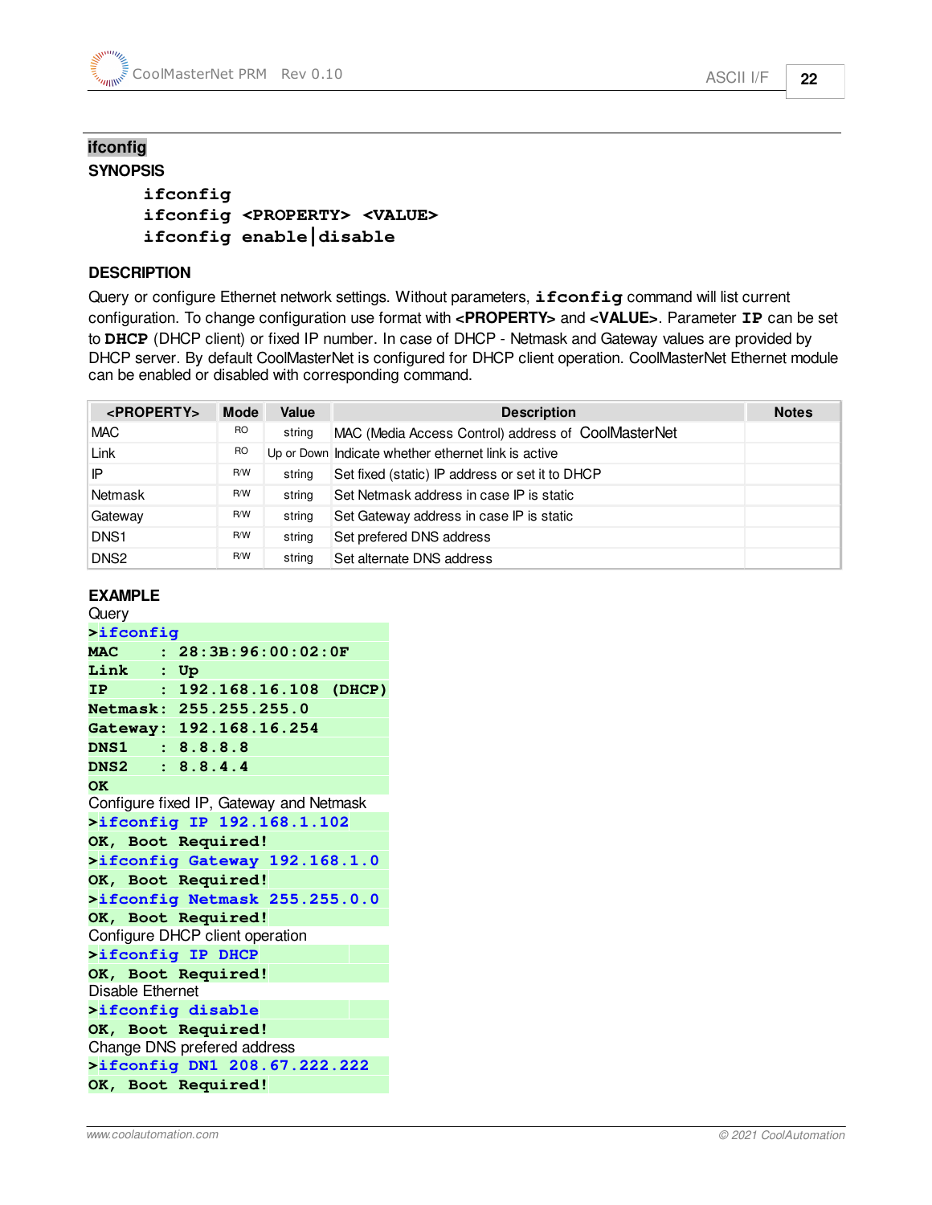## ifconfig

### SYNOPSIS

```
ifconfig
ifconfig <PROPERTY> <VALUE>
ifconfig enable|disable
```

### DESCRIPTION

Query or configure Ethernet network settings. Without parameters, **ifconfig** command will list current configuration. To change configuration use format with **<PROPERTY>** and **<VALUE>**. Parameter **IP** can be set to **DHCP** (DHCP client) or fixed IP number. In case of DHCP - Netmask and Gateway values are provided by DHCP server. By default CoolMasterNet is configured for DHCP client operation. CoolMasterNet Ethernet module can be enabled or disabled with corresponding command.

| <PROPERTY> | Mode | Value | Description | Notes |
|---|---|---|---|---|
| MAC | RO | string | MAC (Media Access Control) address of CoolMasterNet | |
| Link | RO | Up or Down | Indicate whether ethernet link is active | |
| IP | R/W | string | Set fixed (static) IP address or set it to DHCP | |
| Netmask | R/W | string | Set Netmask address in case IP is static | |
| Gateway | R/W | string | Set Gateway address in case IP is static | |
| DNS1 | R/W | string | Set prefered DNS address | |
| DNS2 | R/W | string | Set alternate DNS address | |

### EXAMPLE

Query

```
>ifconfig
MAC     : 28:3B:96:00:02:0F
Link    : Up
IP      : 192.168.16.108 (DHCP)
Netmask: 255.255.255.0
Gateway: 192.168.16.254
DNS1    : 8.8.8.8
DNS2    : 8.8.4.4
OK
```

Configure fixed IP, Gateway and Netmask

```
>ifconfig IP 192.168.1.102
OK, Boot Required!
>ifconfig Gateway 192.168.1.0
OK, Boot Required!
>ifconfig Netmask 255.255.0.0
OK, Boot Required!
```

Configure DHCP client operation

```
>ifconfig IP DHCP
OK, Boot Required!
```

Disable Ethernet

```
>ifconfig disable
OK, Boot Required!
```

Change DNS prefered address

```
>ifconfig DN1 208.67.222.222
OK, Boot Required!
```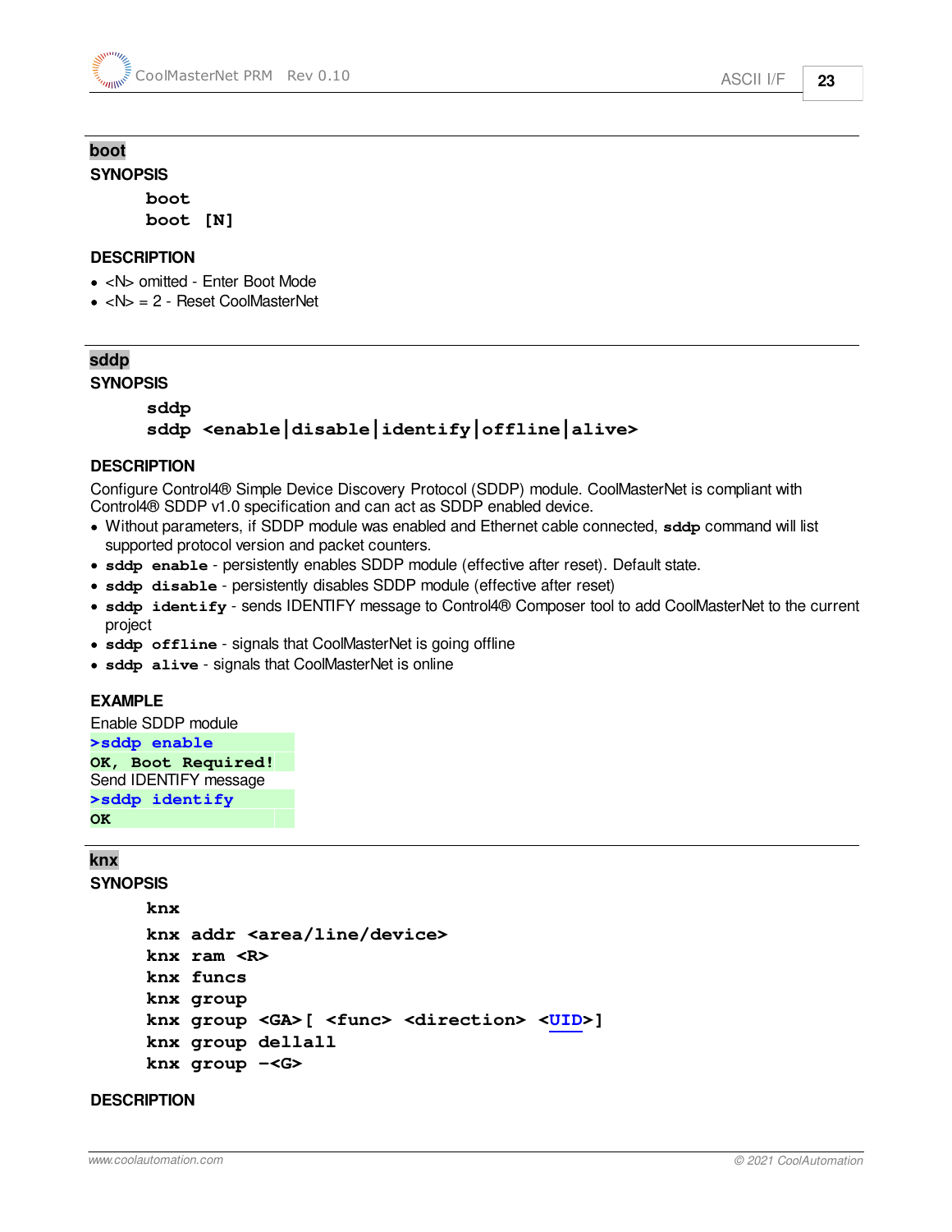## boot

**SYNOPSIS**

```
boot
boot [N]
```

**DESCRIPTION**

- <N> omitted - Enter Boot Mode
- <N> = 2 - Reset CoolMasterNet

---

## sddp

**SYNOPSIS**

```
sddp
sddp <enable|disable|identify|offline|alive>
```

**DESCRIPTION**

Configure Control4® Simple Device Discovery Protocol (SDDP) module. CoolMasterNet is compliant with Control4® SDDP v1.0 specification and can act as SDDP enabled device.

- Without parameters, if SDDP module was enabled and Ethernet cable connected, **sddp** command will list supported protocol version and packet counters.
- **sddp enable** - persistently enables SDDP module (effective after reset). Default state.
- **sddp disable** - persistently disables SDDP module (effective after reset)
- **sddp identify** - sends IDENTIFY message to Control4® Composer tool to add CoolMasterNet to the current project
- **sddp offline** - signals that CoolMasterNet is going offline
- **sddp alive** - signals that CoolMasterNet is online

**EXAMPLE**

Enable SDDP module

```
>sddp enable
OK, Boot Required!
```

Send IDENTIFY message

```
>sddp identify
OK
```

---

## knx

**SYNOPSIS**

```
knx
knx addr <area/line/device>
knx ram <R>
knx funcs
knx group
knx group <GA>[ <func> <direction> <UID>]
knx group dellall
knx group -<G>
```

**DESCRIPTION**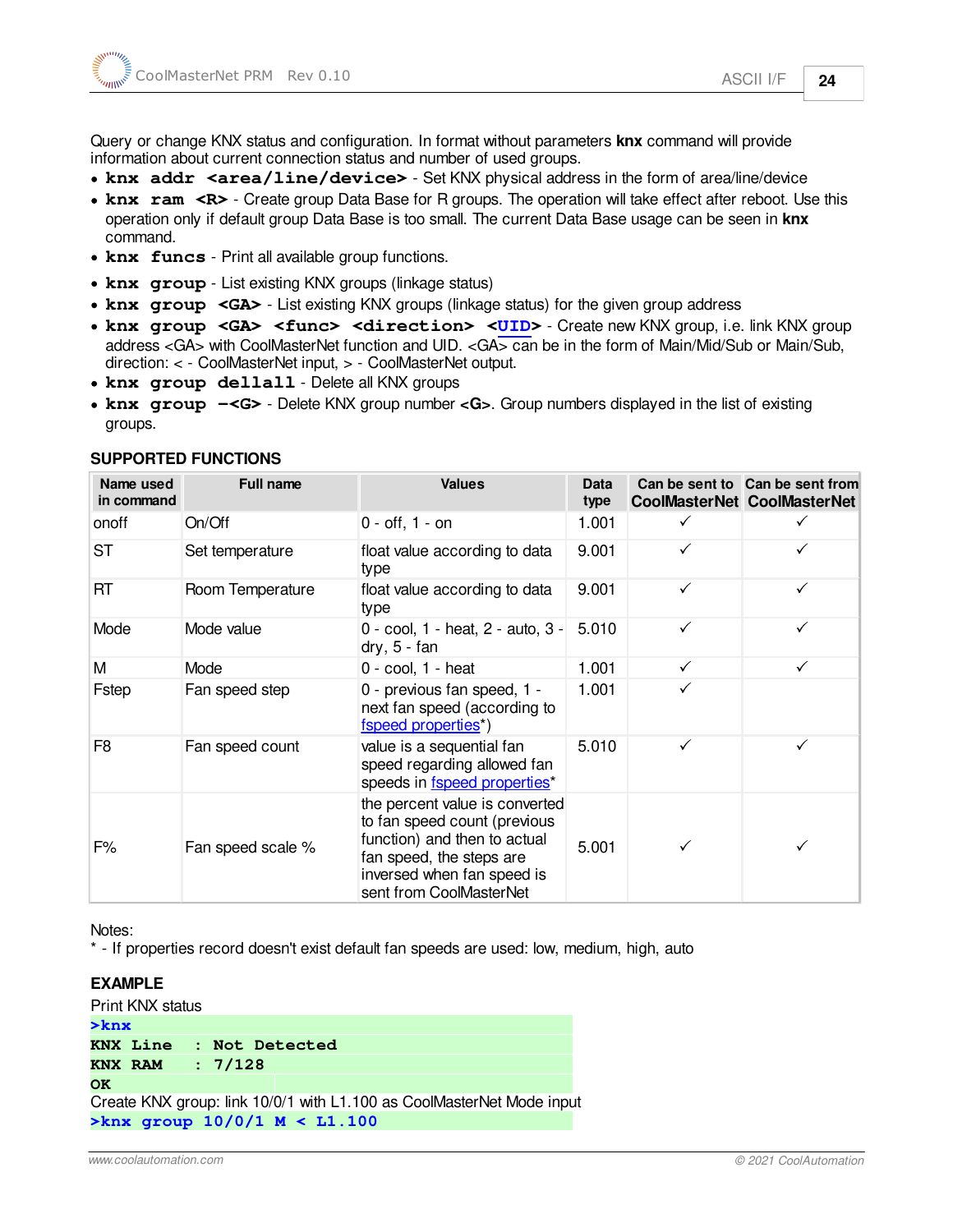Query or change KNX status and configuration. In format without parameters **knx** command will provide information about current connection status and number of used groups.

- **knx addr <area/line/device>** - Set KNX physical address in the form of area/line/device
- **knx ram <R>** - Create group Data Base for R groups. The operation will take effect after reboot. Use this operation only if default group Data Base is too small. The current Data Base usage can be seen in **knx** command.
- **knx funcs** - Print all available group functions.
- **knx group** - List existing KNX groups (linkage status)
- **knx group <GA>** - List existing KNX groups (linkage status) for the given group address
- **knx group <GA> <func> <direction> <UID>** - Create new KNX group, i.e. link KNX group address <GA> with CoolMasterNet function and UID. <GA> can be in the form of Main/Mid/Sub or Main/Sub, direction: < - CoolMasterNet input, > - CoolMasterNet output.
- **knx group dellall** - Delete all KNX groups
- **knx group -<G>** - Delete KNX group number **<G>**. Group numbers displayed in the list of existing groups.

**SUPPORTED FUNCTIONS**

| Name used in command | Full name | Values | Data type | Can be sent to CoolMasterNet | Can be sent from CoolMasterNet |
|---|---|---|---|---|---|
| onoff | On/Off | 0 - off, 1 - on | 1.001 | ✓ | ✓ |
| ST | Set temperature | float value according to data type | 9.001 | ✓ | ✓ |
| RT | Room Temperature | float value according to data type | 9.001 | ✓ | ✓ |
| Mode | Mode value | 0 - cool, 1 - heat, 2 - auto, 3 - dry, 5 - fan | 5.010 | ✓ | ✓ |
| M | Mode | 0 - cool, 1 - heat | 1.001 | ✓ | ✓ |
| Fstep | Fan speed step | 0 - previous fan speed, 1 - next fan speed (according to fspeed properties*) | 1.001 | ✓ | |
| F8 | Fan speed count | value is a sequential fan speed regarding allowed fan speeds in fspeed properties* | 5.010 | ✓ | ✓ |
| F% | Fan speed scale % | the percent value is converted to fan speed count (previous function) and then to actual fan speed, the steps are inversed when fan speed is sent from CoolMasterNet | 5.001 | ✓ | ✓ |

Notes:
* - If properties record doesn't exist default fan speeds are used: low, medium, high, auto

**EXAMPLE**

Print KNX status

```
>knx
KNX Line   : Not Detected
KNX RAM    : 7/128
OK
```

Create KNX group: link 10/0/1 with L1.100 as CoolMasterNet Mode input

```
>knx group 10/0/1 M < L1.100
```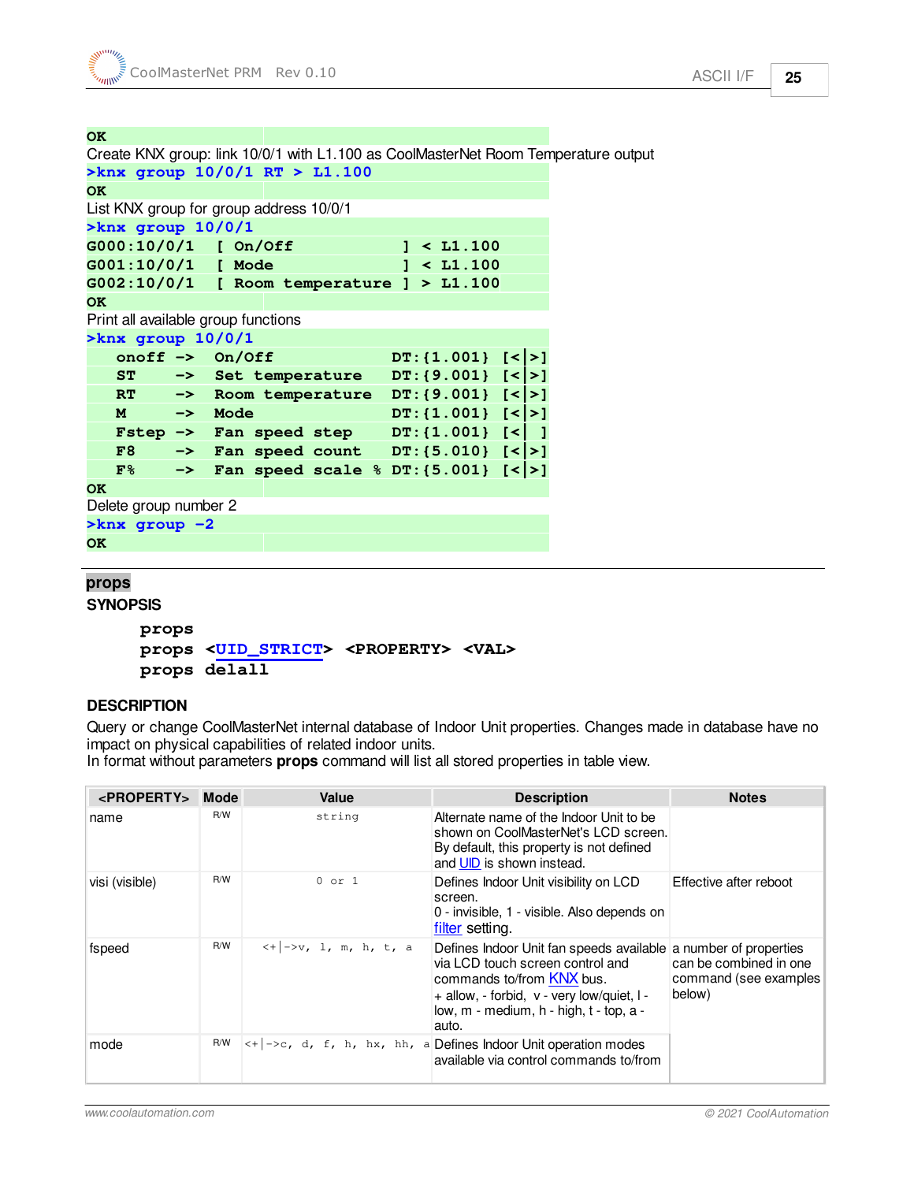```
OK
```

Create KNX group: link 10/0/1 with L1.100 as CoolMasterNet Room Temperature output

```
>knx group 10/0/1 RT > L1.100
OK
```

List KNX group for group address 10/0/1

```
>knx group 10/0/1
G000:10/0/1  [ On/Off           ] < L1.100
G001:10/0/1  [ Mode             ] < L1.100
G002:10/0/1  [ Room temperature ] > L1.100
OK
```

Print all available group functions

```
>knx group 10/0/1
    onoff ->  On/Off           DT:{1.001} [<|>]
    ST    ->  Set temperature  DT:{9.001} [<|>]
    RT    ->  Room temperature DT:{9.001} [<|>]
    M     ->  Mode             DT:{1.001} [<|>]
    Fstep ->  Fan speed step   DT:{1.001} [<| ]
    F8    ->  Fan speed count  DT:{5.010} [<|>]
    F%    ->  Fan speed scale % DT:{5.001} [<|>]
OK
```

Delete group number 2

```
>knx group -2
OK
```

## props

### SYNOPSIS

```
props
props <UID_STRICT> <PROPERTY> <VAL>
props delall
```

### DESCRIPTION

Query or change CoolMasterNet internal database of Indoor Unit properties. Changes made in database have no impact on physical capabilities of related indoor units.
In format without parameters **props** command will list all stored properties in table view.

| <PROPERTY> | Mode | Value | Description | Notes |
|---|---|---|---|---|
| name | R/W | string | Alternate name of the Indoor Unit to be shown on CoolMasterNet's LCD screen. By default, this property is not defined and UID is shown instead. | |
| visi (visible) | R/W | 0 or 1 | Defines Indoor Unit visibility on LCD screen. 0 - invisible, 1 - visible. Also depends on filter setting. | Effective after reboot |
| fspeed | R/W | <+\|->v, l, m, h, t, a | Defines Indoor Unit fan speeds available via LCD touch screen control and commands to/from KNX bus. + allow, - forbid, v - very low/quiet, l - low, m - medium, h - high, t - top, a - auto. | a number of properties can be combined in one command (see examples below) |
| mode | R/W | <+\|->c, d, f, h, hx, hh, a | Defines Indoor Unit operation modes available via control commands to/from | |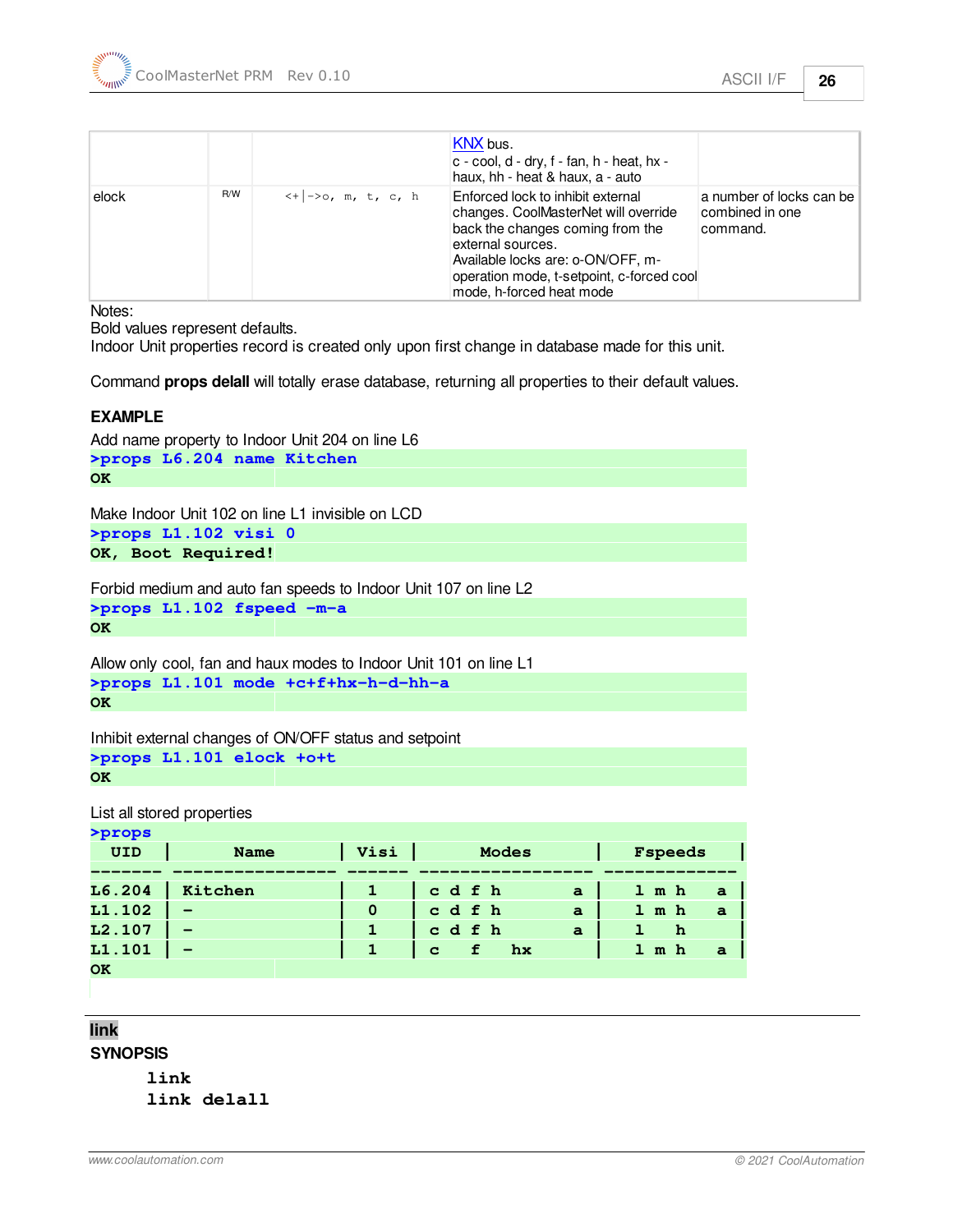| | | | KNX bus.<br>c - cool, d - dry, f - fan, h - heat, hx - haux, hh - heat & haux, a - auto | |
|---|---|---|---|---|
| elock | R/W | <+\|->o, m, t, c, h | Enforced lock to inhibit external changes. CoolMasterNet will override back the changes coming from the external sources.<br>Available locks are: o-ON/OFF, m-operation mode, t-setpoint, c-forced cool mode, h-forced heat mode | a number of locks can be combined in one command. |

Notes:
Bold values represent defaults.
Indoor Unit properties record is created only upon first change in database made for this unit.

Command **props delall** will totally erase database, returning all properties to their default values.

**EXAMPLE**

Add name property to Indoor Unit 204 on line L6

```
>props L6.204 name Kitchen
OK
```

Make Indoor Unit 102 on line L1 invisible on LCD

```
>props L1.102 visi 0
OK, Boot Required!
```

Forbid medium and auto fan speeds to Indoor Unit 107 on line L2

```
>props L1.102 fspeed -m-a
OK
```

Allow only cool, fan and haux modes to Indoor Unit 101 on line L1

```
>props L1.101 mode +c+f+hx-h-d-hh-a
OK
```

Inhibit external changes of ON/OFF status and setpoint

```
>props L1.101 elock +o+t
OK
```

List all stored properties

```
>props
  UID  |      Name       | Visi |      Modes       |   Fspeeds   |
------- ---------------- ------ ------------------ -------------
L6.204 | Kitchen         |   1  | c d f h        a |  l m h    a |
L1.102 | -               |   0  | c d f h        a |  l m h    a |
L2.107 | -               |   1  | c d f h        a |  l   h      |
L1.101 | -               |   1  | c   f   hx       |  l m h    a |
OK
```

## link

**SYNOPSIS**

```
link
link delall
```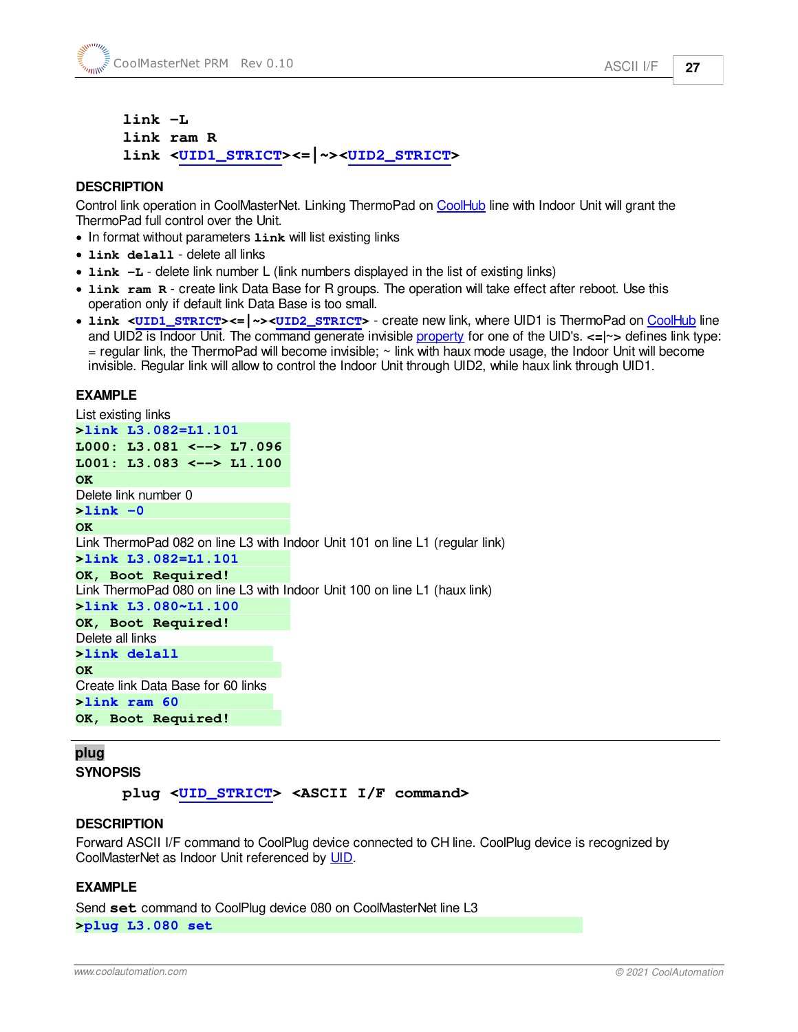```
link -L
link ram R
link <UID1_STRICT><=|~><UID2_STRICT>
```

**DESCRIPTION**

Control link operation in CoolMasterNet. Linking ThermoPad on CoolHub line with Indoor Unit will grant the ThermoPad full control over the Unit.

- In format without parameters **link** will list existing links
- **link delall** - delete all links
- **link -L** - delete link number L (link numbers displayed in the list of existing links)
- **link ram R** - create link Data Base for R groups. The operation will take effect after reboot. Use this operation only if default link Data Base is too small.
- **link <UID1_STRICT><=|~><UID2_STRICT>** - create new link, where UID1 is ThermoPad on CoolHub line and UID2 is Indoor Unit. The command generate invisible property for one of the UID's. **<=|~>** defines link type: = regular link, the ThermoPad will become invisible; ~ link with haux mode usage, the Indoor Unit will become invisible. Regular link will allow to control the Indoor Unit through UID2, while haux link through UID1.

**EXAMPLE**

List existing links

```
>link L3.082=L1.101
L000: L3.081 <--> L7.096
L001: L3.083 <--> L1.100
OK
```

Delete link number 0

```
>link -0
OK
```

Link ThermoPad 082 on line L3 with Indoor Unit 101 on line L1 (regular link)

```
>link L3.082=L1.101
OK, Boot Required!
```

Link ThermoPad 080 on line L3 with Indoor Unit 100 on line L1 (haux link)

```
>link L3.080~L1.100
OK, Boot Required!
```

Delete all links

```
>link delall
OK
```

Create link Data Base for 60 links

```
>link ram 60
OK, Boot Required!
```

## plug

**SYNOPSIS**

```
plug <UID_STRICT> <ASCII I/F command>
```

**DESCRIPTION**

Forward ASCII I/F command to CoolPlug device connected to CH line. CoolPlug device is recognized by CoolMasterNet as Indoor Unit referenced by UID.

**EXAMPLE**

Send **set** command to CoolPlug device 080 on CoolMasterNet line L3

```
>plug L3.080 set
```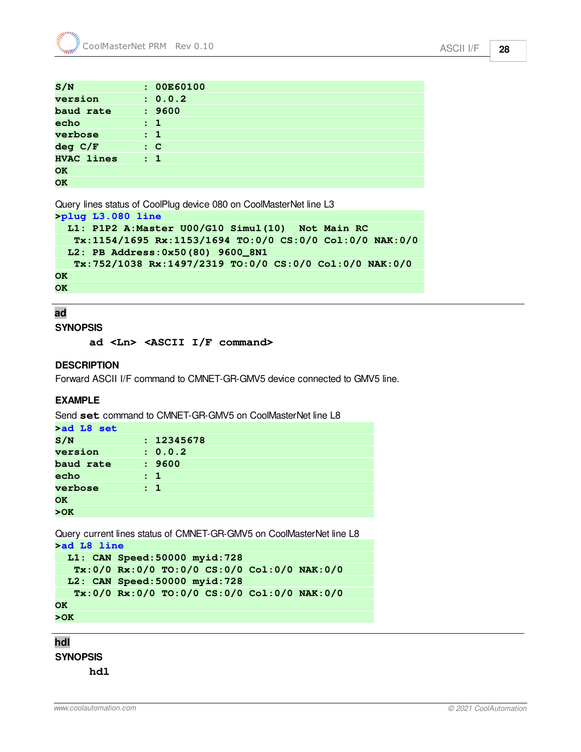```
S/N              : 00E60100
version          : 0.0.2
baud rate        : 9600
echo             : 1
verbose          : 1
deg C/F          : C
HVAC lines       : 1
OK
OK
```

Query lines status of CoolPlug device 080 on CoolMasterNet line L3

```
>plug L3.080 line
  L1: P1P2 A:Master U00/G10 Simul(10)  Not Main RC
   Tx:1154/1695 Rx:1153/1694 TO:0/0 CS:0/0 Col:0/0 NAK:0/0
  L2: PB Address:0x50(80) 9600_8N1
   Tx:752/1038 Rx:1497/2319 TO:0/0 CS:0/0 Col:0/0 NAK:0/0
OK
OK
```

## ad

**SYNOPSIS**

```
ad <Ln> <ASCII I/F command>
```

**DESCRIPTION**

Forward ASCII I/F command to CMNET-GR-GMV5 device connected to GMV5 line.

**EXAMPLE**

Send **set** command to CMNET-GR-GMV5 on CoolMasterNet line L8

```
>ad L8 set
S/N              : 12345678
version          : 0.0.2
baud rate        : 9600
echo             : 1
verbose          : 1
OK
>OK
```

Query current lines status of CMNET-GR-GMV5 on CoolMasterNet line L8

```
>ad L8 line
  L1: CAN Speed:50000 myid:728
   Tx:0/0 Rx:0/0 TO:0/0 CS:0/0 Col:0/0 NAK:0/0
  L2: CAN Speed:50000 myid:728
   Tx:0/0 Rx:0/0 TO:0/0 CS:0/0 Col:0/0 NAK:0/0
OK
>OK
```

## hdl

**SYNOPSIS**

```
hdl
```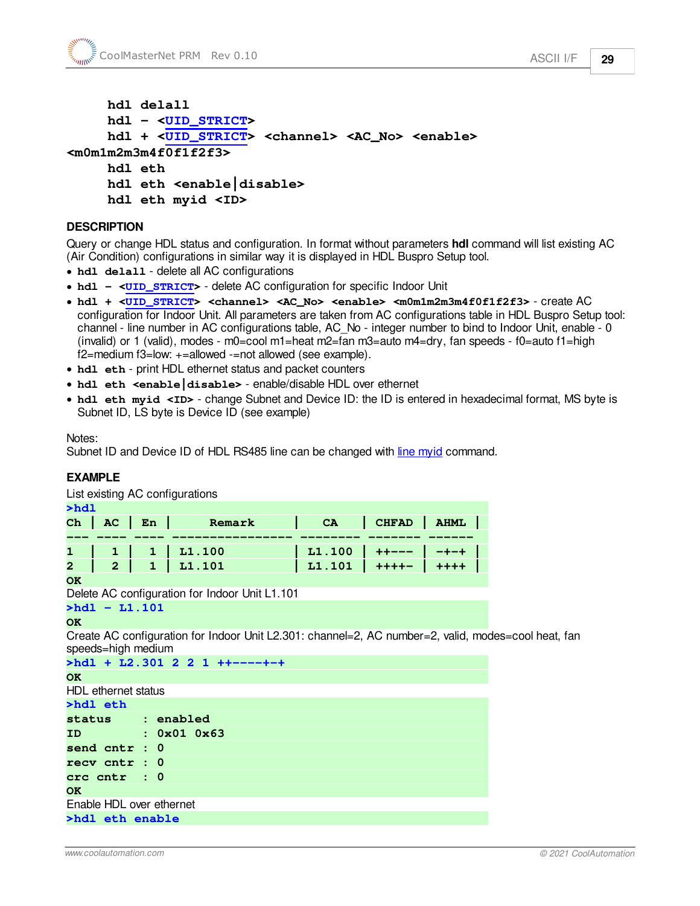```
hdl delall
hdl - <UID_STRICT>
hdl + <UID_STRICT> <channel> <AC_No> <enable> <m0m1m2m3m4f0f1f2f3>
hdl eth
hdl eth <enable|disable>
hdl eth myid <ID>
```

**DESCRIPTION**

Query or change HDL status and configuration. In format without parameters **hdl** command will list existing AC (Air Condition) configurations in similar way it is displayed in HDL Buspro Setup tool.

- **hdl delall** - delete all AC configurations
- **hdl - <UID_STRICT>** - delete AC configuration for specific Indoor Unit
- **hdl + <UID_STRICT> <channel> <AC_No> <enable> <m0m1m2m3m4f0f1f2f3>** - create AC configuration for Indoor Unit. All parameters are taken from AC configurations table in HDL Buspro Setup tool: channel - line number in AC configurations table, AC_No - integer number to bind to Indoor Unit, enable - 0 (invalid) or 1 (valid), modes - m0=cool m1=heat m2=fan m3=auto m4=dry, fan speeds - f0=auto f1=high f2=medium f3=low: +=allowed -=not allowed (see example).
- **hdl eth** - print HDL ethernet status and packet counters
- **hdl eth <enable|disable>** - enable/disable HDL over ethernet
- **hdl eth myid <ID>** - change Subnet and Device ID: the ID is entered in hexadecimal format, MS byte is Subnet ID, LS byte is Device ID (see example)

Notes:
Subnet ID and Device ID of HDL RS485 line can be changed with line myid command.

**EXAMPLE**

List existing AC configurations

```
>hdl
Ch | AC | En |      Remark     |   CA    | CHFAD | AHML |
--- ---- ---- ---------------- -------- ------- ------
1  |  1 |  1 | L1.100          | L1.100 | ++--- | -+-+ |
2  |  2 |  1 | L1.101          | L1.101 | ++++- | ++++ |
OK
```

Delete AC configuration for Indoor Unit L1.101

```
>hdl - L1.101
OK
```

Create AC configuration for Indoor Unit L2.301: channel=2, AC number=2, valid, modes=cool heat, fan speeds=high medium

```
>hdl + L2.301 2 2 1 ++----+-+
OK
```

HDL ethernet status

```
>hdl eth
status     : enabled
ID         : 0x01 0x63
send cntr  : 0
recv cntr  : 0
crc cntr   : 0
OK
```

Enable HDL over ethernet

```
>hdl eth enable
```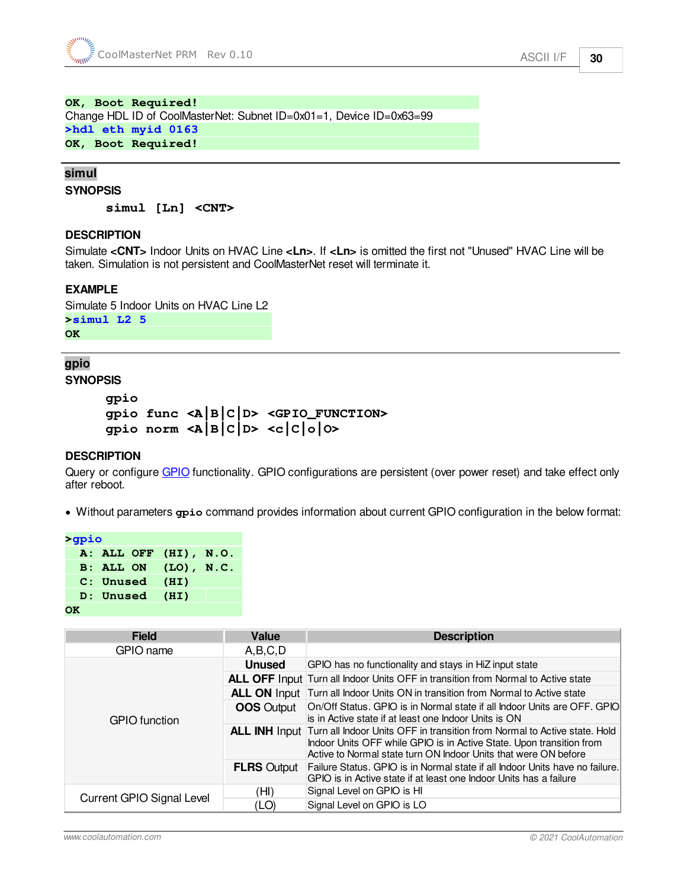```
OK, Boot Required!
```

Change HDL ID of CoolMasterNet: Subnet ID=0x01=1, Device ID=0x63=99

```
>hdl eth myid 0163
OK, Boot Required!
```

---

## simul

**SYNOPSIS**

```
simul [Ln] <CNT>
```

**DESCRIPTION**

Simulate **<CNT>** Indoor Units on HVAC Line **<Ln>**. If **<Ln>** is omitted the first not "Unused" HVAC Line will be taken. Simulation is not persistent and CoolMasterNet reset will terminate it.

**EXAMPLE**

Simulate 5 Indoor Units on HVAC Line L2

```
>simul L2 5
OK
```

---

## gpio

**SYNOPSIS**

```
gpio
gpio func <A|B|C|D> <GPIO_FUNCTION>
gpio norm <A|B|C|D> <c|C|o|O>
```

**DESCRIPTION**

Query or configure GPIO functionality. GPIO configurations are persistent (over power reset) and take effect only after reboot.

- Without parameters **gpio** command provides information about current GPIO configuration in the below format:

```
>gpio
  A: ALL OFF  (HI), N.O.
  B: ALL ON   (LO), N.C.
  C: Unused   (HI)
  D: Unused   (HI)
OK
```

| Field | Value | Description |
|---|---|---|
| GPIO name | A,B,C,D | |
| GPIO function | **Unused** | GPIO has no functionality and stays in HiZ input state |
| | **ALL OFF** Input | Turn all Indoor Units OFF in transition from Normal to Active state |
| | **ALL ON** Input | Turn all Indoor Units ON in transition from Normal to Active state |
| | **OOS** Output | On/Off Status. GPIO is in Normal state if all Indoor Units are OFF. GPIO is in Active state if at least one Indoor Units is ON |
| | **ALL INH** Input | Turn all Indoor Units OFF in transition from Normal to Active state. Hold Indoor Units OFF while GPIO is in Active State. Upon transition from Active to Normal state turn ON Indoor Units that were ON before |
| | **FLRS** Output | Failure Status. GPIO is in Normal state if all Indoor Units have no failure. GPIO is in Active state if at least one Indoor Units has a failure |
| Current GPIO Signal Level | (HI) | Signal Level on GPIO is HI |
| | (LO) | Signal Level on GPIO is LO |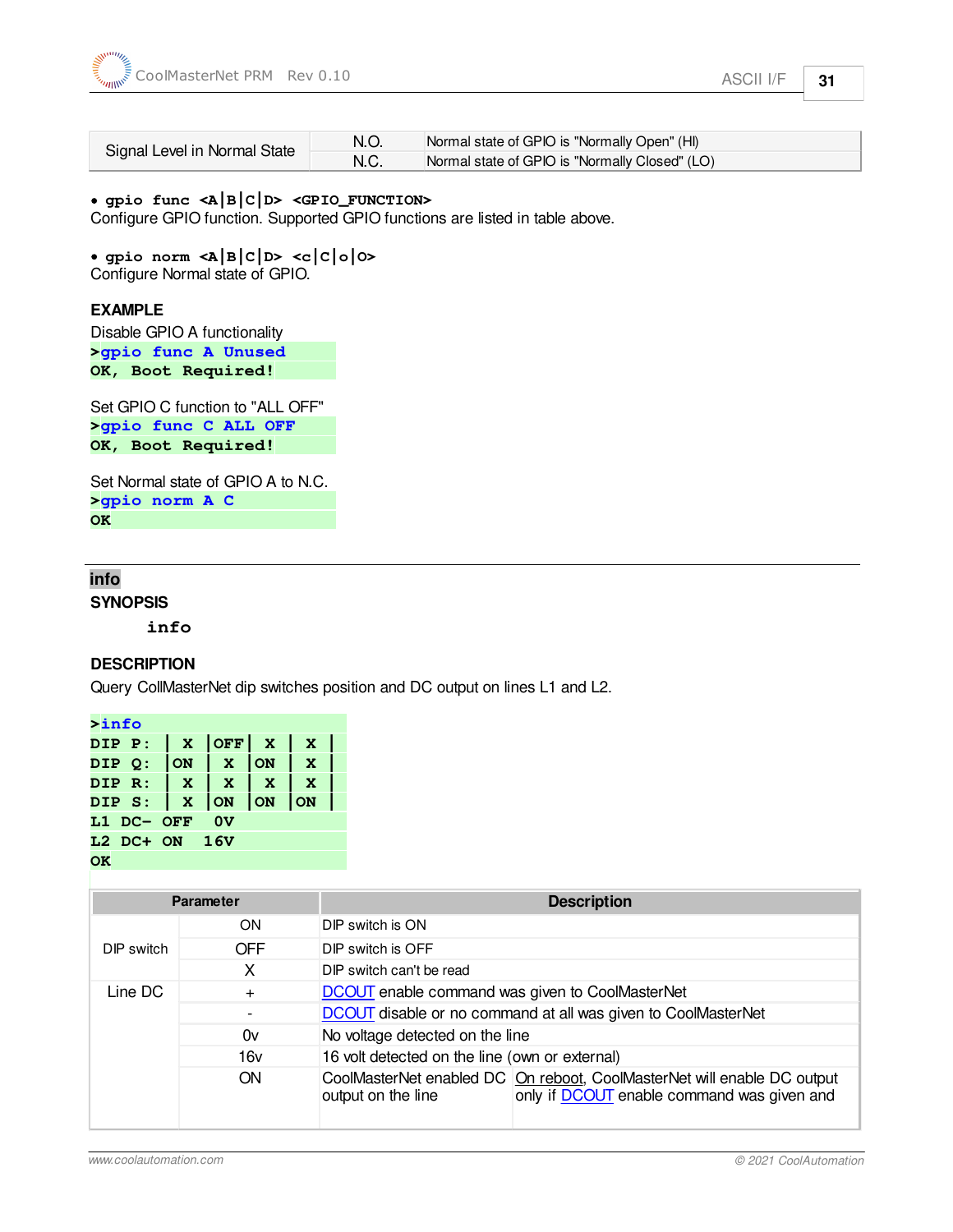| Signal Level in Normal State | N.O. | Normal state of GPIO is "Normally Open" (HI) |
|---|---|---|
| | N.C. | Normal state of GPIO is "Normally Closed" (LO) |

- **gpio func <A|B|C|D> <GPIO_FUNCTION>**

Configure GPIO function. Supported GPIO functions are listed in table above.

- **gpio norm <A|B|C|D> <c|C|o|O>**

Configure Normal state of GPIO.

**EXAMPLE**

Disable GPIO A functionality

```
>gpio func A Unused
OK, Boot Required!
```

Set GPIO C function to "ALL OFF"

```
>gpio func C ALL OFF
OK, Boot Required!
```

Set Normal state of GPIO A to N.C.

```
>gpio norm A C
OK
```

---

## info

**SYNOPSIS**

**info**

**DESCRIPTION**

Query CollMasterNet dip switches position and DC output on lines L1 and L2.

```
>info
DIP P: | X |OFF| X | X |
DIP Q: |ON | X |ON | X |
DIP R: | X | X | X | X |
DIP S: | X |ON |ON |ON |
L1 DC- OFF  0V
L2 DC+ ON  16V
OK
```

| Parameter | | Description | |
|---|---|---|---|
| DIP switch | ON | DIP switch is ON | |
| | OFF | DIP switch is OFF | |
| | X | DIP switch can't be read | |
| Line DC | + | DCOUT enable command was given to CoolMasterNet | |
| | - | DCOUT disable or no command at all was given to CoolMasterNet | |
| | 0v | No voltage detected on the line | |
| | 16v | 16 volt detected on the line (own or external) | |
| | ON | CoolMasterNet enabled DC output on the line | On reboot, CoolMasterNet will enable DC output only if DCOUT enable command was given and |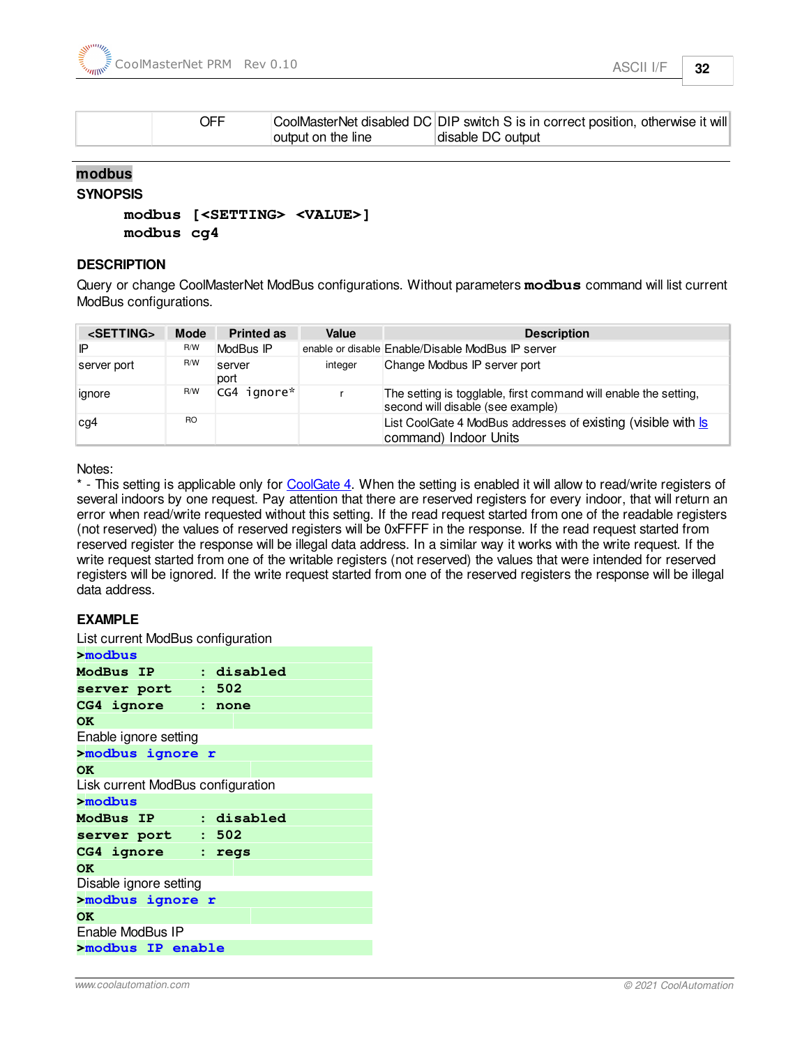|  | OFF | CoolMasterNet disabled DC output on the line | DIP switch S is in correct position, otherwise it will disable DC output |
|---|---|---|---|

## modbus

**SYNOPSIS**

```
modbus [<SETTING> <VALUE>]
modbus cg4
```

**DESCRIPTION**

Query or change CoolMasterNet ModBus configurations. Without parameters **modbus** command will list current ModBus configurations.

| <SETTING> | Mode | Printed as | Value | Description |
|---|---|---|---|---|
| IP | R/W | ModBus IP | enable or disable | Enable/Disable ModBus IP server |
| server port | R/W | server port | integer | Change Modbus IP server port |
| ignore | R/W | CG4 ignore* | r | The setting is togglable, first command will enable the setting, second will disable (see example) |
| cg4 | RO |  |  | List CoolGate 4 ModBus addresses of existing (visible with ls command) Indoor Units |

Notes:
* - This setting is applicable only for CoolGate 4. When the setting is enabled it will allow to read/write registers of several indoors by one request. Pay attention that there are reserved registers for every indoor, that will return an error when read/write requested without this setting. If the read request started from one of the readable registers (not reserved) the values of reserved registers will be 0xFFFF in the response. If the read request started from reserved register the response will be illegal data address. In a similar way it works with the write request. If the write request started from one of the writable registers (not reserved) the values that were intended for reserved registers will be ignored. If the write request started from one of the reserved registers the response will be illegal data address.

**EXAMPLE**

List current ModBus configuration

```
>modbus
ModBus IP      : disabled
server port    : 502
CG4 ignore     : none
OK
```

Enable ignore setting

```
>modbus ignore r
OK
```

Lisk current ModBus configuration

```
>modbus
ModBus IP      : disabled
server port    : 502
CG4 ignore     : regs
OK
```

Disable ignore setting

```
>modbus ignore r
OK
```

Enable ModBus IP

```
>modbus IP enable
```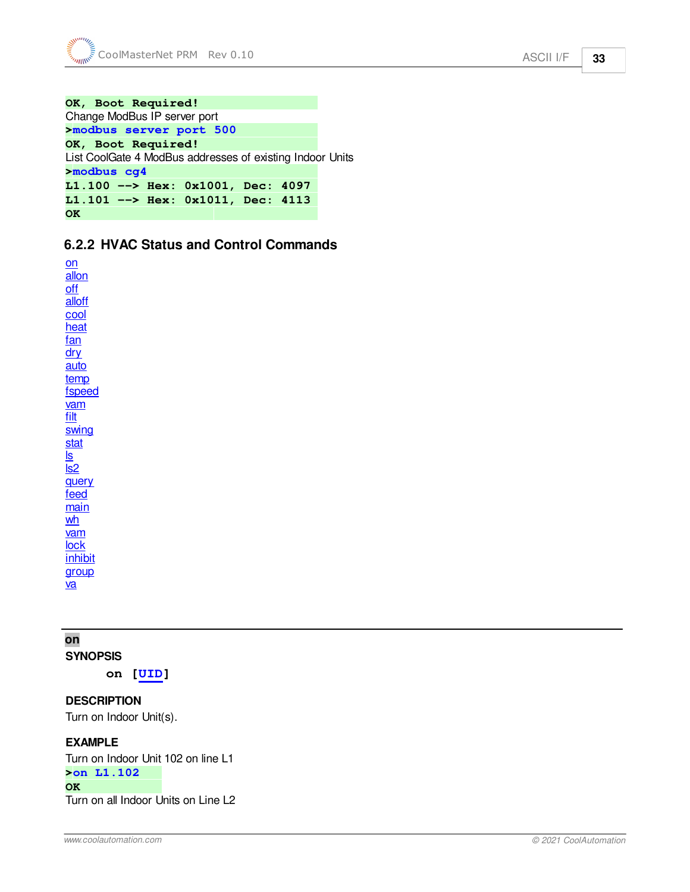```
OK, Boot Required!
```

Change ModBus IP server port

```
>modbus server port 500
OK, Boot Required!
```

List CoolGate 4 ModBus addresses of existing Indoor Units

```
>modbus cg4
L1.100 --> Hex: 0x1001, Dec: 4097
L1.101 --> Hex: 0x1011, Dec: 4113
OK
```

### 6.2.2 HVAC Status and Control Commands

- on
- allon
- off
- alloff
- cool
- heat
- fan
- dry
- auto
- temp
- fspeed
- vam
- filt
- swing
- stat
- ls
- ls2
- query
- feed
- main
- wh
- vam
- lock
- inhibit
- group
- va

---

**on**

**SYNOPSIS**

```
on [UID]
```

**DESCRIPTION**

Turn on Indoor Unit(s).

**EXAMPLE**

Turn on Indoor Unit 102 on line L1

```
>on L1.102
OK
```

Turn on all Indoor Units on Line L2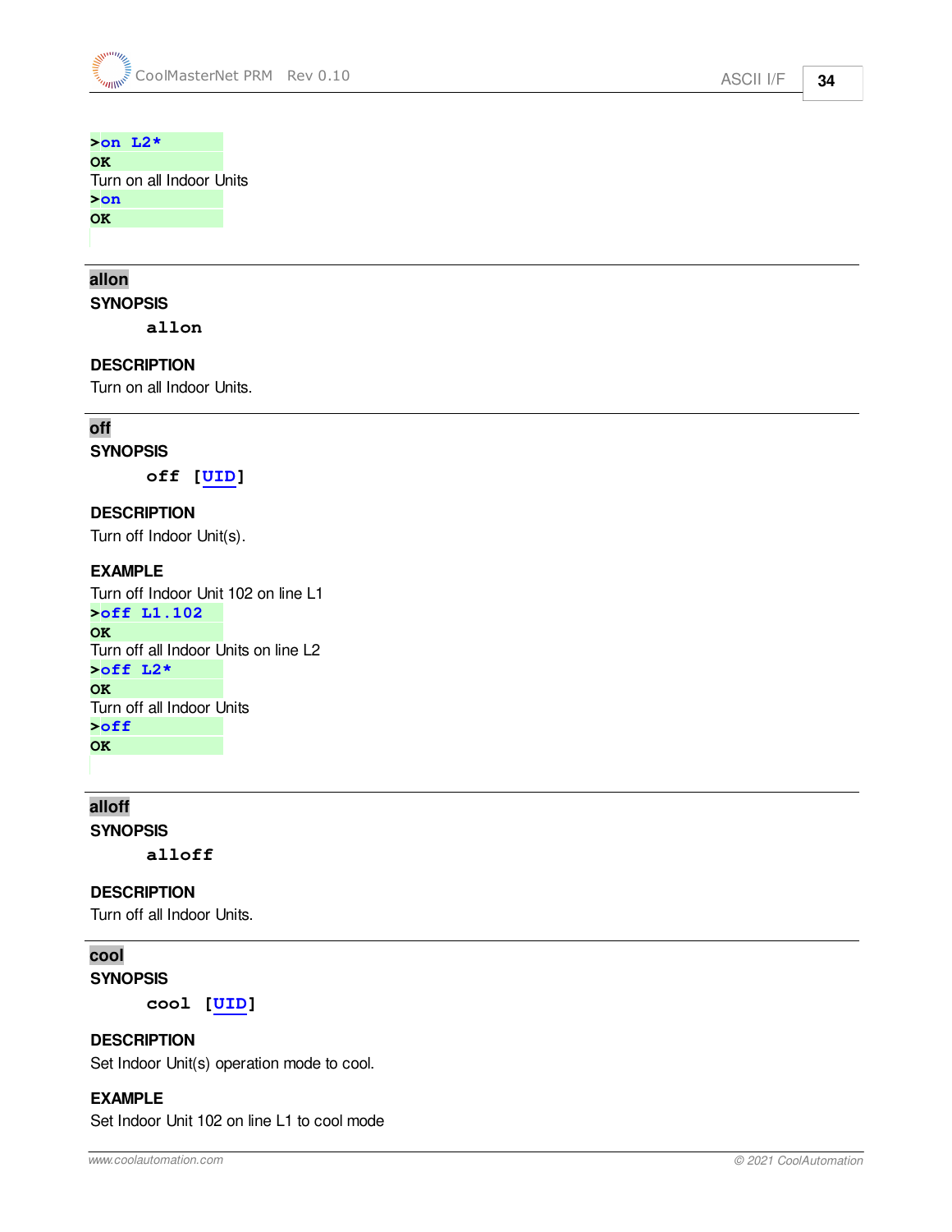```
>on L2*
OK
```

Turn on all Indoor Units

```
>on
OK
```

---

## allon

**SYNOPSIS**

```
allon
```

**DESCRIPTION**

Turn on all Indoor Units.

---

## off

**SYNOPSIS**

```
off [UID]
```

**DESCRIPTION**

Turn off Indoor Unit(s).

**EXAMPLE**

Turn off Indoor Unit 102 on line L1

```
>off L1.102
OK
```

Turn off all Indoor Units on line L2

```
>off L2*
OK
```

Turn off all Indoor Units

```
>off
OK
```

---

## alloff

**SYNOPSIS**

```
alloff
```

**DESCRIPTION**

Turn off all Indoor Units.

---

## cool

**SYNOPSIS**

```
cool [UID]
```

**DESCRIPTION**

Set Indoor Unit(s) operation mode to cool.

**EXAMPLE**

Set Indoor Unit 102 on line L1 to cool mode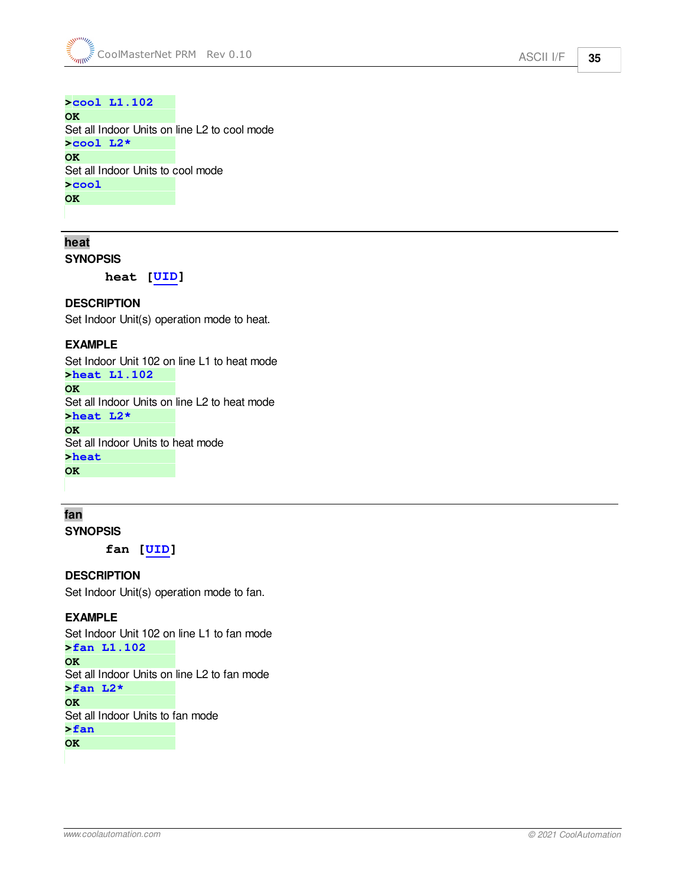```
>cool L1.102
OK
```

Set all Indoor Units on line L2 to cool mode

```
>cool L2*
OK
```

Set all Indoor Units to cool mode

```
>cool
OK
```

---

## heat

**SYNOPSIS**

```
heat [UID]
```

**DESCRIPTION**

Set Indoor Unit(s) operation mode to heat.

**EXAMPLE**

Set Indoor Unit 102 on line L1 to heat mode

```
>heat L1.102
OK
```

Set all Indoor Units on line L2 to heat mode

```
>heat L2*
OK
```

Set all Indoor Units to heat mode

```
>heat
OK
```

---

## fan

**SYNOPSIS**

```
fan [UID]
```

**DESCRIPTION**

Set Indoor Unit(s) operation mode to fan.

**EXAMPLE**

Set Indoor Unit 102 on line L1 to fan mode

```
>fan L1.102
OK
```

Set all Indoor Units on line L2 to fan mode

```
>fan L2*
OK
```

Set all Indoor Units to fan mode

```
>fan
OK
```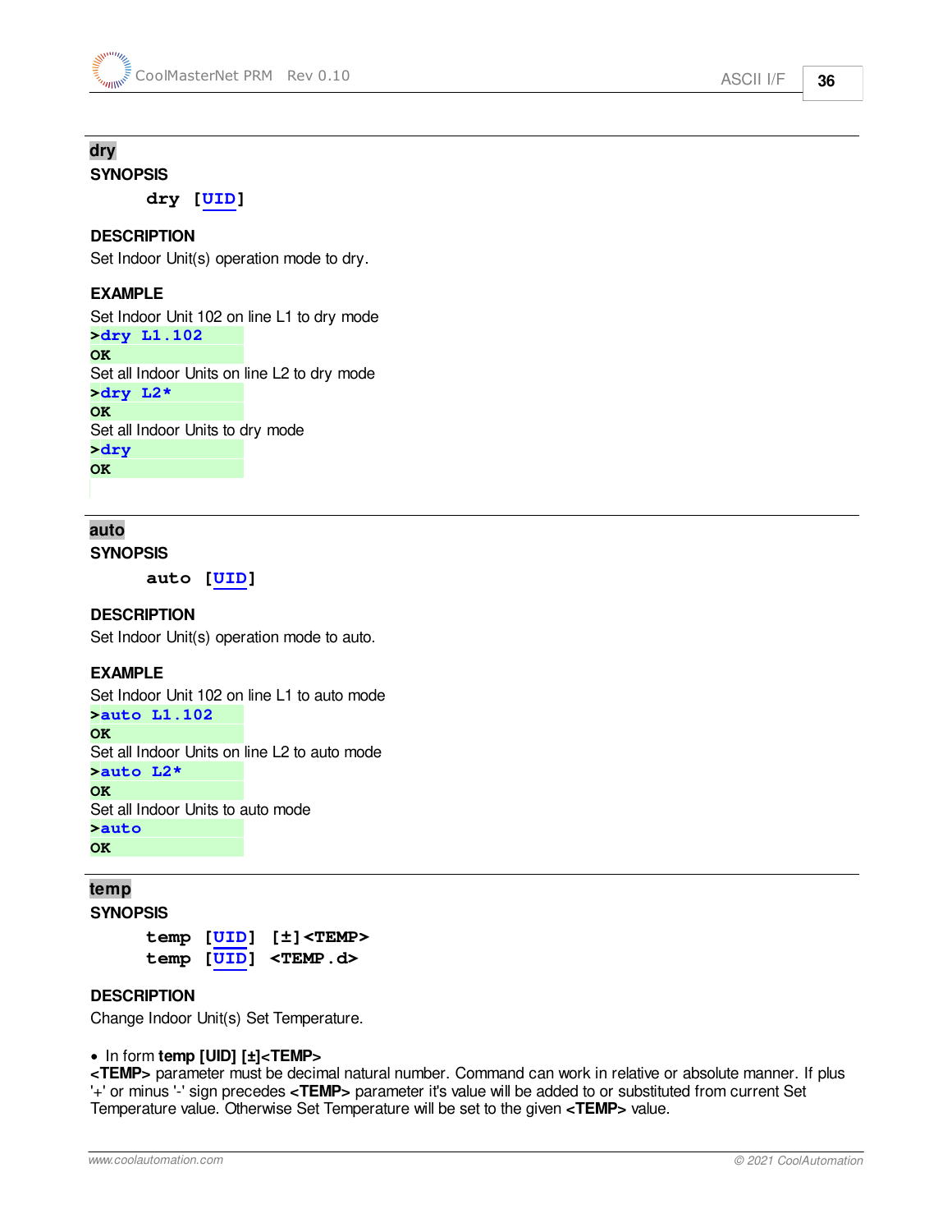## dry

**SYNOPSIS**

```
dry [UID]
```

**DESCRIPTION**

Set Indoor Unit(s) operation mode to dry.

**EXAMPLE**

Set Indoor Unit 102 on line L1 to dry mode

```
>dry L1.102
OK
```

Set all Indoor Units on line L2 to dry mode

```
>dry L2*
OK
```

Set all Indoor Units to dry mode

```
>dry
OK
```

## auto

**SYNOPSIS**

```
auto [UID]
```

**DESCRIPTION**

Set Indoor Unit(s) operation mode to auto.

**EXAMPLE**

Set Indoor Unit 102 on line L1 to auto mode

```
>auto L1.102
OK
```

Set all Indoor Units on line L2 to auto mode

```
>auto L2*
OK
```

Set all Indoor Units to auto mode

```
>auto
OK
```

## temp

**SYNOPSIS**

```
temp [UID] [±]<TEMP>
temp [UID] <TEMP.d>
```

**DESCRIPTION**

Change Indoor Unit(s) Set Temperature.

- In form **temp [UID] [±]<TEMP>**

**<TEMP>** parameter must be decimal natural number. Command can work in relative or absolute manner. If plus '+' or minus '-' sign precedes **<TEMP>** parameter it's value will be added to or substituted from current Set Temperature value. Otherwise Set Temperature will be set to the given **<TEMP>** value.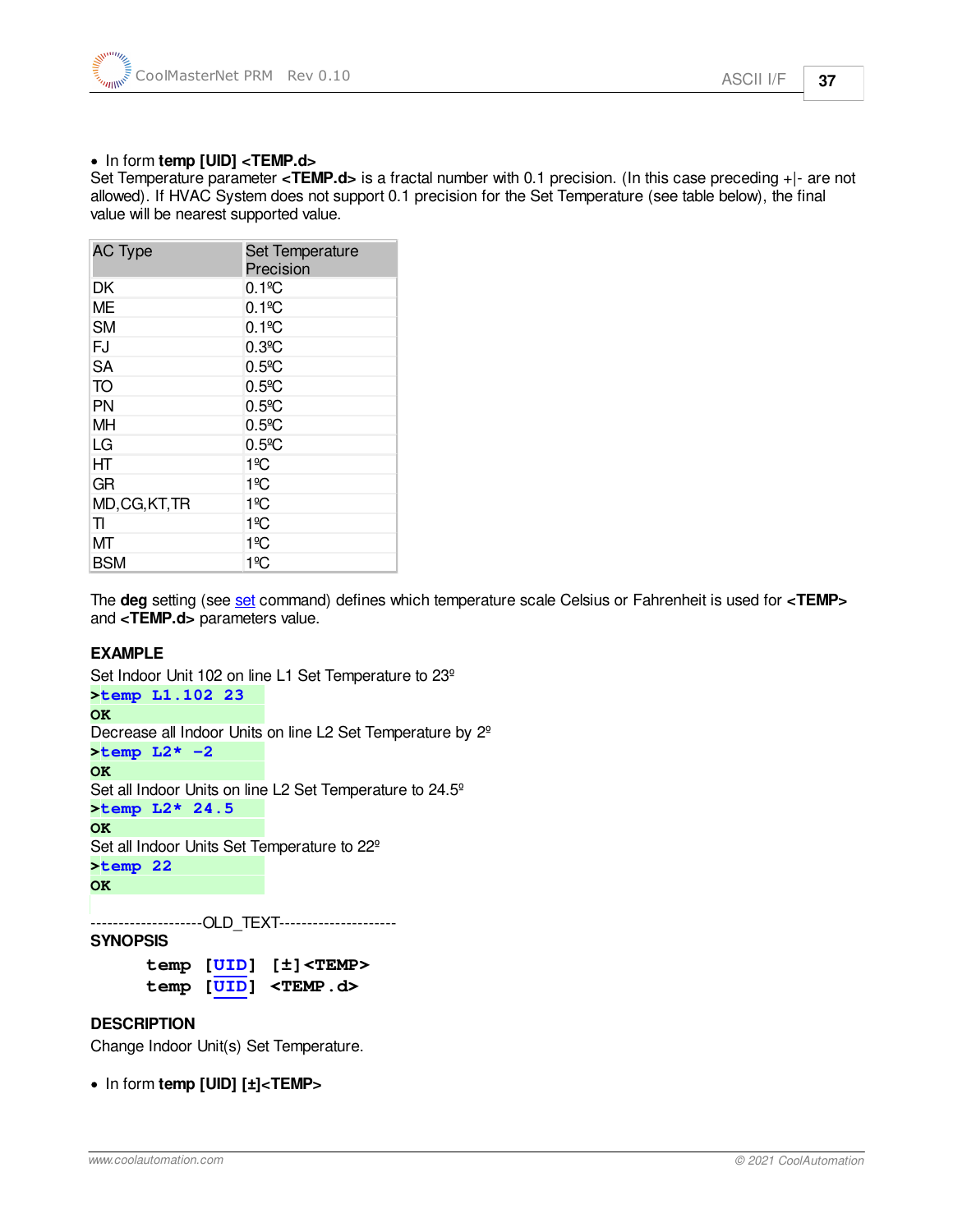- In form **temp [UID] <TEMP.d>**

Set Temperature parameter **<TEMP.d>** is a fractal number with 0.1 precision. (In this case preceding +|- are not allowed). If HVAC System does not support 0.1 precision for the Set Temperature (see table below), the final value will be nearest supported value.

| AC Type | Set Temperature Precision |
|---|---|
| DK | 0.1ºC |
| ME | 0.1ºC |
| SM | 0.1ºC |
| FJ | 0.3ºC |
| SA | 0.5ºC |
| TO | 0.5ºC |
| PN | 0.5ºC |
| MH | 0.5ºC |
| LG | 0.5ºC |
| HT | 1ºC |
| GR | 1ºC |
| MD,CG,KT,TR | 1ºC |
| TI | 1ºC |
| MT | 1ºC |
| BSM | 1ºC |

The **deg** setting (see set command) defines which temperature scale Celsius or Fahrenheit is used for **<TEMP>** and **<TEMP.d>** parameters value.

**EXAMPLE**

Set Indoor Unit 102 on line L1 Set Temperature to 23º

```
>temp L1.102 23
OK
```

Decrease all Indoor Units on line L2 Set Temperature by 2º

```
>temp L2* -2
OK
```

Set all Indoor Units on line L2 Set Temperature to 24.5º

```
>temp L2* 24.5
OK
```

Set all Indoor Units Set Temperature to 22º

```
>temp 22
OK
```

--------------------OLD_TEXT--------------------

**SYNOPSIS**

```
temp [UID] [±]<TEMP>
temp [UID] <TEMP.d>
```

**DESCRIPTION**

Change Indoor Unit(s) Set Temperature.

- In form **temp [UID] [±]<TEMP>**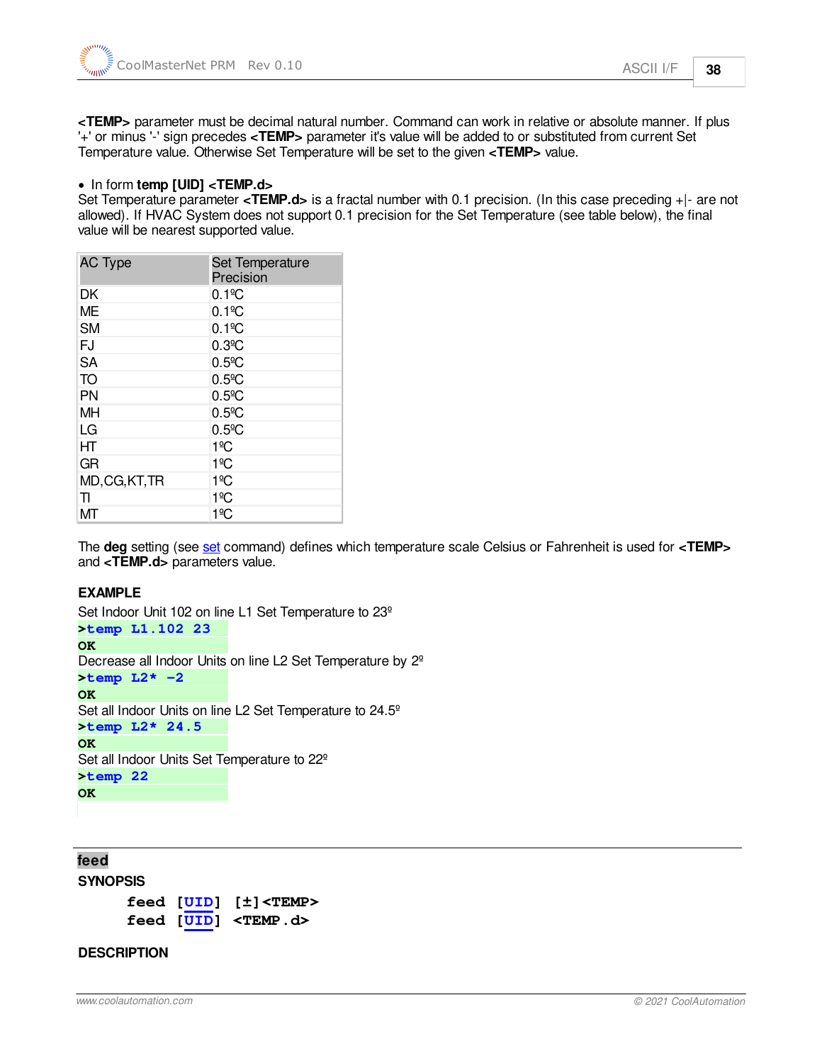**<TEMP>** parameter must be decimal natural number. Command can work in relative or absolute manner. If plus '+' or minus '-' sign precedes **<TEMP>** parameter it's value will be added to or substituted from current Set Temperature value. Otherwise Set Temperature will be set to the given **<TEMP>** value.

- In form **temp [UID] <TEMP.d>**

Set Temperature parameter **<TEMP.d>** is a fractal number with 0.1 precision. (In this case preceding +|- are not allowed). If HVAC System does not support 0.1 precision for the Set Temperature (see table below), the final value will be nearest supported value.

| AC Type | Set Temperature Precision |
|---|---|
| DK | 0.1ºC |
| ME | 0.1ºC |
| SM | 0.1ºC |
| FJ | 0.3ºC |
| SA | 0.5ºC |
| TO | 0.5ºC |
| PN | 0.5ºC |
| MH | 0.5ºC |
| LG | 0.5ºC |
| HT | 1ºC |
| GR | 1ºC |
| MD,CG,KT,TR | 1ºC |
| TI | 1ºC |
| MT | 1ºC |

The **deg** setting (see set command) defines which temperature scale Celsius or Fahrenheit is used for **<TEMP>** and **<TEMP.d>** parameters value.

**EXAMPLE**

Set Indoor Unit 102 on line L1 Set Temperature to 23º

```
>temp L1.102 23
OK
```

Decrease all Indoor Units on line L2 Set Temperature by 2º

```
>temp L2* -2
OK
```

Set all Indoor Units on line L2 Set Temperature to 24.5º

```
>temp L2* 24.5
OK
```

Set all Indoor Units Set Temperature to 22º

```
>temp 22
OK
```

## feed

**SYNOPSIS**

```
feed [UID] [±]<TEMP>
feed [UID] <TEMP.d>
```

**DESCRIPTION**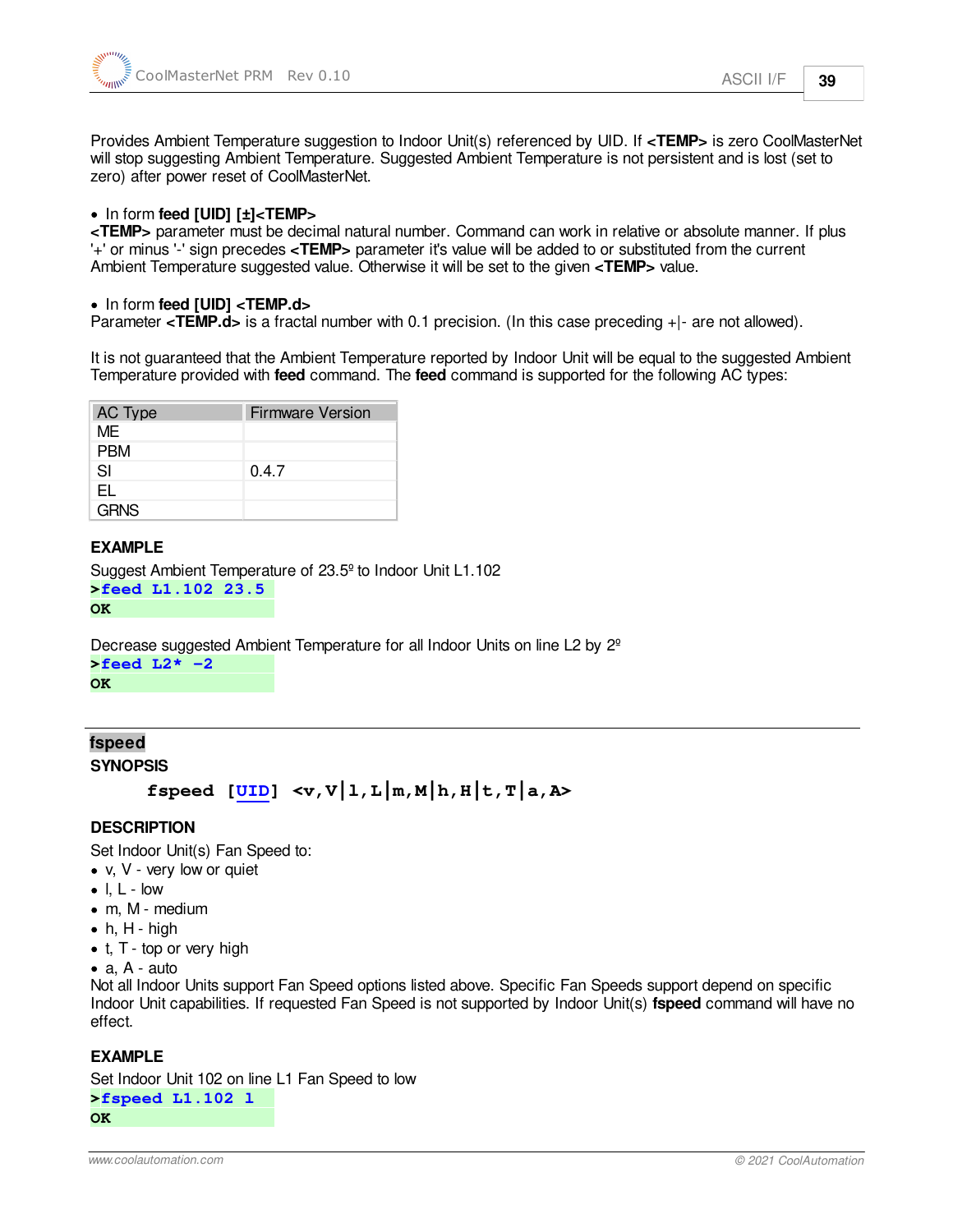Provides Ambient Temperature suggestion to Indoor Unit(s) referenced by UID. If **<TEMP>** is zero CoolMasterNet will stop suggesting Ambient Temperature. Suggested Ambient Temperature is not persistent and is lost (set to zero) after power reset of CoolMasterNet.

- In form **feed [UID] [±]<TEMP>**

**<TEMP>** parameter must be decimal natural number. Command can work in relative or absolute manner. If plus '+' or minus '-' sign precedes **<TEMP>** parameter it's value will be added to or substituted from the current Ambient Temperature suggested value. Otherwise it will be set to the given **<TEMP>** value.

- In form **feed [UID] <TEMP.d>**

Parameter **<TEMP.d>** is a fractal number with 0.1 precision. (In this case preceding +|- are not allowed).

It is not guaranteed that the Ambient Temperature reported by Indoor Unit will be equal to the suggested Ambient Temperature provided with **feed** command. The **feed** command is supported for the following AC types:

| AC Type | Firmware Version |
|---|---|
| ME | |
| PBM | |
| SI | 0.4.7 |
| EL | |
| GRNS | |

**EXAMPLE**

Suggest Ambient Temperature of 23.5º to Indoor Unit L1.102

```
>feed L1.102 23.5
OK
```

Decrease suggested Ambient Temperature for all Indoor Units on line L2 by 2º

```
>feed L2* -2
OK
```

## fspeed

**SYNOPSIS**

```
fspeed [UID] <v,V|l,L|m,M|h,H|t,T|a,A>
```

**DESCRIPTION**

Set Indoor Unit(s) Fan Speed to:

- v, V - very low or quiet
- l, L - low
- m, M - medium
- h, H - high
- t, T - top or very high
- a, A - auto

Not all Indoor Units support Fan Speed options listed above. Specific Fan Speeds support depend on specific Indoor Unit capabilities. If requested Fan Speed is not supported by Indoor Unit(s) **fspeed** command will have no effect.

**EXAMPLE**

Set Indoor Unit 102 on line L1 Fan Speed to low

```
>fspeed L1.102 l
OK
```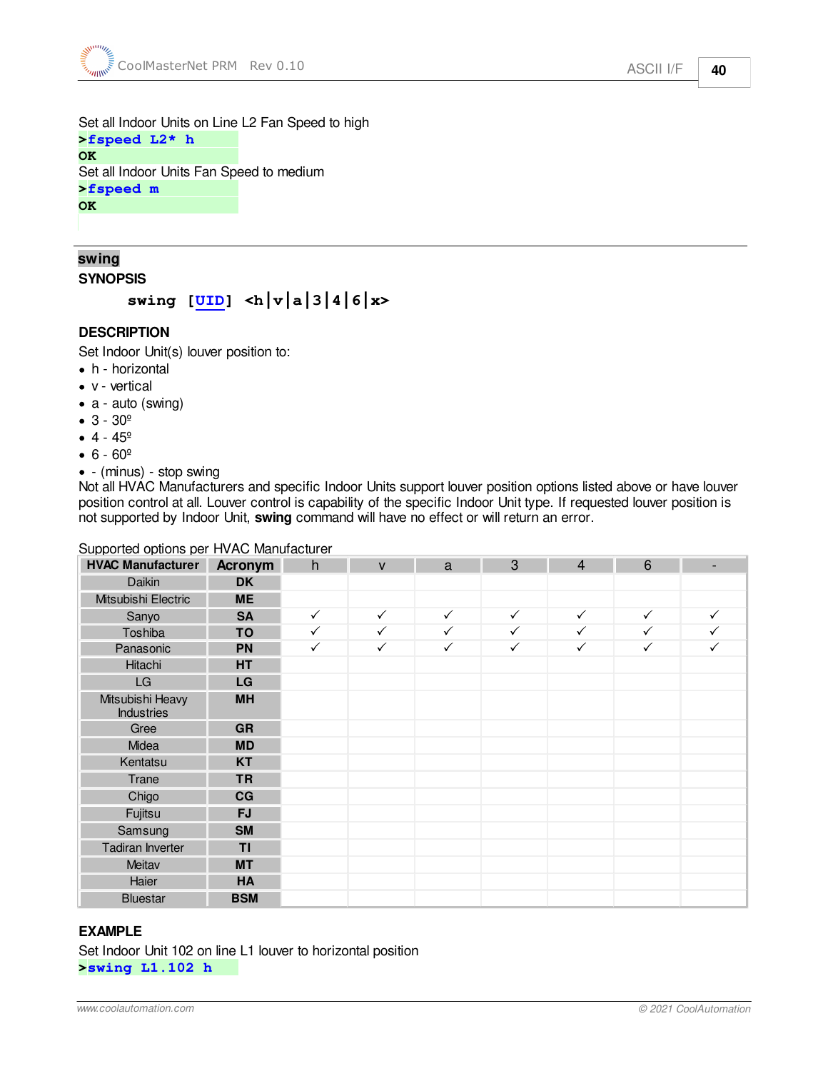Set all Indoor Units on Line L2 Fan Speed to high

```
>fspeed L2* h
OK
```

Set all Indoor Units Fan Speed to medium

```
>fspeed m
OK
```

## swing

### SYNOPSIS

```
swing [UID] <h|v|a|3|4|6|x>
```

### DESCRIPTION

Set Indoor Unit(s) louver position to:

- h - horizontal
- v - vertical
- a - auto (swing)
- 3 - 30º
- 4 - 45º
- 6 - 60º
- - (minus) - stop swing

Not all HVAC Manufacturers and specific Indoor Units support louver position options listed above or have louver position control at all. Louver control is capability of the specific Indoor Unit type. If requested louver position is not supported by Indoor Unit, **swing** command will have no effect or will return an error.

Supported options per HVAC Manufacturer

| HVAC Manufacturer | Acronym | h | v | a | 3 | 4 | 6 | - |
|---|---|---|---|---|---|---|---|---|
| Daikin | DK | | | | | | | |
| Mitsubishi Electric | ME | | | | | | | |
| Sanyo | SA | ✓ | ✓ | ✓ | ✓ | ✓ | ✓ | ✓ |
| Toshiba | TO | ✓ | ✓ | ✓ | ✓ | ✓ | ✓ | ✓ |
| Panasonic | PN | ✓ | ✓ | ✓ | ✓ | ✓ | ✓ | ✓ |
| Hitachi | HT | | | | | | | |
| LG | LG | | | | | | | |
| Mitsubishi Heavy Industries | MH | | | | | | | |
| Gree | GR | | | | | | | |
| Midea | MD | | | | | | | |
| Kentatsu | KT | | | | | | | |
| Trane | TR | | | | | | | |
| Chigo | CG | | | | | | | |
| Fujitsu | FJ | | | | | | | |
| Samsung | SM | | | | | | | |
| Tadiran Inverter | TI | | | | | | | |
| Meitav | MT | | | | | | | |
| Haier | HA | | | | | | | |
| Bluestar | BSM | | | | | | | |

### EXAMPLE

Set Indoor Unit 102 on line L1 louver to horizontal position

```
>swing L1.102 h
```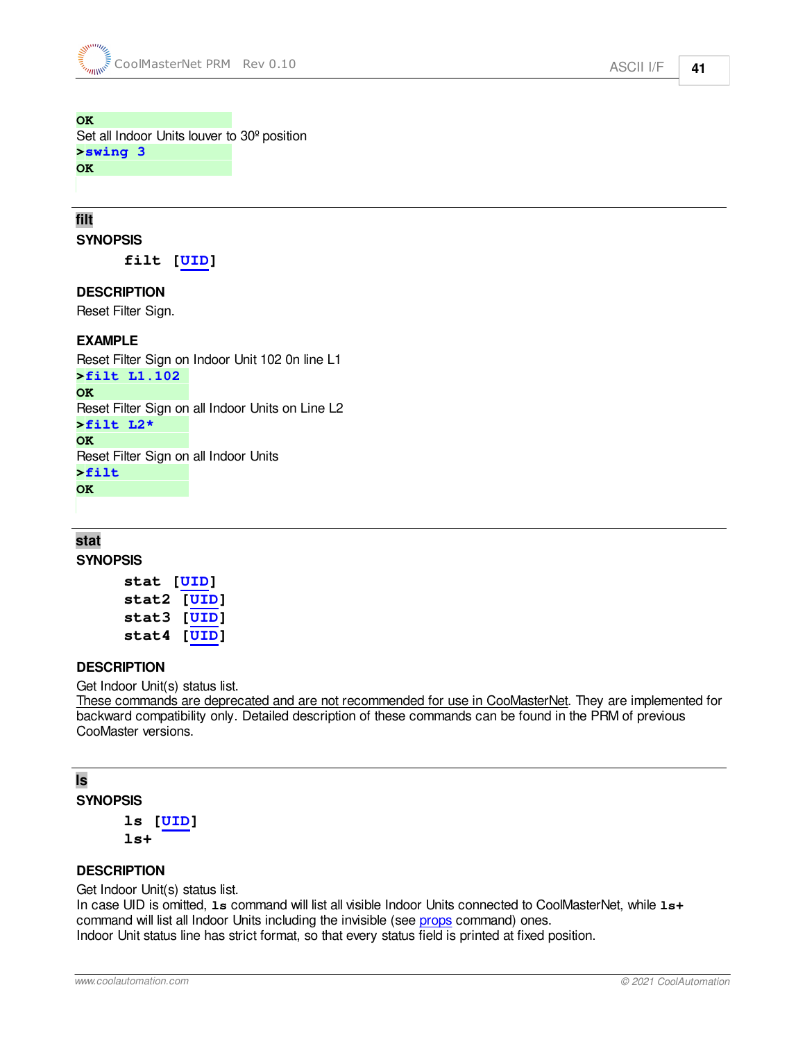```
OK
```

Set all Indoor Units louver to 30º position

```
>swing 3
OK
```

---

## filt

**SYNOPSIS**

```
filt [UID]
```

**DESCRIPTION**

Reset Filter Sign.

**EXAMPLE**

Reset Filter Sign on Indoor Unit 102 0n line L1

```
>filt L1.102
OK
```

Reset Filter Sign on all Indoor Units on Line L2

```
>filt L2*
OK
```

Reset Filter Sign on all Indoor Units

```
>filt
OK
```

---

## stat

**SYNOPSIS**

```
stat [UID]
stat2 [UID]
stat3 [UID]
stat4 [UID]
```

**DESCRIPTION**

Get Indoor Unit(s) status list.
These commands are deprecated and are not recommended for use in CooMasterNet. They are implemented for backward compatibility only. Detailed description of these commands can be found in the PRM of previous CooMaster versions.

---

## ls

**SYNOPSIS**

```
ls [UID]
ls+
```

**DESCRIPTION**

Get Indoor Unit(s) status list.
In case UID is omitted, **ls** command will list all visible Indoor Units connected to CoolMasterNet, while **ls+** command will list all Indoor Units including the invisible (see props command) ones.
Indoor Unit status line has strict format, so that every status field is printed at fixed position.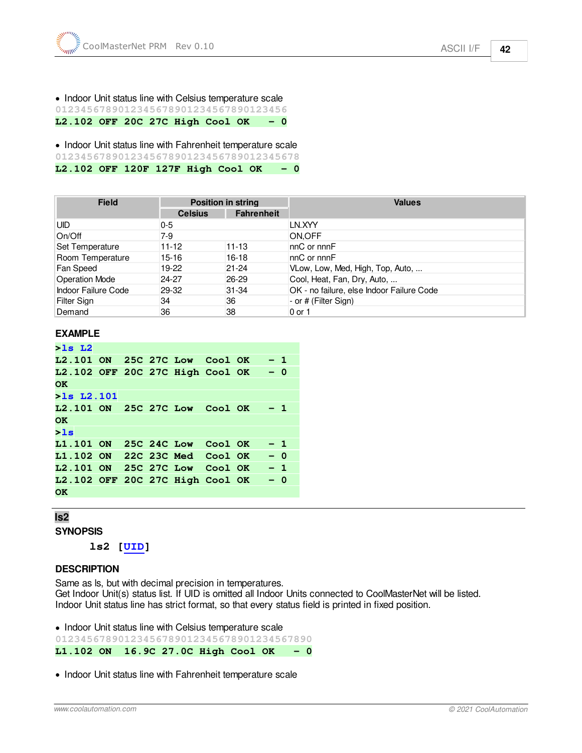- Indoor Unit status line with Celsius temperature scale

```
0123456789012345678901234567890123456
L2.102 OFF 20C 27C High Cool OK   - 0
```

- Indoor Unit status line with Fahrenheit temperature scale

```
012345678901234567890123456789012345678
L2.102 OFF 120F 127F High Cool OK   - 0
```

| Field | Position in string | | Values |
|---|---|---|---|
| | Celsius | Fahrenheit | |
| UID | 0-5 | | LN.XYY |
| On/Off | 7-9 | | ON,OFF |
| Set Temperature | 11-12 | 11-13 | nnC or nnnF |
| Room Temperature | 15-16 | 16-18 | nnC or nnnF |
| Fan Speed | 19-22 | 21-24 | VLow, Low, Med, High, Top, Auto, ... |
| Operation Mode | 24-27 | 26-29 | Cool, Heat, Fan, Dry, Auto, ... |
| Indoor Failure Code | 29-32 | 31-34 | OK - no failure, else Indoor Failure Code |
| Filter Sign | 34 | 36 | - or # (Filter Sign) |
| Demand | 36 | 38 | 0 or 1 |

**EXAMPLE**

```
>ls L2
L2.101 ON  25C 27C Low  Cool OK   - 1
L2.102 OFF 20C 27C High Cool OK   - 0
OK
>ls L2.101
L2.101 ON  25C 27C Low  Cool OK   - 1
OK
>ls
L1.101 ON  25C 24C Low  Cool OK   - 1
L1.102 ON  22C 23C Med  Cool OK   - 0
L2.101 ON  25C 27C Low  Cool OK   - 1
L2.102 OFF 20C 27C High Cool OK   - 0
OK
```

## ls2

**SYNOPSIS**

```
ls2 [UID]
```

**DESCRIPTION**

Same as ls, but with decimal precision in temperatures.
Get Indoor Unit(s) status list. If UID is omitted all Indoor Units connected to CoolMasterNet will be listed.
Indoor Unit status line has strict format, so that every status field is printed in fixed position.

- Indoor Unit status line with Celsius temperature scale

```
01234567890123456789012345678901234567890
L1.102 ON  16.9C 27.0C High Cool OK   - 0
```

- Indoor Unit status line with Fahrenheit temperature scale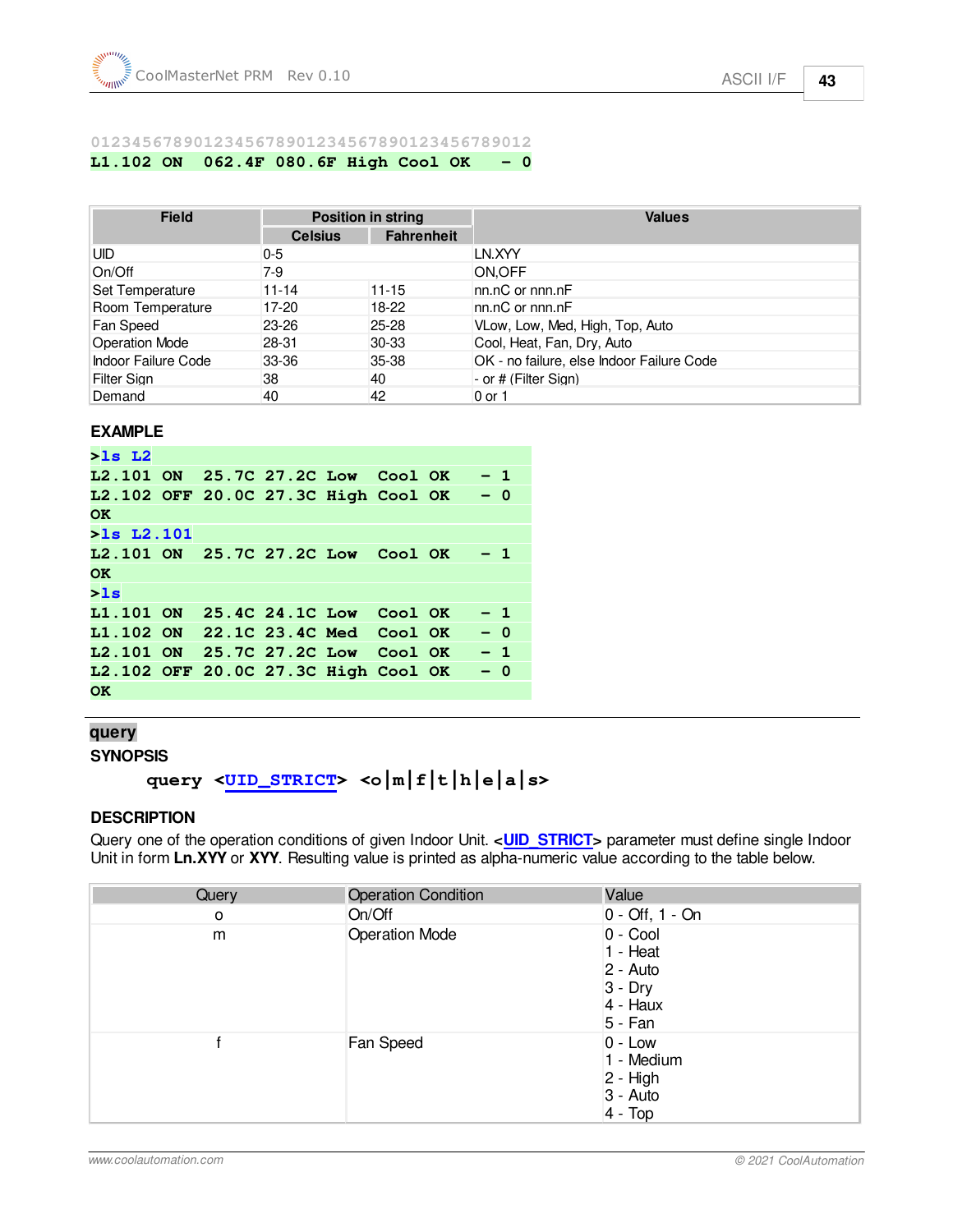```
0123456789012345678901234567890123456789012
L1.102 ON  062.4F 080.6F High Cool OK   - 0
```

| Field | Position in string | | Values |
|---|---|---|---|
| | Celsius | Fahrenheit | |
| UID | 0-5 | | LN.XYY |
| On/Off | 7-9 | | ON,OFF |
| Set Temperature | 11-14 | 11-15 | nn.nC or nnn.nF |
| Room Temperature | 17-20 | 18-22 | nn.nC or nnn.nF |
| Fan Speed | 23-26 | 25-28 | VLow, Low, Med, High, Top, Auto |
| Operation Mode | 28-31 | 30-33 | Cool, Heat, Fan, Dry, Auto |
| Indoor Failure Code | 33-36 | 35-38 | OK - no failure, else Indoor Failure Code |
| Filter Sign | 38 | 40 | - or # (Filter Sign) |
| Demand | 40 | 42 | 0 or 1 |

**EXAMPLE**

```
>ls L2
L2.101 ON  25.7C 27.2C Low  Cool OK   - 1
L2.102 OFF 20.0C 27.3C High Cool OK   - 0
OK
>ls L2.101
L2.101 ON  25.7C 27.2C Low  Cool OK   - 1
OK
>ls
L1.101 ON  25.4C 24.1C Low  Cool OK   - 1
L1.102 ON  22.1C 23.4C Med  Cool OK   - 0
L2.101 ON  25.7C 27.2C Low  Cool OK   - 1
L2.102 OFF 20.0C 27.3C High Cool OK   - 0
OK
```

## query

**SYNOPSIS**

```
query <UID_STRICT> <o|m|f|t|h|e|a|s>
```

**DESCRIPTION**

Query one of the operation conditions of given Indoor Unit. <UID_STRICT> parameter must define single Indoor Unit in form **Ln.XYY** or **XYY**. Resulting value is printed as alpha-numeric value according to the table below.

| Query | Operation Condition | Value |
|---|---|---|
| o | On/Off | 0 - Off, 1 - On |
| m | Operation Mode | 0 - Cool<br>1 - Heat<br>2 - Auto<br>3 - Dry<br>4 - Haux<br>5 - Fan |
| f | Fan Speed | 0 - Low<br>1 - Medium<br>2 - High<br>3 - Auto<br>4 - Top |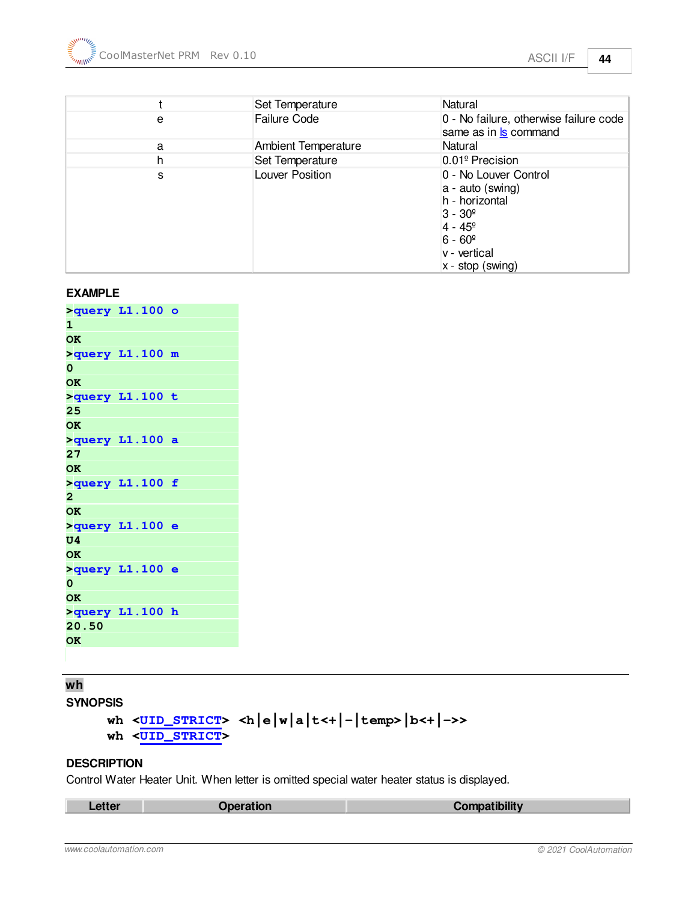| | | |
|---|---|---|
| t | Set Temperature | Natural |
| e | Failure Code | 0 - No failure, otherwise failure code same as in ls command |
| a | Ambient Temperature | Natural |
| h | Set Temperature | 0.01º Precision |
| s | Louver Position | 0 - No Louver Control<br>a - auto (swing)<br>h - horizontal<br>3 - 30º<br>4 - 45º<br>6 - 60º<br>v - vertical<br>x - stop (swing) |

**EXAMPLE**

```
>query L1.100 o
1
OK
>query L1.100 m
0
OK
>query L1.100 t
25
OK
>query L1.100 a
27
OK
>query L1.100 f
2
OK
>query L1.100 e
U4
OK
>query L1.100 e
0
OK
>query L1.100 h
20.50
OK
```

## wh

**SYNOPSIS**

```
wh <UID_STRICT> <h|e|w|a|t<+|-|temp>|b<+|->>
wh <UID_STRICT>
```

**DESCRIPTION**

Control Water Heater Unit. When letter is omitted special water heater status is displayed.

| Letter | Operation | Compatibility |
|---|---|---|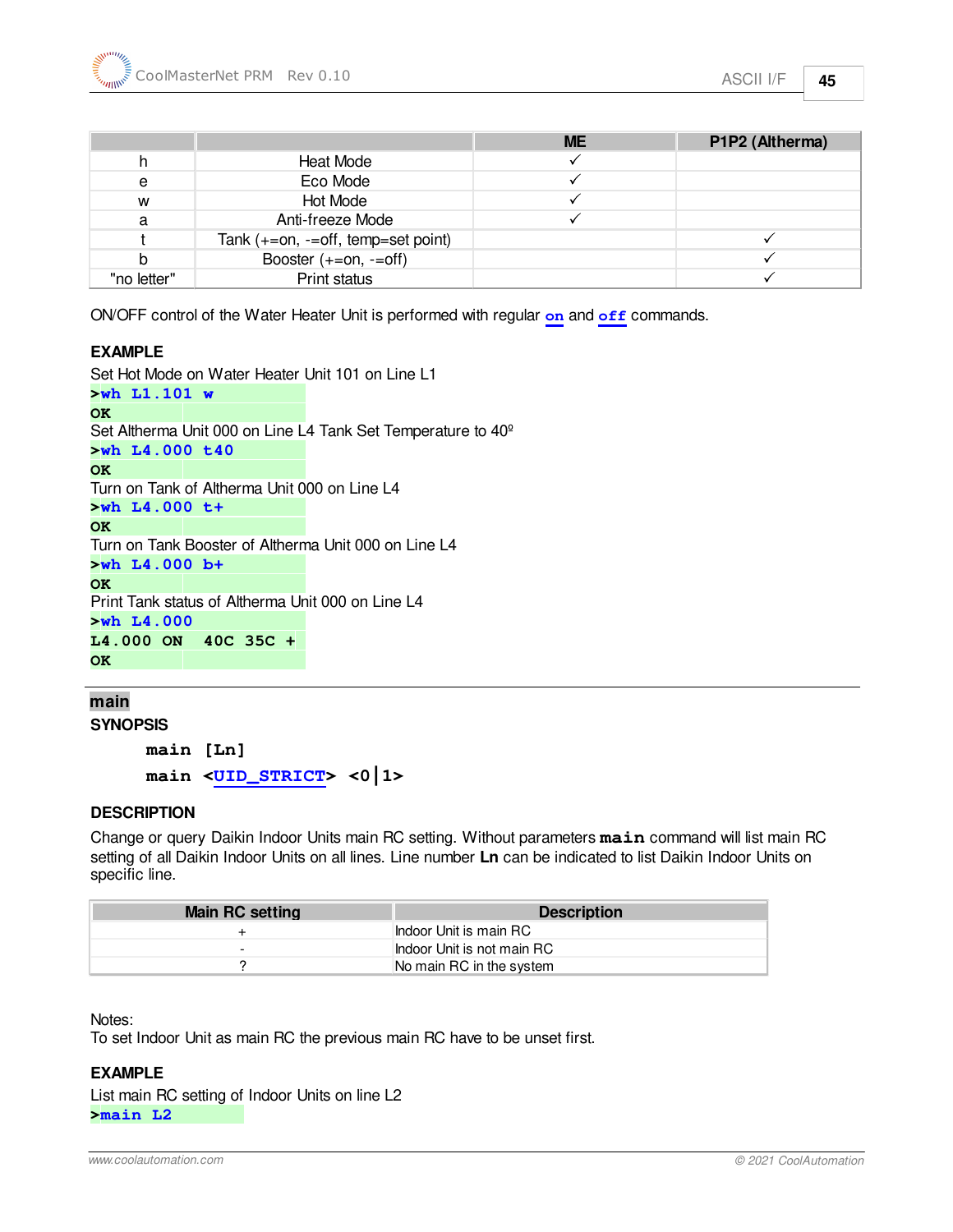| | | ME | P1P2 (Altherma) |
|---|---|---|---|
| h | Heat Mode | ✓ | |
| e | Eco Mode | ✓ | |
| w | Hot Mode | ✓ | |
| a | Anti-freeze Mode | ✓ | |
| t | Tank (+=on, -=off, temp=set point) | | ✓ |
| b | Booster (+=on, -=off) | | ✓ |
| "no letter" | Print status | | ✓ |

ON/OFF control of the Water Heater Unit is performed with regular **on** and **off** commands.

**EXAMPLE**

Set Hot Mode on Water Heater Unit 101 on Line L1

```
>wh L1.101 w
OK
```

Set Altherma Unit 000 on Line L4 Tank Set Temperature to 40º

```
>wh L4.000 t40
OK
```

Turn on Tank of Altherma Unit 000 on Line L4

```
>wh L4.000 t+
OK
```

Turn on Tank Booster of Altherma Unit 000 on Line L4

```
>wh L4.000 b+
OK
```

Print Tank status of Altherma Unit 000 on Line L4

```
>wh L4.000
L4.000 ON  40C 35C +
OK
```

## main

**SYNOPSIS**

```
main [Ln]
main <UID_STRICT> <0|1>
```

**DESCRIPTION**

Change or query Daikin Indoor Units main RC setting. Without parameters **main** command will list main RC setting of all Daikin Indoor Units on all lines. Line number **Ln** can be indicated to list Daikin Indoor Units on specific line.

| Main RC setting | Description |
|---|---|
| + | Indoor Unit is main RC |
| - | Indoor Unit is not main RC |
| ? | No main RC in the system |

Notes:
To set Indoor Unit as main RC the previous main RC have to be unset first.

**EXAMPLE**

List main RC setting of Indoor Units on line L2

```
>main L2
```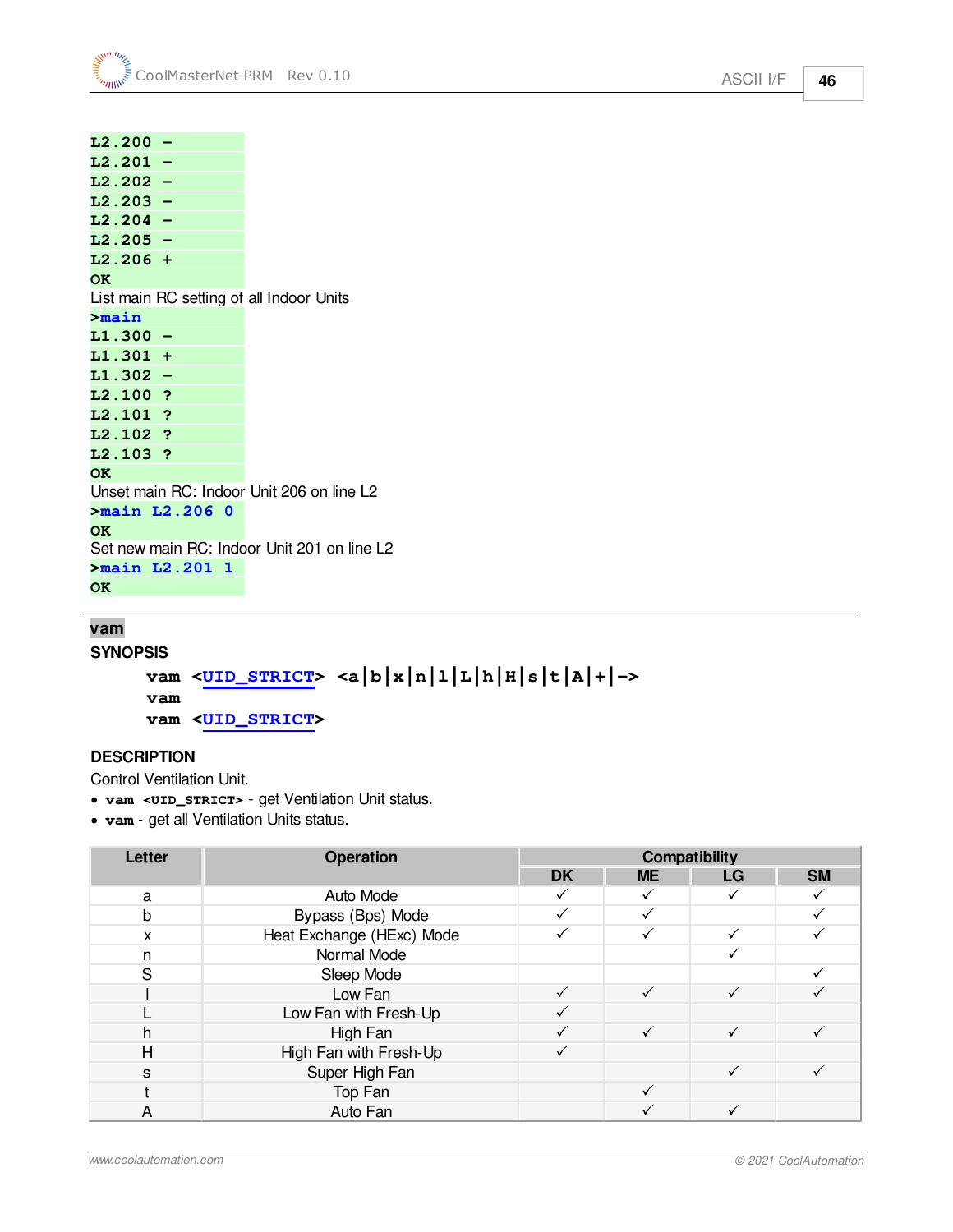```
L2.200 -
L2.201 -
L2.202 -
L2.203 -
L2.204 -
L2.205 -
L2.206 +
OK
```

List main RC setting of all Indoor Units

```
>main
L1.300 -
L1.301 +
L1.302 -
L2.100 ?
L2.101 ?
L2.102 ?
L2.103 ?
OK
```

Unset main RC: Indoor Unit 206 on line L2

```
>main L2.206 0
OK
```

Set new main RC: Indoor Unit 201 on line L2

```
>main L2.201 1
OK
```

## vam

**SYNOPSIS**

```
vam <UID_STRICT> <a|b|x|n|l|L|h|H|s|t|A|+|->
vam
vam <UID_STRICT>
```

**DESCRIPTION**

Control Ventilation Unit.

- **vam <UID_STRICT>** - get Ventilation Unit status.
- **vam** - get all Ventilation Units status.

| Letter | Operation | Compatibility | | | |
|---|---|---|---|---|---|
| | | DK | ME | LG | SM |
| a | Auto Mode | ✓ | ✓ | ✓ | ✓ |
| b | Bypass (Bps) Mode | ✓ | ✓ | | ✓ |
| x | Heat Exchange (HExc) Mode | ✓ | ✓ | ✓ | ✓ |
| n | Normal Mode | | | ✓ | |
| S | Sleep Mode | | | | ✓ |
| l | Low Fan | ✓ | ✓ | ✓ | ✓ |
| L | Low Fan with Fresh-Up | ✓ | | | |
| h | High Fan | ✓ | ✓ | ✓ | ✓ |
| H | High Fan with Fresh-Up | ✓ | | | |
| s | Super High Fan | | | ✓ | ✓ |
| t | Top Fan | | ✓ | | |
| A | Auto Fan | | ✓ | ✓ | |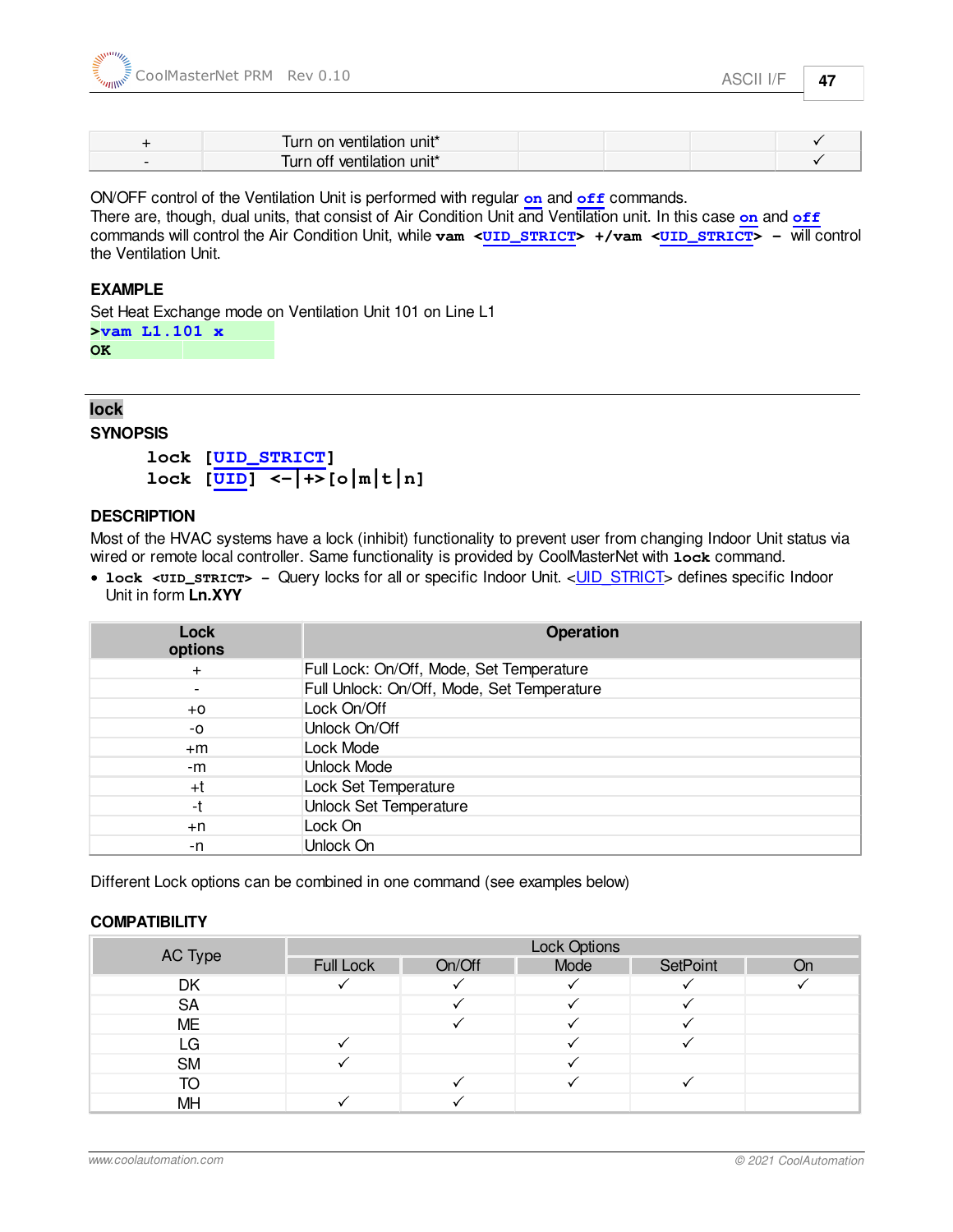| + | Turn on ventilation unit* | | | ✓ |
|---|---|---|---|---|
| - | Turn off ventilation unit* | | | ✓ |

ON/OFF control of the Ventilation Unit is performed with regular **on** and **off** commands.
There are, though, dual units, that consist of Air Condition Unit and Ventilation unit. In this case **on** and **off** commands will control the Air Condition Unit, while **vam <UID_STRICT> +/vam <UID_STRICT> –** will control the Ventilation Unit.

### EXAMPLE

Set Heat Exchange mode on Ventilation Unit 101 on Line L1

```
>vam L1.101 x
OK
```

---

## lock

### SYNOPSIS

```
lock [UID_STRICT]
lock [UID] <-|+>[o|m|t|n]
```

### DESCRIPTION

Most of the HVAC systems have a lock (inhibit) functionality to prevent user from changing Indoor Unit status via wired or remote local controller. Same functionality is provided by CoolMasterNet with **lock** command.

- **lock <UID_STRICT> –** Query locks for all or specific Indoor Unit. <UID_STRICT> defines specific Indoor Unit in form **Ln.XYY**

| Lock options | Operation |
|---|---|
| + | Full Lock: On/Off, Mode, Set Temperature |
| - | Full Unlock: On/Off, Mode, Set Temperature |
| +o | Lock On/Off |
| -o | Unlock On/Off |
| +m | Lock Mode |
| -m | Unlock Mode |
| +t | Lock Set Temperature |
| -t | Unlock Set Temperature |
| +n | Lock On |
| -n | Unlock On |

Different Lock options can be combined in one command (see examples below)

### COMPATIBILITY

| AC Type | Lock Options | | | | |
|---|---|---|---|---|---|
| | Full Lock | On/Off | Mode | SetPoint | On |
| DK | ✓ | ✓ | ✓ | ✓ | ✓ |
| SA | | ✓ | ✓ | ✓ | |
| ME | | ✓ | ✓ | ✓ | |
| LG | ✓ | | ✓ | ✓ | |
| SM | ✓ | | ✓ | | |
| TO | | ✓ | ✓ | ✓ | |
| MH | ✓ | ✓ | | | |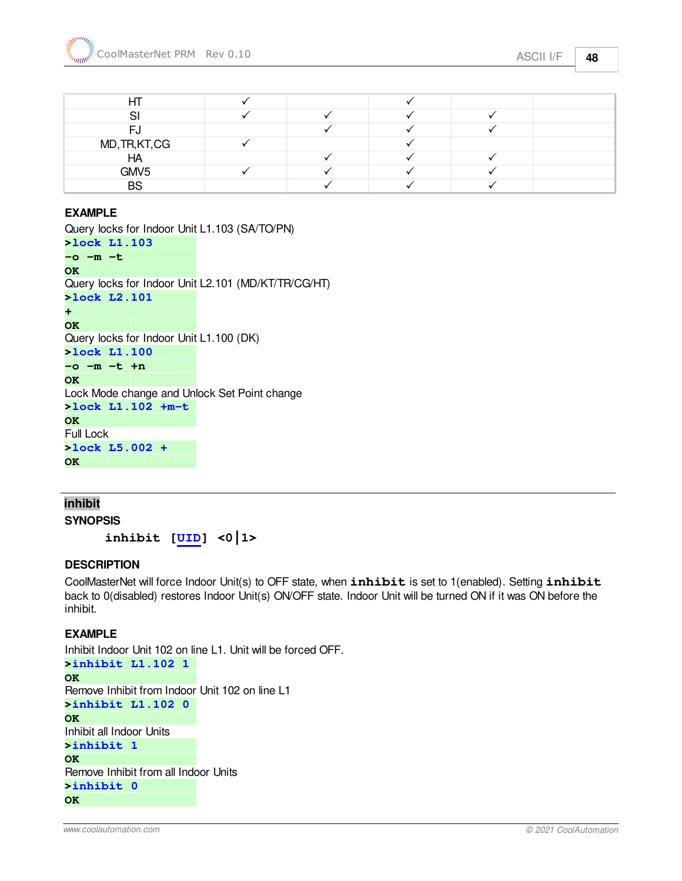|  |  |  |  |  |  |
|---|---|---|---|---|---|
| HT | ✓ |  | ✓ |  |  |
| SI | ✓ | ✓ | ✓ | ✓ |  |
| FJ |  | ✓ | ✓ | ✓ |  |
| MD,TR,KT,CG | ✓ |  | ✓ |  |  |
| HA |  | ✓ | ✓ | ✓ |  |
| GMV5 | ✓ | ✓ | ✓ | ✓ |  |
| BS |  | ✓ | ✓ | ✓ |  |

**EXAMPLE**

Query locks for Indoor Unit L1.103 (SA/TO/PN)

```
>lock L1.103
-o -m -t
OK
```

Query locks for Indoor Unit L2.101 (MD/KT/TR/CG/HT)

```
>lock L2.101
+
OK
```

Query locks for Indoor Unit L1.100 (DK)

```
>lock L1.100
-o -m -t +n
OK
```

Lock Mode change and Unlock Set Point change

```
>lock L1.102 +m-t
OK
```

Full Lock

```
>lock L5.002 +
OK
```

## inhibit

**SYNOPSIS**

```
inhibit [UID] <0|1>
```

**DESCRIPTION**

CoolMasterNet will force Indoor Unit(s) to OFF state, when **inhibit** is set to 1(enabled). Setting **inhibit** back to 0(disabled) restores Indoor Unit(s) ON/OFF state. Indoor Unit will be turned ON if it was ON before the inhibit.

**EXAMPLE**

Inhibit Indoor Unit 102 on line L1. Unit will be forced OFF.

```
>inhibit L1.102 1
OK
```

Remove Inhibit from Indoor Unit 102 on line L1

```
>inhibit L1.102 0
OK
```

Inhibit all Indoor Units

```
>inhibit 1
OK
```

Remove Inhibit from all Indoor Units

```
>inhibit 0
OK
```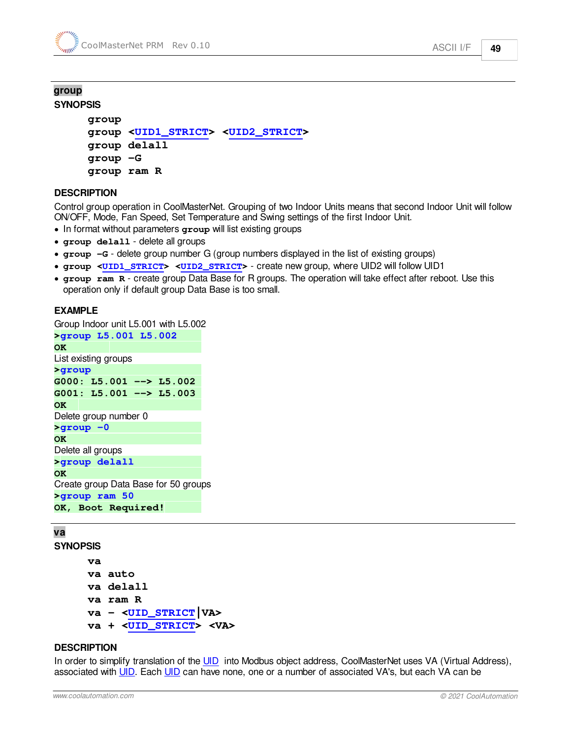## group

### SYNOPSIS

```
group
group <UID1_STRICT> <UID2_STRICT>
group delall
group -G
group ram R
```

### DESCRIPTION

Control group operation in CoolMasterNet. Grouping of two Indoor Units means that second Indoor Unit will follow ON/OFF, Mode, Fan Speed, Set Temperature and Swing settings of the first Indoor Unit.

- In format without parameters **group** will list existing groups
- **group delall** - delete all groups
- **group -G** - delete group number G (group numbers displayed in the list of existing groups)
- **group <UID1_STRICT> <UID2_STRICT>** - create new group, where UID2 will follow UID1
- **group ram R** - create group Data Base for R groups. The operation will take effect after reboot. Use this operation only if default group Data Base is too small.

### EXAMPLE

Group Indoor unit L5.001 with L5.002

```
>group L5.001 L5.002
OK
```

List existing groups

```
>group
G000: L5.001 --> L5.002
G001: L5.001 --> L5.003
OK
```

Delete group number 0

```
>group -0
OK
```

Delete all groups

```
>group delall
OK
```

Create group Data Base for 50 groups

```
>group ram 50
OK, Boot Required!
```

## va

### SYNOPSIS

```
va
va auto
va delall
va ram R
va - <UID_STRICT|VA>
va + <UID_STRICT> <VA>
```

### DESCRIPTION

In order to simplify translation of the UID into Modbus object address, CoolMasterNet uses VA (Virtual Address), associated with UID. Each UID can have none, one or a number of associated VA's, but each VA can be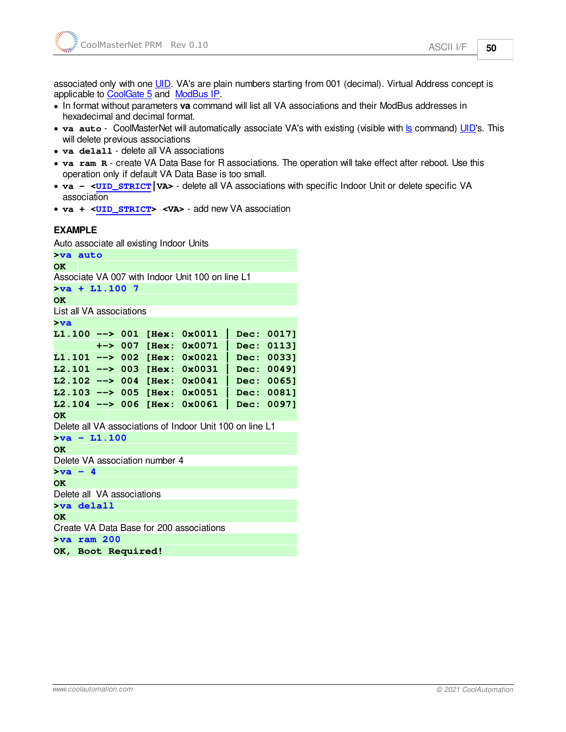associated only with one UID. VA's are plain numbers starting from 001 (decimal). Virtual Address concept is applicable to CoolGate 5 and ModBus IP.

- In format without parameters **va** command will list all VA associations and their ModBus addresses in hexadecimal and decimal format.
- **va auto** - CoolMasterNet will automatically associate VA's with existing (visible with ls command) UID's. This will delete previous associations
- **va delall** - delete all VA associations
- **va ram R** - create VA Data Base for R associations. The operation will take effect after reboot. Use this operation only if default VA Data Base is too small.
- **va - <UID_STRICT|VA>** - delete all VA associations with specific Indoor Unit or delete specific VA association
- **va + <UID_STRICT> <VA>** - add new VA association

**EXAMPLE**

Auto associate all existing Indoor Units

```
>va auto
OK
```

Associate VA 007 with Indoor Unit 100 on line L1

```
>va + L1.100 7
OK
```

List all VA associations

```
>va
L1.100 --> 001 [Hex: 0x0011 | Dec: 0017]
       +-> 007 [Hex: 0x0071 | Dec: 0113]
L1.101 --> 002 [Hex: 0x0021 | Dec: 0033]
L2.101 --> 003 [Hex: 0x0031 | Dec: 0049]
L2.102 --> 004 [Hex: 0x0041 | Dec: 0065]
L2.103 --> 005 [Hex: 0x0051 | Dec: 0081]
L2.104 --> 006 [Hex: 0x0061 | Dec: 0097]
OK
```

Delete all VA associations of Indoor Unit 100 on line L1

```
>va - L1.100
OK
```

Delete VA association number 4

```
>va - 4
OK
```

Delete all VA associations

```
>va delall
OK
```

Create VA Data Base for 200 associations

```
>va ram 200
OK, Boot Required!
```